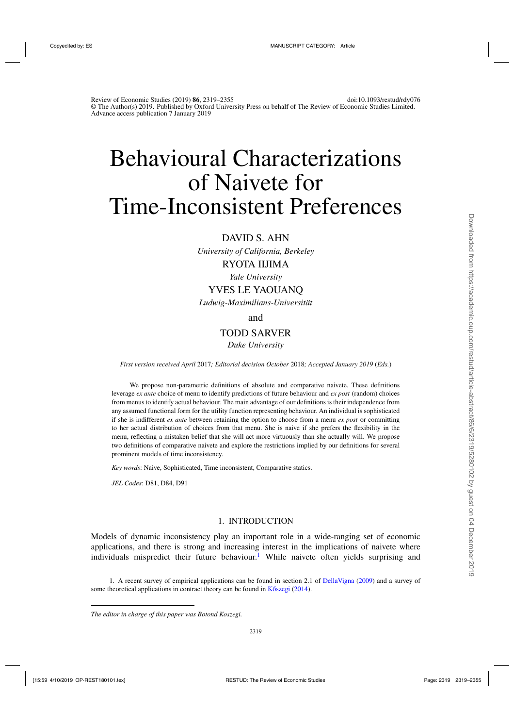Review of Economic Studies (2019) **86**, 2319–2355 doi:10.1093/restud/rdy076
© The Author(s) 2019. Published by Oxford University Press on behalf of The Review of Economic Studies Limited.
Advance access publication 7 January 2019

# Behavioural Characterizations of Naivete for Time-Inconsistent Preferences

DAVID S. AHN
*University of California, Berkeley*

RYOTA IIJIMA
*Yale University*

YVES LE YAOUANQ
*Ludwig-Maximilians-Universität*

and

TODD SARVER
*Duke University*

*First version received April 2017; Editorial decision October 2018; Accepted January 2019 (Eds.)*

We propose non-parametric definitions of absolute and comparative naivete. These definitions leverage *ex ante* choice of menu to identify predictions of future behaviour and *ex post* (random) choices from menus to identify actual behaviour. The main advantage of our definitions is their independence from any assumed functional form for the utility function representing behaviour. An individual is sophisticated if she is indifferent *ex ante* between retaining the option to choose from a menu *ex post* or committing to her actual distribution of choices from that menu. She is naive if she prefers the flexibility in the menu, reflecting a mistaken belief that she will act more virtuously than she actually will. We propose two definitions of comparative naivete and explore the restrictions implied by our definitions for several prominent models of time inconsistency.

*Key words*: Naive, Sophisticated, Time inconsistent, Comparative statics.

*JEL Codes*: D81, D84, D91

## 1. INTRODUCTION

Models of dynamic inconsistency play an important role in a wide-ranging set of economic applications, and there is strong and increasing interest in the implications of naivete where individuals mispredict their future behaviour.[1] While naivete often yields surprising and

1. A recent survey of empirical applications can be found in section 2.1 of DellaVigna (2009) and a survey of some theoretical applications in contract theory can be found in Kőszegi (2014).

*The editor in charge of this paper was Botond Koszegi.*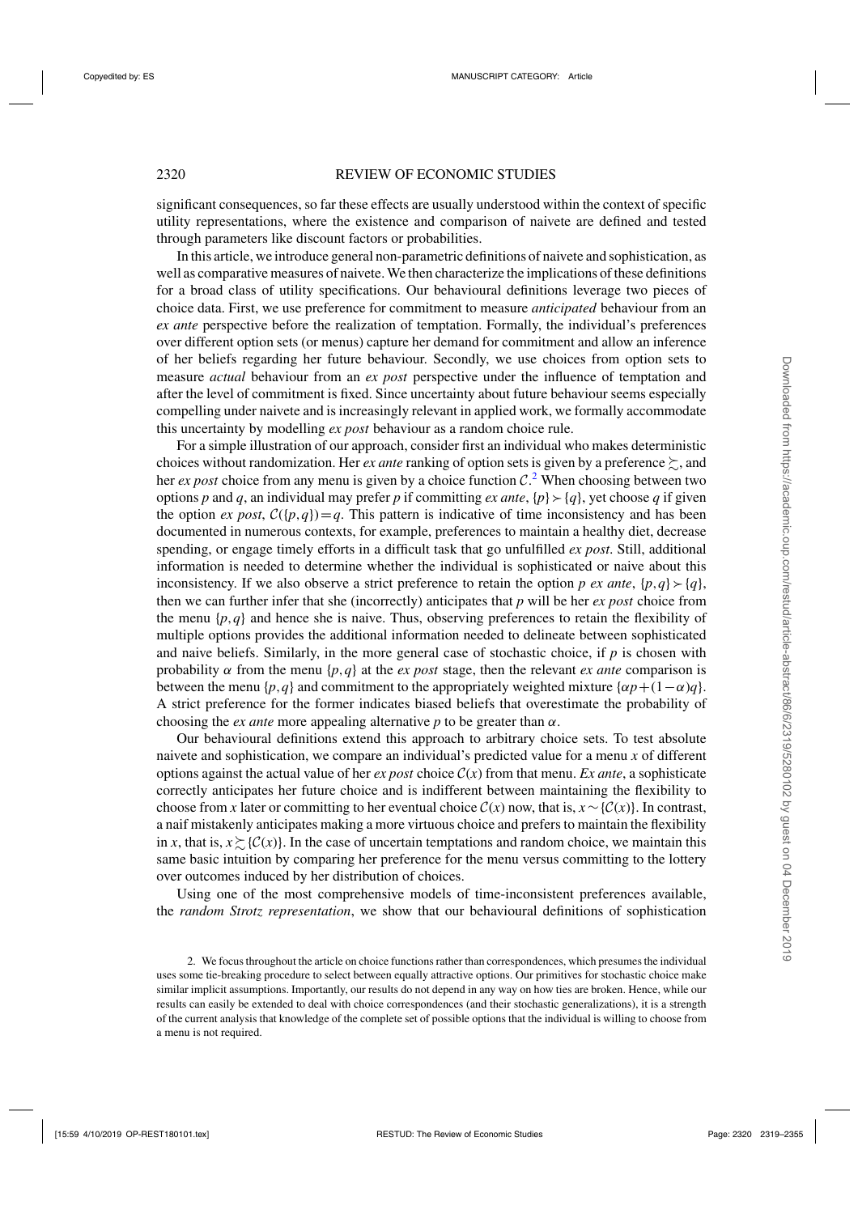significant consequences, so far these effects are usually understood within the context of specific utility representations, where the existence and comparison of naivete are defined and tested through parameters like discount factors or probabilities.

In this article, we introduce general non-parametric definitions of naivete and sophistication, as well as comparative measures of naivete. We then characterize the implications of these definitions for a broad class of utility specifications. Our behavioural definitions leverage two pieces of choice data. First, we use preference for commitment to measure *anticipated* behaviour from an *ex ante* perspective before the realization of temptation. Formally, the individual's preferences over different option sets (or menus) capture her demand for commitment and allow an inference of her beliefs regarding her future behaviour. Secondly, we use choices from option sets to measure *actual* behaviour from an *ex post* perspective under the influence of temptation and after the level of commitment is fixed. Since uncertainty about future behaviour seems especially compelling under naivete and is increasingly relevant in applied work, we formally accommodate this uncertainty by modelling *ex post* behaviour as a random choice rule.

For a simple illustration of our approach, consider first an individual who makes deterministic choices without randomization. Her *ex ante* ranking of option sets is given by a preference $\succsim$, and her *ex post* choice from any menu is given by a choice function $\mathcal{C}$.[2] When choosing between two options $p$ and $q$, an individual may prefer $p$ if committing *ex ante*, $\{p\} \succ \{q\}$, yet choose $q$ if given the option *ex post*, $\mathcal{C}(\{p,q\}) = q$. This pattern is indicative of time inconsistency and has been documented in numerous contexts, for example, preferences to maintain a healthy diet, decrease spending, or engage timely efforts in a difficult task that go unfulfilled *ex post*. Still, additional information is needed to determine whether the individual is sophisticated or naive about this inconsistency. If we also observe a strict preference to retain the option $p$ *ex ante*, $\{p,q\} \succ \{q\}$, then we can further infer that she (incorrectly) anticipates that $p$ will be her *ex post* choice from the menu $\{p,q\}$ and hence she is naive. Thus, observing preferences to retain the flexibility of multiple options provides the additional information needed to delineate between sophisticated and naive beliefs. Similarly, in the more general case of stochastic choice, if $p$ is chosen with probability $\alpha$ from the menu $\{p,q\}$ at the *ex post* stage, then the relevant *ex ante* comparison is between the menu $\{p,q\}$ and commitment to the appropriately weighted mixture $\{\alpha p + (1-\alpha)q\}$. A strict preference for the former indicates biased beliefs that overestimate the probability of choosing the *ex ante* more appealing alternative $p$ to be greater than $\alpha$.

Our behavioural definitions extend this approach to arbitrary choice sets. To test absolute naivete and sophistication, we compare an individual's predicted value for a menu $x$ of different options against the actual value of her *ex post* choice $\mathcal{C}(x)$ from that menu. *Ex ante*, a sophisticate correctly anticipates her future choice and is indifferent between maintaining the flexibility to choose from $x$ later or committing to her eventual choice $\mathcal{C}(x)$ now, that is, $x \sim \{\mathcal{C}(x)\}$. In contrast, a naif mistakenly anticipates making a more virtuous choice and prefers to maintain the flexibility in $x$, that is, $x \succsim \{\mathcal{C}(x)\}$. In the case of uncertain temptations and random choice, we maintain this same basic intuition by comparing her preference for the menu versus committing to the lottery over outcomes induced by her distribution of choices.

Using one of the most comprehensive models of time-inconsistent preferences available, the *random Strotz representation*, we show that our behavioural definitions of sophistication

2. We focus throughout the article on choice functions rather than correspondences, which presumes the individual uses some tie-breaking procedure to select between equally attractive options. Our primitives for stochastic choice make similar implicit assumptions. Importantly, our results do not depend in any way on how ties are broken. Hence, while our results can easily be extended to deal with choice correspondences (and their stochastic generalizations), it is a strength of the current analysis that knowledge of the complete set of possible options that the individual is willing to choose from a menu is not required.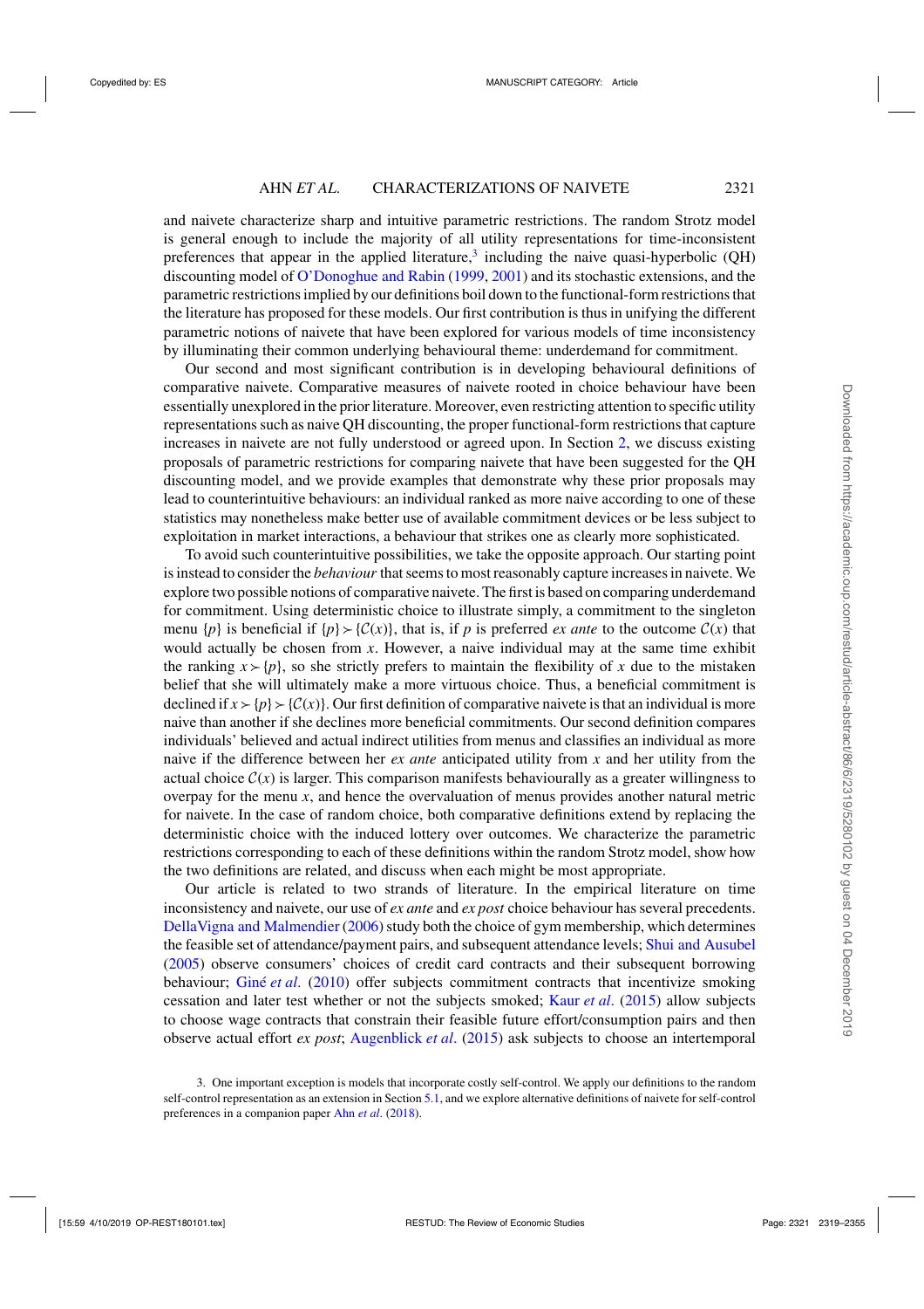and naivete characterize sharp and intuitive parametric restrictions. The random Strotz model is general enough to include the majority of all utility representations for time-inconsistent preferences that appear in the applied literature,[3] including the naive quasi-hyperbolic (QH) discounting model of O'Donoghue and Rabin (1999, 2001) and its stochastic extensions, and the parametric restrictions implied by our definitions boil down to the functional-form restrictions that the literature has proposed for these models. Our first contribution is thus in unifying the different parametric notions of naivete that have been explored for various models of time inconsistency by illuminating their common underlying behavioural theme: underdemand for commitment.

Our second and most significant contribution is in developing behavioural definitions of comparative naivete. Comparative measures of naivete rooted in choice behaviour have been essentially unexplored in the prior literature. Moreover, even restricting attention to specific utility representations such as naive QH discounting, the proper functional-form restrictions that capture increases in naivete are not fully understood or agreed upon. In Section 2, we discuss existing proposals of parametric restrictions for comparing naivete that have been suggested for the QH discounting model, and we provide examples that demonstrate why these prior proposals may lead to counterintuitive behaviours: an individual ranked as more naive according to one of these statistics may nonetheless make better use of available commitment devices or be less subject to exploitation in market interactions, a behaviour that strikes one as clearly more sophisticated.

To avoid such counterintuitive possibilities, we take the opposite approach. Our starting point is instead to consider the *behaviour* that seems to most reasonably capture increases in naivete. We explore two possible notions of comparative naivete. The first is based on comparing underdemand for commitment. Using deterministic choice to illustrate simply, a commitment to the singleton menu $\{p\}$ is beneficial if $\{p\} \succ \{\mathcal{C}(x)\}$, that is, if $p$ is preferred *ex ante* to the outcome $\mathcal{C}(x)$ that would actually be chosen from $x$. However, a naive individual may at the same time exhibit the ranking $x \succ \{p\}$, so she strictly prefers to maintain the flexibility of $x$ due to the mistaken belief that she will ultimately make a more virtuous choice. Thus, a beneficial commitment is declined if $x \succ \{p\} \succ \{\mathcal{C}(x)\}$. Our first definition of comparative naivete is that an individual is more naive than another if she declines more beneficial commitments. Our second definition compares individuals' believed and actual indirect utilities from menus and classifies an individual as more naive if the difference between her *ex ante* anticipated utility from $x$ and her utility from the actual choice $\mathcal{C}(x)$ is larger. This comparison manifests behaviourally as a greater willingness to overpay for the menu $x$, and hence the overvaluation of menus provides another natural metric for naivete. In the case of random choice, both comparative definitions extend by replacing the deterministic choice with the induced lottery over outcomes. We characterize the parametric restrictions corresponding to each of these definitions within the random Strotz model, show how the two definitions are related, and discuss when each might be most appropriate.

Our article is related to two strands of literature. In the empirical literature on time inconsistency and naivete, our use of *ex ante* and *ex post* choice behaviour has several precedents. DellaVigna and Malmendier (2006) study both the choice of gym membership, which determines the feasible set of attendance/payment pairs, and subsequent attendance levels; Shui and Ausubel (2005) observe consumers' choices of credit card contracts and their subsequent borrowing behaviour; Giné *et al*. (2010) offer subjects commitment contracts that incentivize smoking cessation and later test whether or not the subjects smoked; Kaur *et al*. (2015) allow subjects to choose wage contracts that constrain their feasible future effort/consumption pairs and then observe actual effort *ex post*; Augenblick *et al*. (2015) ask subjects to choose an intertemporal

3. One important exception is models that incorporate costly self-control. We apply our definitions to the random self-control representation as an extension in Section 5.1, and we explore alternative definitions of naivete for self-control preferences in a companion paper Ahn *et al*. (2018).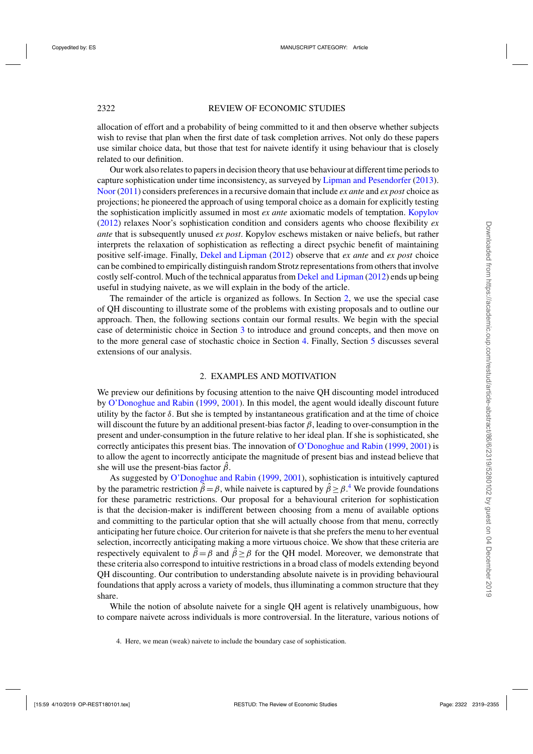allocation of effort and a probability of being committed to it and then observe whether subjects wish to revise that plan when the first date of task completion arrives. Not only do these papers use similar choice data, but those that test for naivete identify it using behaviour that is closely related to our definition.

Our work also relates to papers in decision theory that use behaviour at different time periods to capture sophistication under time inconsistency, as surveyed by Lipman and Pesendorfer (2013). Noor (2011) considers preferences in a recursive domain that include *ex ante* and *ex post* choice as projections; he pioneered the approach of using temporal choice as a domain for explicitly testing the sophistication implicitly assumed in most *ex ante* axiomatic models of temptation. Kopylov (2012) relaxes Noor's sophistication condition and considers agents who choose flexibility *ex ante* that is subsequently unused *ex post*. Kopylov eschews mistaken or naive beliefs, but rather interprets the relaxation of sophistication as reflecting a direct psychic benefit of maintaining positive self-image. Finally, Dekel and Lipman (2012) observe that *ex ante* and *ex post* choice can be combined to empirically distinguish random Strotz representations from others that involve costly self-control. Much of the technical apparatus from Dekel and Lipman (2012) ends up being useful in studying naivete, as we will explain in the body of the article.

The remainder of the article is organized as follows. In Section 2, we use the special case of QH discounting to illustrate some of the problems with existing proposals and to outline our approach. Then, the following sections contain our formal results. We begin with the special case of deterministic choice in Section 3 to introduce and ground concepts, and then move on to the more general case of stochastic choice in Section 4. Finally, Section 5 discusses several extensions of our analysis.

## 2. EXAMPLES AND MOTIVATION

We preview our definitions by focusing attention to the naive QH discounting model introduced by O'Donoghue and Rabin (1999, 2001). In this model, the agent would ideally discount future utility by the factor $\delta$. But she is tempted by instantaneous gratification and at the time of choice will discount the future by an additional present-bias factor $\beta$, leading to over-consumption in the present and under-consumption in the future relative to her ideal plan. If she is sophisticated, she correctly anticipates this present bias. The innovation of O'Donoghue and Rabin (1999, 2001) is to allow the agent to incorrectly anticipate the magnitude of present bias and instead believe that she will use the present-bias factor $\hat{\beta}$.

As suggested by O'Donoghue and Rabin (1999, 2001), sophistication is intuitively captured by the parametric restriction $\hat{\beta}=\beta$, while naivete is captured by $\hat{\beta}\geq\beta$.[4] We provide foundations for these parametric restrictions. Our proposal for a behavioural criterion for sophistication is that the decision-maker is indifferent between choosing from a menu of available options and committing to the particular option that she will actually choose from that menu, correctly anticipating her future choice. Our criterion for naivete is that she prefers the menu to her eventual selection, incorrectly anticipating making a more virtuous choice. We show that these criteria are respectively equivalent to $\hat{\beta}=\beta$ and $\hat{\beta}\geq\beta$ for the QH model. Moreover, we demonstrate that these criteria also correspond to intuitive restrictions in a broad class of models extending beyond QH discounting. Our contribution to understanding absolute naivete is in providing behavioural foundations that apply across a variety of models, thus illuminating a common structure that they share.

While the notion of absolute naivete for a single QH agent is relatively unambiguous, how to compare naivete across individuals is more controversial. In the literature, various notions of

4. Here, we mean (weak) naivete to include the boundary case of sophistication.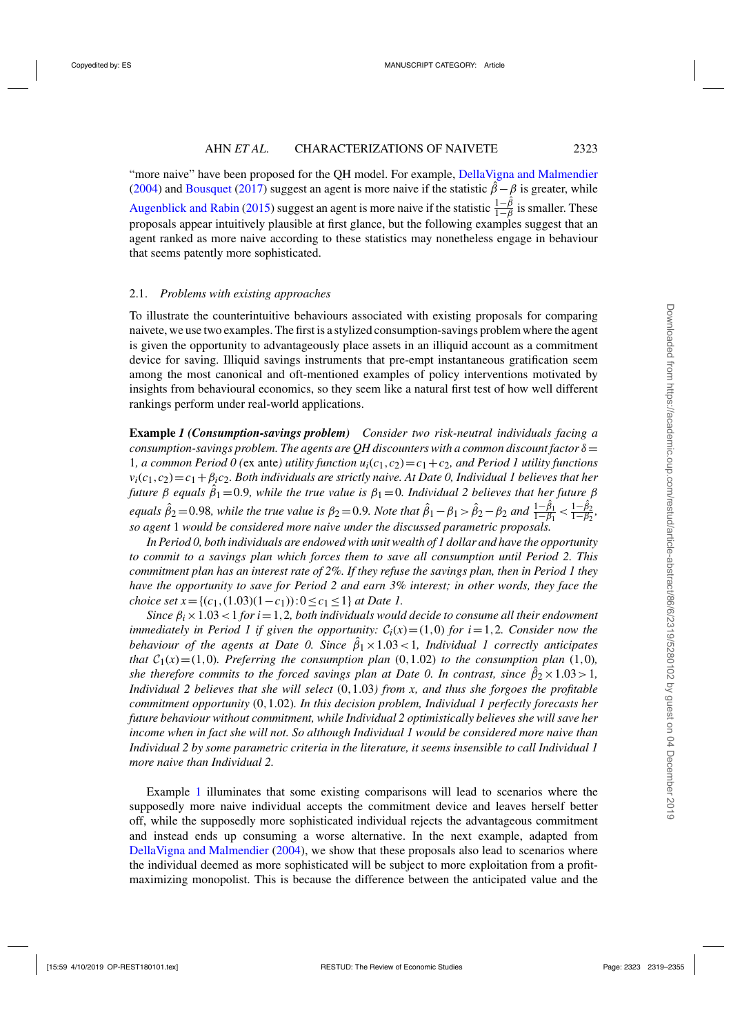"more naive" have been proposed for the QH model. For example, DellaVigna and Malmendier (2004) and Bousquet (2017) suggest an agent is more naive if the statistic $\hat{\beta}-\beta$ is greater, while Augenblick and Rabin (2015) suggest an agent is more naive if the statistic $\frac{1-\hat{\beta}}{1-\beta}$ is smaller. These proposals appear intuitively plausible at first glance, but the following examples suggest that an agent ranked as more naive according to these statistics may nonetheless engage in behaviour that seems patently more sophisticated.

## 2.1. *Problems with existing approaches*

To illustrate the counterintuitive behaviours associated with existing proposals for comparing naivete, we use two examples. The first is a stylized consumption-savings problem where the agent is given the opportunity to advantageously place assets in an illiquid account as a commitment device for saving. Illiquid savings instruments that pre-empt instantaneous gratification seem among the most canonical and oft-mentioned examples of policy interventions motivated by insights from behavioural economics, so they seem like a natural first test of how well different rankings perform under real-world applications.

**Example** ***1 (Consumption-savings problem)*** *Consider two risk-neutral individuals facing a consumption-savings problem. The agents are QH discounters with a common discount factor $\delta=1$, a common Period 0 (*ex ante*) utility function $u_i(c_1,c_2)=c_1+c_2$, and Period 1 utility functions $v_i(c_1,c_2)=c_1+\beta_i c_2$. Both individuals are strictly naive. At Date 0, Individual 1 believes that her future $\beta$ equals $\hat{\beta}_1=0.9$, while the true value is $\beta_1=0$. Individual 2 believes that her future $\beta$ equals $\hat{\beta}_2=0.98$, while the true value is $\beta_2=0.9$. Note that $\hat{\beta}_1-\beta_1>\hat{\beta}_2-\beta_2$ and $\frac{1-\hat{\beta}_1}{1-\beta_1}<\frac{1-\hat{\beta}_2}{1-\beta_2}$, so agent 1 would be considered more naive under the discussed parametric proposals.*

*In Period 0, both individuals are endowed with unit wealth of 1 dollar and have the opportunity to commit to a savings plan which forces them to save all consumption until Period 2. This commitment plan has an interest rate of 2%. If they refuse the savings plan, then in Period 1 they have the opportunity to save for Period 2 and earn 3% interest; in other words, they face the choice set $x=\{(c_1,(1.03)(1-c_1)):0\le c_1\le 1\}$ at Date 1.*

*Since $\beta_i\times 1.03<1$ for $i=1,2$, both individuals would decide to consume all their endowment immediately in Period 1 if given the opportunity: $\mathcal{C}_i(x)=(1,0)$ for $i=1,2$. Consider now the behaviour of the agents at Date 0. Since $\hat{\beta}_1\times 1.03<1$, Individual 1 correctly anticipates that $\mathcal{C}_1(x)=(1,0)$. Preferring the consumption plan $(0,1.02)$ to the consumption plan $(1,0)$, she therefore commits to the forced savings plan at Date 0. In contrast, since $\hat{\beta}_2\times 1.03>1$, Individual 2 believes that she will select $(0,1.03)$ from $x$, and thus she forgoes the profitable commitment opportunity $(0,1.02)$. In this decision problem, Individual 1 perfectly forecasts her future behaviour without commitment, while Individual 2 optimistically believes she will save her income when in fact she will not. So although Individual 1 would be considered more naive than Individual 2 by some parametric criteria in the literature, it seems insensible to call Individual 1 more naive than Individual 2.*

Example 1 illuminates that some existing comparisons will lead to scenarios where the supposedly more naive individual accepts the commitment device and leaves herself better off, while the supposedly more sophisticated individual rejects the advantageous commitment and instead ends up consuming a worse alternative. In the next example, adapted from DellaVigna and Malmendier (2004), we show that these proposals also lead to scenarios where the individual deemed as more sophisticated will be subject to more exploitation from a profit-maximizing monopolist. This is because the difference between the anticipated value and the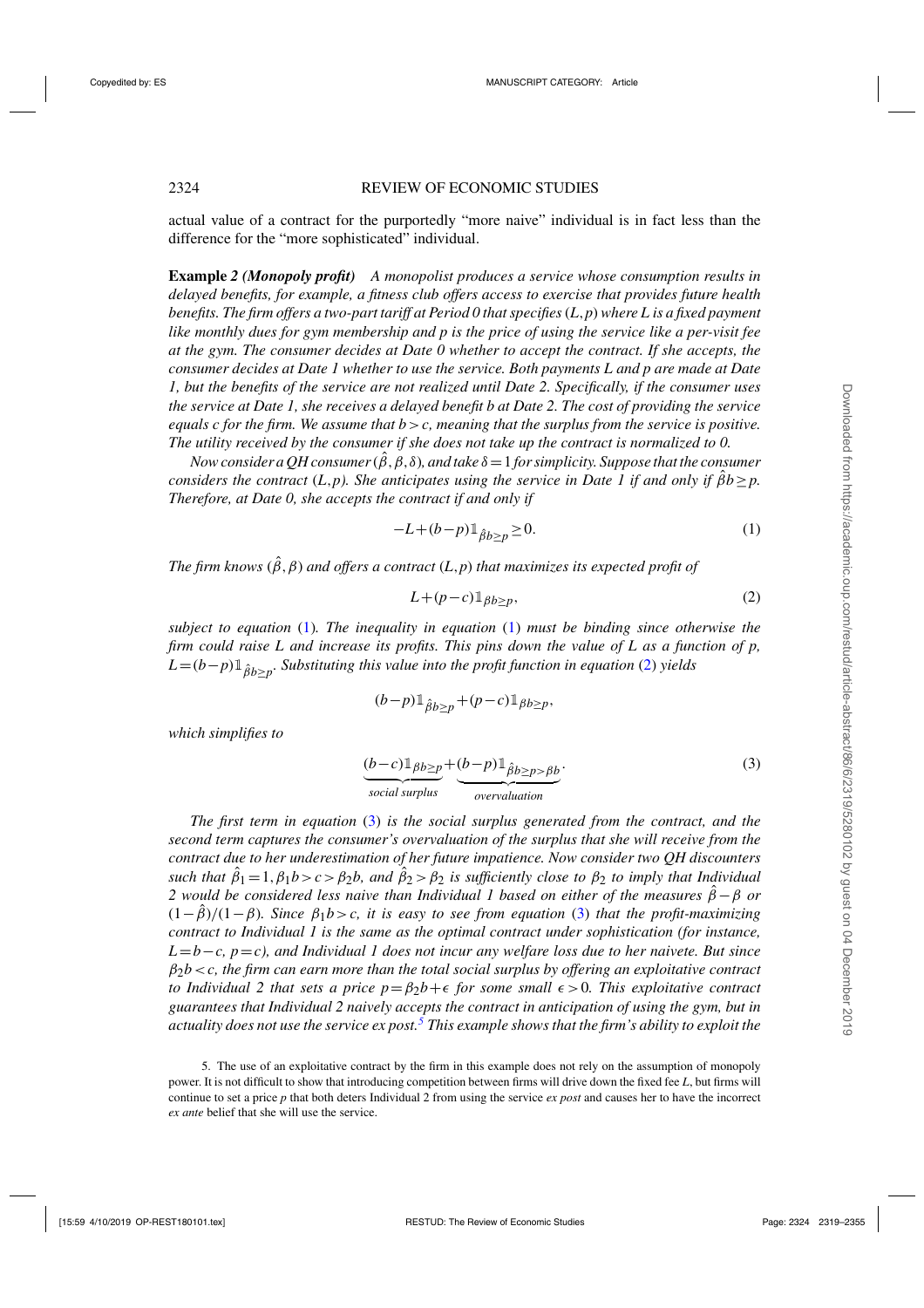actual value of a contract for the purportedly "more naive" individual is in fact less than the difference for the "more sophisticated" individual.

**Example** *2 **(Monopoly profit)** A monopolist produces a service whose consumption results in delayed benefits, for example, a fitness club offers access to exercise that provides future health benefits. The firm offers a two-part tariff at Period 0 that specifies $(L,p)$ where $L$ is a fixed payment like monthly dues for gym membership and $p$ is the price of using the service like a per-visit fee at the gym. The consumer decides at Date 0 whether to accept the contract. If she accepts, the consumer decides at Date 1 whether to use the service. Both payments $L$ and $p$ are made at Date 1, but the benefits of the service are not realized until Date 2. Specifically, if the consumer uses the service at Date 1, she receives a delayed benefit $b$ at Date 2. The cost of providing the service equals $c$ for the firm. We assume that $b>c$, meaning that the surplus from the service is positive. The utility received by the consumer if she does not take up the contract is normalized to 0.*

*Now consider a QH consumer $(\hat{\beta},\beta,\delta)$, and take $\delta=1$ for simplicity. Suppose that the consumer considers the contract $(L,p)$. She anticipates using the service in Date 1 if and only if $\hat{\beta}b \geq p$. Therefore, at Date 0, she accepts the contract if and only if*

$$-L+(b-p)\mathbb{1}_{\hat{\beta}b\geq p}\geq 0. \tag{1}$$

*The firm knows $(\hat{\beta},\beta)$ and offers a contract $(L,p)$ that maximizes its expected profit of*

$$L+(p-c)\mathbb{1}_{\beta b\geq p}, \tag{2}$$

*subject to equation (1). The inequality in equation (1) must be binding since otherwise the firm could raise $L$ and increase its profits. This pins down the value of $L$ as a function of $p$, $L=(b-p)\mathbb{1}_{\hat{\beta}b\geq p}$. Substituting this value into the profit function in equation (2) yields*

$$(b-p)\mathbb{1}_{\hat{\beta}b\geq p}+(p-c)\mathbb{1}_{\beta b\geq p},$$

*which simplifies to*

$$\underbrace{(b-c)\mathbb{1}_{\beta b\geq p}}_{\text{social surplus}}+\underbrace{(b-p)\mathbb{1}_{\hat{\beta}b\geq p>\beta b}}_{\text{overvaluation}}. \tag{3}$$

*The first term in equation (3) is the social surplus generated from the contract, and the second term captures the consumer's overvaluation of the surplus that she will receive from the contract due to her underestimation of her future impatience. Now consider two QH discounters such that $\hat{\beta}_1=1, \beta_1 b>c>\beta_2 b$, and $\hat{\beta}_2>\beta_2$ is sufficiently close to $\beta_2$ to imply that Individual 2 would be considered less naive than Individual 1 based on either of the measures $\hat{\beta}-\beta$ or $(1-\hat{\beta})/(1-\beta)$. Since $\beta_1 b>c$, it is easy to see from equation (3) that the profit-maximizing contract to Individual 1 is the same as the optimal contract under sophistication (for instance, $L=b-c$, $p=c$), and Individual 1 does not incur any welfare loss due to her naivete. But since $\beta_2 b<c$, the firm can earn more than the total social surplus by offering an exploitative contract to Individual 2 that sets a price $p=\beta_2 b+\epsilon$ for some small $\epsilon>0$. This exploitative contract guarantees that Individual 2 naively accepts the contract in anticipation of using the gym, but in actuality does not use the service ex post.[5] This example shows that the firm's ability to exploit the*

5. The use of an exploitative contract by the firm in this example does not rely on the assumption of monopoly power. It is not difficult to show that introducing competition between firms will drive down the fixed fee $L$, but firms will continue to set a price $p$ that both deters Individual 2 from using the service *ex post* and causes her to have the incorrect *ex ante* belief that she will use the service.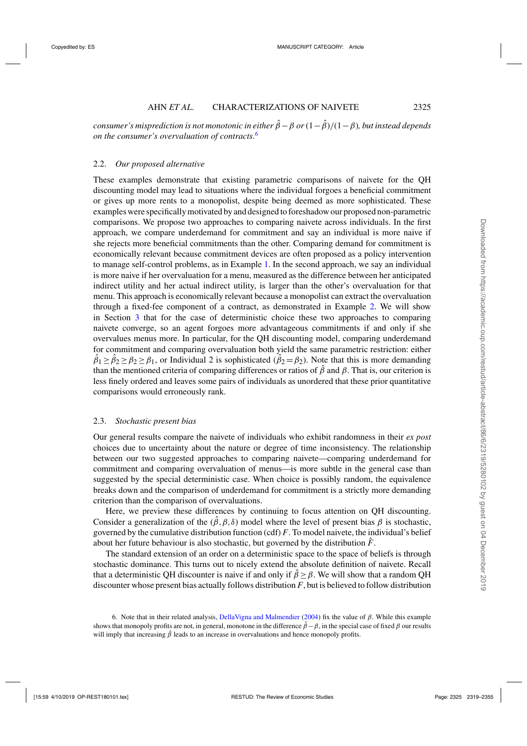*consumer's misprediction is not monotonic in either $\hat{\beta}-\beta$ or $(1-\hat{\beta})/(1-\beta)$, but instead depends on the consumer's overvaluation of contracts.*[6]

### 2.2. *Our proposed alternative*

These examples demonstrate that existing parametric comparisons of naivete for the QH discounting model may lead to situations where the individual forgoes a beneficial commitment or gives up more rents to a monopolist, despite being deemed as more sophisticated. These examples were specifically motivated by and designed to foreshadow our proposed non-parametric comparisons. We propose two approaches to comparing naivete across individuals. In the first approach, we compare underdemand for commitment and say an individual is more naive if she rejects more beneficial commitments than the other. Comparing demand for commitment is economically relevant because commitment devices are often proposed as a policy intervention to manage self-control problems, as in Example 1. In the second approach, we say an individual is more naive if her overvaluation for a menu, measured as the difference between her anticipated indirect utility and her actual indirect utility, is larger than the other's overvaluation for that menu. This approach is economically relevant because a monopolist can extract the overvaluation through a fixed-fee component of a contract, as demonstrated in Example 2. We will show in Section 3 that for the case of deterministic choice these two approaches to comparing naivete converge, so an agent forgoes more advantageous commitments if and only if she overvalues menus more. In particular, for the QH discounting model, comparing underdemand for commitment and comparing overvaluation both yield the same parametric restriction: either $\hat{\beta}_1 \geq \hat{\beta}_2 \geq \beta_2 \geq \beta_1$, or Individual 2 is sophisticated ($\hat{\beta}_2 = \beta_2$). Note that this is more demanding than the mentioned criteria of comparing differences or ratios of $\hat{\beta}$ and $\beta$. That is, our criterion is less finely ordered and leaves some pairs of individuals as unordered that these prior quantitative comparisons would erroneously rank.

### 2.3. *Stochastic present bias*

Our general results compare the naivete of individuals who exhibit randomness in their *ex post* choices due to uncertainty about the nature or degree of time inconsistency. The relationship between our two suggested approaches to comparing naivete—comparing underdemand for commitment and comparing overvaluation of menus—is more subtle in the general case than suggested by the special deterministic case. When choice is possibly random, the equivalence breaks down and the comparison of underdemand for commitment is a strictly more demanding criterion than the comparison of overvaluations.

Here, we preview these differences by continuing to focus attention on QH discounting. Consider a generalization of the $(\hat{\beta}, \beta, \delta)$ model where the level of present bias $\beta$ is stochastic, governed by the cumulative distribution function (cdf) $F$. To model naivete, the individual's belief about her future behaviour is also stochastic, but governed by the distribution $\hat{F}$.

The standard extension of an order on a deterministic space to the space of beliefs is through stochastic dominance. This turns out to nicely extend the absolute definition of naivete. Recall that a deterministic QH discounter is naive if and only if $\hat{\beta} \geq \beta$. We will show that a random QH discounter whose present bias actually follows distribution $F$, but is believed to follow distribution

6. Note that in their related analysis, DellaVigna and Malmendier (2004) fix the value of $\beta$. While this example shows that monopoly profits are not, in general, monotone in the difference $\hat{\beta}-\beta$, in the special case of fixed $\beta$ our results will imply that increasing $\hat{\beta}$ leads to an increase in overvaluations and hence monopoly profits.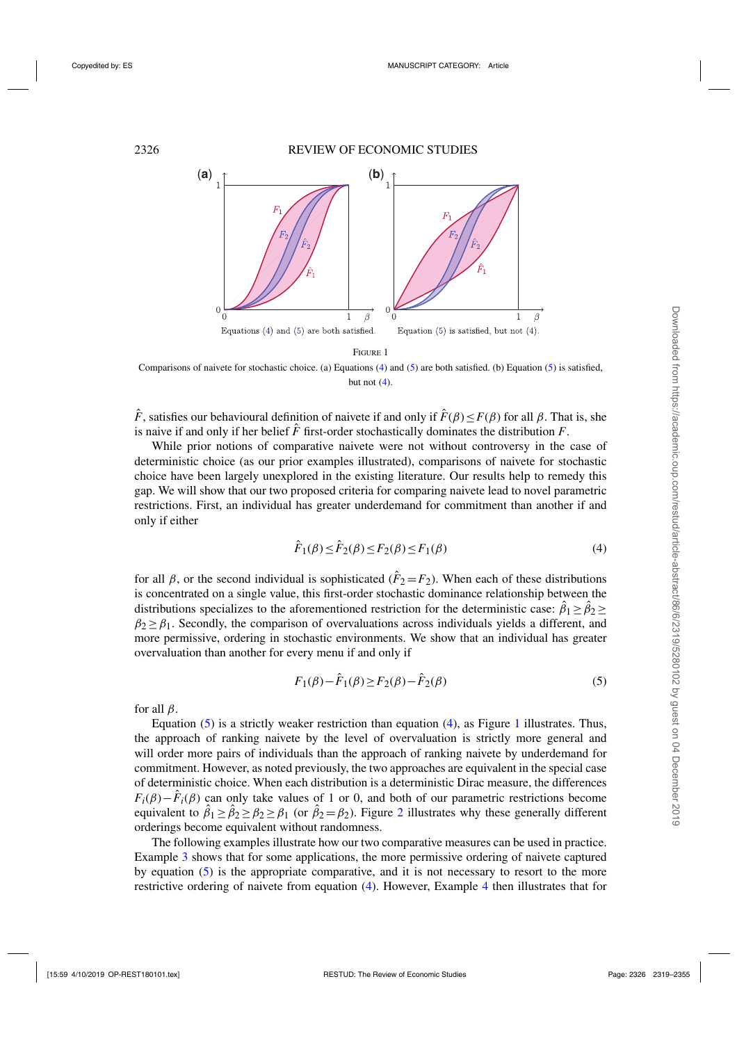(a) Equations (4) and (5) are both satisfied.

(b) Equation (5) is satisfied, but not (4).

Figure 1

Comparisons of naivete for stochastic choice. (a) Equations (4) and (5) are both satisfied. (b) Equation (5) is satisfied, but not (4).

$\hat{F}$, satisfies our behavioural definition of naivete if and only if $\hat{F}(\beta) \leq F(\beta)$ for all $\beta$. That is, she is naive if and only if her belief $\hat{F}$ first-order stochastically dominates the distribution $F$.

While prior notions of comparative naivete were not without controversy in the case of deterministic choice (as our prior examples illustrated), comparisons of naivete for stochastic choice have been largely unexplored in the existing literature. Our results help to remedy this gap. We will show that our two proposed criteria for comparing naivete lead to novel parametric restrictions. First, an individual has greater underdemand for commitment than another if and only if either

$$\hat{F}_1(\beta) \leq \hat{F}_2(\beta) \leq F_2(\beta) \leq F_1(\beta) \tag{4}$$

for all $\beta$, or the second individual is sophisticated ($\hat{F}_2 = F_2$). When each of these distributions is concentrated on a single value, this first-order stochastic dominance relationship between the distributions specializes to the aforementioned restriction for the deterministic case: $\hat{\beta}_1 \geq \hat{\beta}_2 \geq \beta_2 \geq \beta_1$. Secondly, the comparison of overvaluations across individuals yields a different, and more permissive, ordering in stochastic environments. We show that an individual has greater overvaluation than another for every menu if and only if

$$F_1(\beta) - \hat{F}_1(\beta) \geq F_2(\beta) - \hat{F}_2(\beta) \tag{5}$$

for all $\beta$.

Equation (5) is a strictly weaker restriction than equation (4), as Figure 1 illustrates. Thus, the approach of ranking naivete by the level of overvaluation is strictly more general and will order more pairs of individuals than the approach of ranking naivete by underdemand for commitment. However, as noted previously, the two approaches are equivalent in the special case of deterministic choice. When each distribution is a deterministic Dirac measure, the differences $F_i(\beta) - \hat{F}_i(\beta)$ can only take values of 1 or 0, and both of our parametric restrictions become equivalent to $\hat{\beta}_1 \geq \hat{\beta}_2 \geq \beta_2 \geq \beta_1$ (or $\hat{\beta}_2 = \beta_2$). Figure 2 illustrates why these generally different orderings become equivalent without randomness.

The following examples illustrate how our two comparative measures can be used in practice. Example 3 shows that for some applications, the more permissive ordering of naivete captured by equation (5) is the appropriate comparative, and it is not necessary to resort to the more restrictive ordering of naivete from equation (4). However, Example 4 then illustrates that for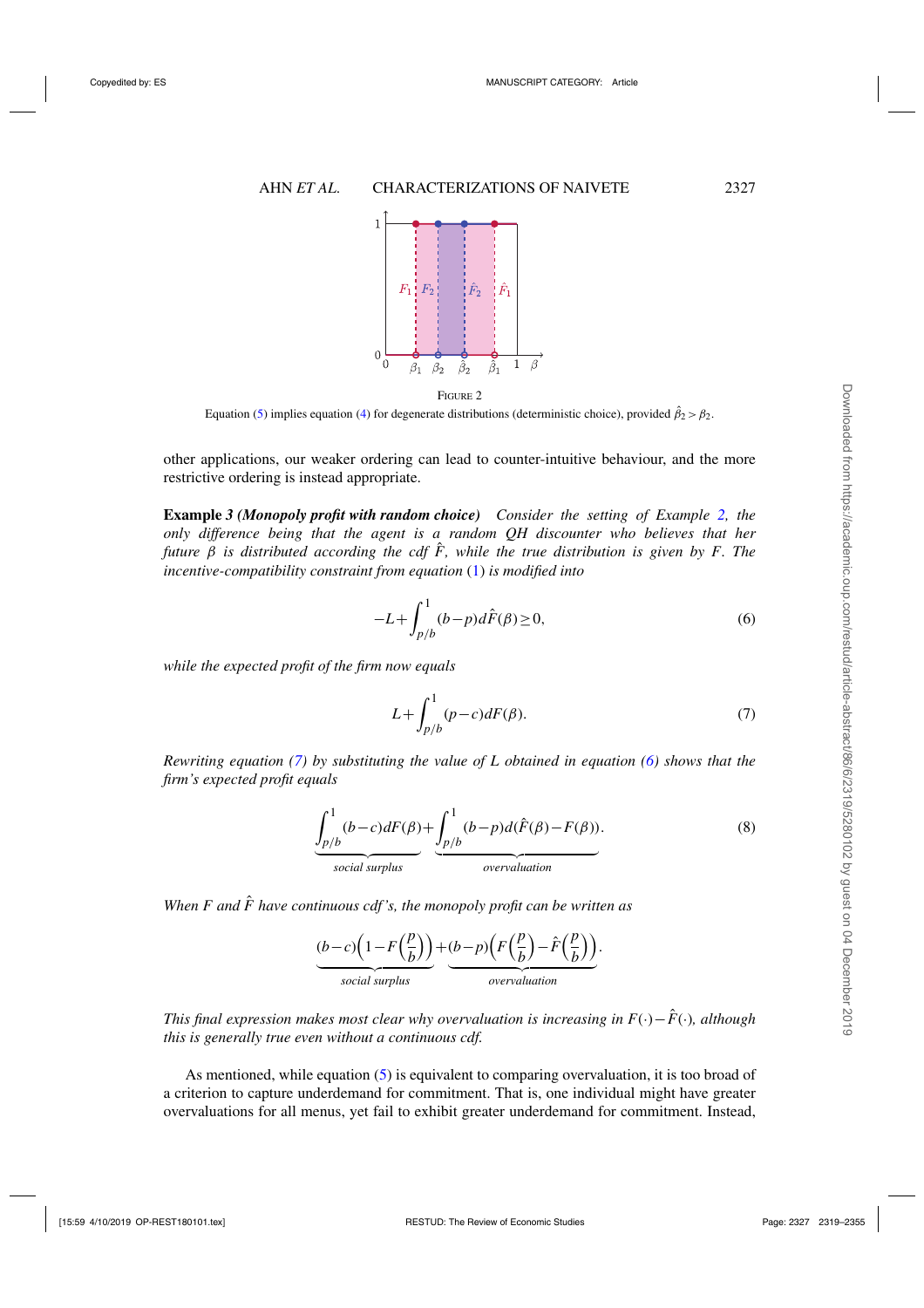FIGURE 2

Equation (5) implies equation (4) for degenerate distributions (deterministic choice), provided $\hat{\beta}_2 > \beta_2$.

other applications, our weaker ordering can lead to counter-intuitive behaviour, and the more restrictive ordering is instead appropriate.

**Example** *3 **(Monopoly profit with random choice)** Consider the setting of Example 2, the only difference being that the agent is a random QH discounter who believes that her future $\beta$ is distributed according the cdf $\hat{F}$, while the true distribution is given by $F$. The incentive-compatibility constraint from equation (1) is modified into*

$$-L+\int_{p/b}^{1}(b-p)d\hat{F}(\beta)\geq 0, \tag{6}$$

*while the expected profit of the firm now equals*

$$L+\int_{p/b}^{1}(p-c)dF(\beta). \tag{7}$$

*Rewriting equation (7) by substituting the value of $L$ obtained in equation (6) shows that the firm's expected profit equals*

$$\underbrace{\int_{p/b}^{1}(b-c)dF(\beta)}_{\text{social surplus}}+\underbrace{\int_{p/b}^{1}(b-p)d(\hat{F}(\beta)-F(\beta))}_{\text{overvaluation}}. \tag{8}$$

*When $F$ and $\hat{F}$ have continuous cdf's, the monopoly profit can be written as*

$$\underbrace{(b-c)\Big(1-F\Big(\frac{p}{b}\Big)\Big)}_{\text{social surplus}}+\underbrace{(b-p)\Big(F\Big(\frac{p}{b}\Big)-\hat{F}\Big(\frac{p}{b}\Big)\Big)}_{\text{overvaluation}}.$$

*This final expression makes most clear why overvaluation is increasing in $F(\cdot)-\hat{F}(\cdot)$, although this is generally true even without a continuous cdf.*

As mentioned, while equation (5) is equivalent to comparing overvaluation, it is too broad of a criterion to capture underdemand for commitment. That is, one individual might have greater overvaluations for all menus, yet fail to exhibit greater underdemand for commitment. Instead,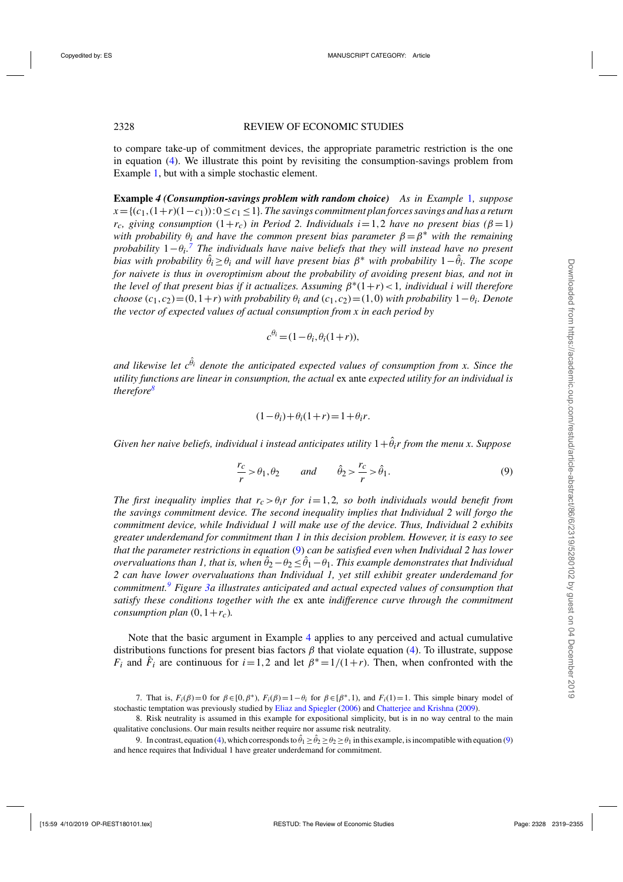to compare take-up of commitment devices, the appropriate parametric restriction is the one in equation (4). We illustrate this point by revisiting the consumption-savings problem from Example 1, but with a simple stochastic element.

**Example** *4 **(Consumption-savings problem with random choice)** As in Example 1, suppose $x = \{(c_1,(1+r)(1-c_1)) : 0 \leq c_1 \leq 1\}$. The savings commitment plan forces savings and has a return $r_c$, giving consumption $(1+r_c)$ in Period 2. Individuals $i=1,2$ have no present bias ($\beta = 1$) with probability $\theta_i$ and have the common present bias parameter $\beta = \beta^*$ with the remaining probability $1-\theta_i$.[7] The individuals have naive beliefs that they will instead have no present bias with probability $\hat{\theta}_i \geq \theta_i$ and will have present bias $\beta^*$ with probability $1-\hat{\theta}_i$. The scope for naivete is thus in overoptimism about the probability of avoiding present bias, and not in the level of that present bias if it actualizes. Assuming $\beta^*(1+r) < 1$, individual $i$ will therefore choose $(c_1,c_2) = (0,1+r)$ with probability $\theta_i$ and $(c_1,c_2) = (1,0)$ with probability $1-\theta_i$. Denote the vector of expected values of actual consumption from $x$ in each period by*

$$c^{\theta_i} = (1-\theta_i, \theta_i(1+r)),$$

*and likewise let $c^{\hat{\theta}_i}$ denote the anticipated expected values of consumption from $x$. Since the utility functions are linear in consumption, the actual* ex ante *expected utility for an individual is therefore*[8]

$$(1-\theta_i) + \theta_i(1+r) = 1 + \theta_i r.$$

*Given her naive beliefs, individual $i$ instead anticipates utility $1+\hat{\theta}_i r$ from the menu $x$. Suppose*

$$\frac{r_c}{r} > \theta_1, \theta_2 \qquad \text{and} \qquad \hat{\theta}_2 > \frac{r_c}{r} > \hat{\theta}_1. \tag{9}$$

*The first inequality implies that $r_c > \theta_i r$ for $i=1,2$, so both individuals would benefit from the savings commitment device. The second inequality implies that Individual 2 will forgo the commitment device, while Individual 1 will make use of the device. Thus, Individual 2 exhibits greater underdemand for commitment than 1 in this decision problem. However, it is easy to see that the parameter restrictions in equation (9) can be satisfied even when Individual 2 has lower overvaluations than 1, that is, when $\hat{\theta}_2 - \theta_2 \leq \hat{\theta}_1 - \theta_1$. This example demonstrates that Individual 2 can have lower overvaluations than Individual 1, yet still exhibit greater underdemand for commitment.*[9] *Figure 3a illustrates anticipated and actual expected values of consumption that satisfy these conditions together with the* ex ante *indifference curve through the commitment consumption plan $(0, 1+r_c)$.*

Note that the basic argument in Example 4 applies to any perceived and actual cumulative distributions functions for present bias factors $\beta$ that violate equation (4). To illustrate, suppose $F_i$ and $\hat{F}_i$ are continuous for $i=1,2$ and let $\beta^* = 1/(1+r)$. Then, when confronted with the

7. That is, $F_i(\beta) = 0$ for $\beta \in [0,\beta^*)$, $F_i(\beta) = 1-\theta_i$ for $\beta \in [\beta^*, 1)$, and $F_i(1) = 1$. This simple binary model of stochastic temptation was previously studied by Eliaz and Spiegler (2006) and Chatterjee and Krishna (2009).

8. Risk neutrality is assumed in this example for expositional simplicity, but is in no way central to the main qualitative conclusions. Our main results neither require nor assume risk neutrality.

9. In contrast, equation (4), which corresponds to $\hat{\theta}_1 \geq \hat{\theta}_2 \geq \theta_2 \geq \theta_1$ in this example, is incompatible with equation (9) and hence requires that Individual 1 have greater underdemand for commitment.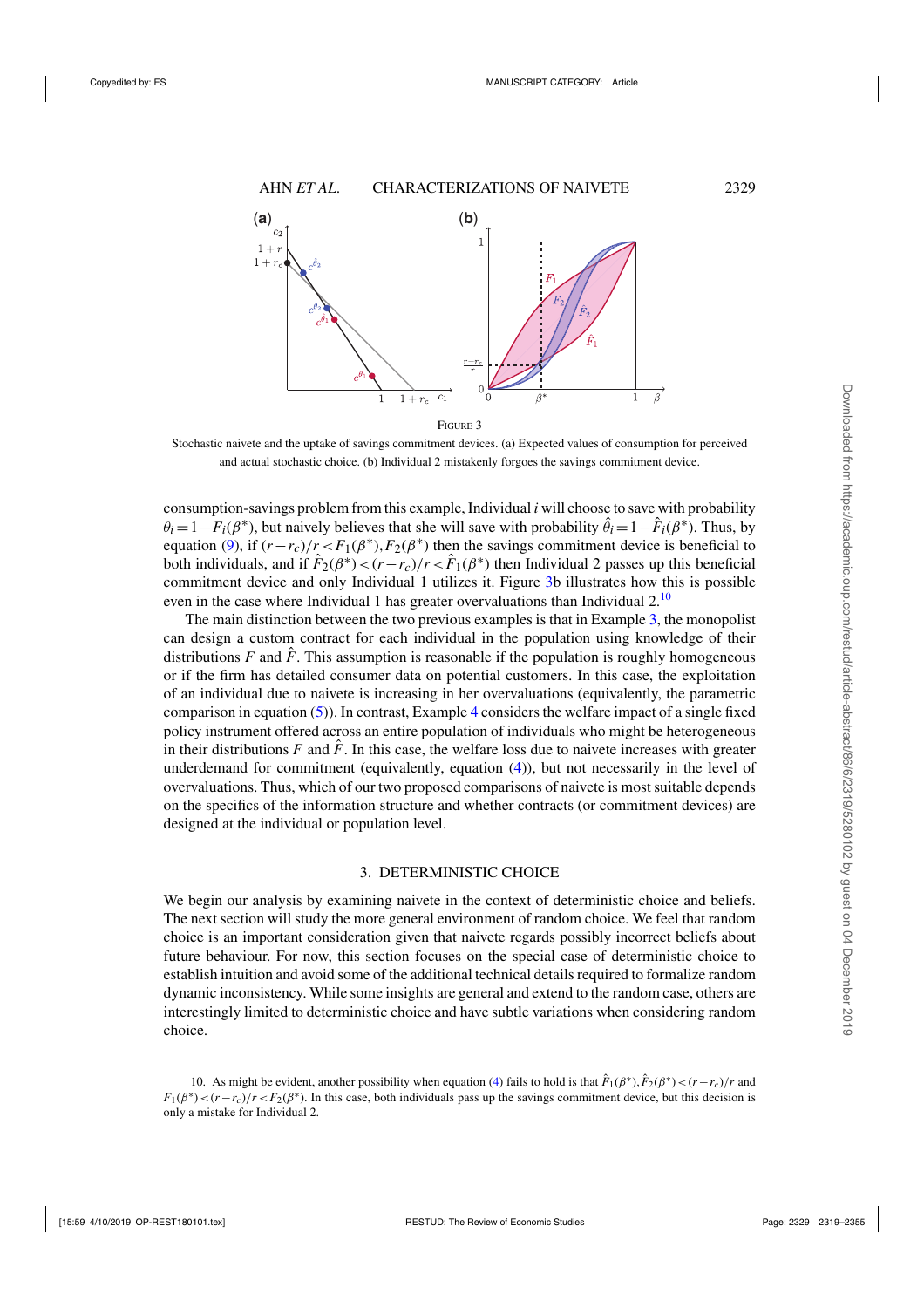FIGURE 3

Stochastic naivete and the uptake of savings commitment devices. (a) Expected values of consumption for perceived and actual stochastic choice. (b) Individual 2 mistakenly forgoes the savings commitment device.

consumption-savings problem from this example, Individual $i$ will choose to save with probability $\theta_i = 1 - F_i(\beta^*)$, but naively believes that she will save with probability $\hat{\theta}_i = 1 - \hat{F}_i(\beta^*)$. Thus, by equation (9), if $(r - r_c)/r < F_1(\beta^*), F_2(\beta^*)$ then the savings commitment device is beneficial to both individuals, and if $\hat{F}_2(\beta^*) < (r - r_c)/r < \hat{F}_1(\beta^*)$ then Individual 2 passes up this beneficial commitment device and only Individual 1 utilizes it. Figure 3b illustrates how this is possible even in the case where Individual 1 has greater overvaluations than Individual 2.[10]

The main distinction between the two previous examples is that in Example 3, the monopolist can design a custom contract for each individual in the population using knowledge of their distributions $F$ and $\hat{F}$. This assumption is reasonable if the population is roughly homogeneous or if the firm has detailed consumer data on potential customers. In this case, the exploitation of an individual due to naivete is increasing in her overvaluations (equivalently, the parametric comparison in equation (5)). In contrast, Example 4 considers the welfare impact of a single fixed policy instrument offered across an entire population of individuals who might be heterogeneous in their distributions $F$ and $\hat{F}$. In this case, the welfare loss due to naivete increases with greater underdemand for commitment (equivalently, equation (4)), but not necessarily in the level of overvaluations. Thus, which of our two proposed comparisons of naivete is most suitable depends on the specifics of the information structure and whether contracts (or commitment devices) are designed at the individual or population level.

## 3. DETERMINISTIC CHOICE

We begin our analysis by examining naivete in the context of deterministic choice and beliefs. The next section will study the more general environment of random choice. We feel that random choice is an important consideration given that naivete regards possibly incorrect beliefs about future behaviour. For now, this section focuses on the special case of deterministic choice to establish intuition and avoid some of the additional technical details required to formalize random dynamic inconsistency. While some insights are general and extend to the random case, others are interestingly limited to deterministic choice and have subtle variations when considering random choice.

10. As might be evident, another possibility when equation (4) fails to hold is that $\hat{F}_1(\beta^*), \hat{F}_2(\beta^*) < (r - r_c)/r$ and $F_1(\beta^*) < (r - r_c)/r < F_2(\beta^*)$. In this case, both individuals pass up the savings commitment device, but this decision is only a mistake for Individual 2.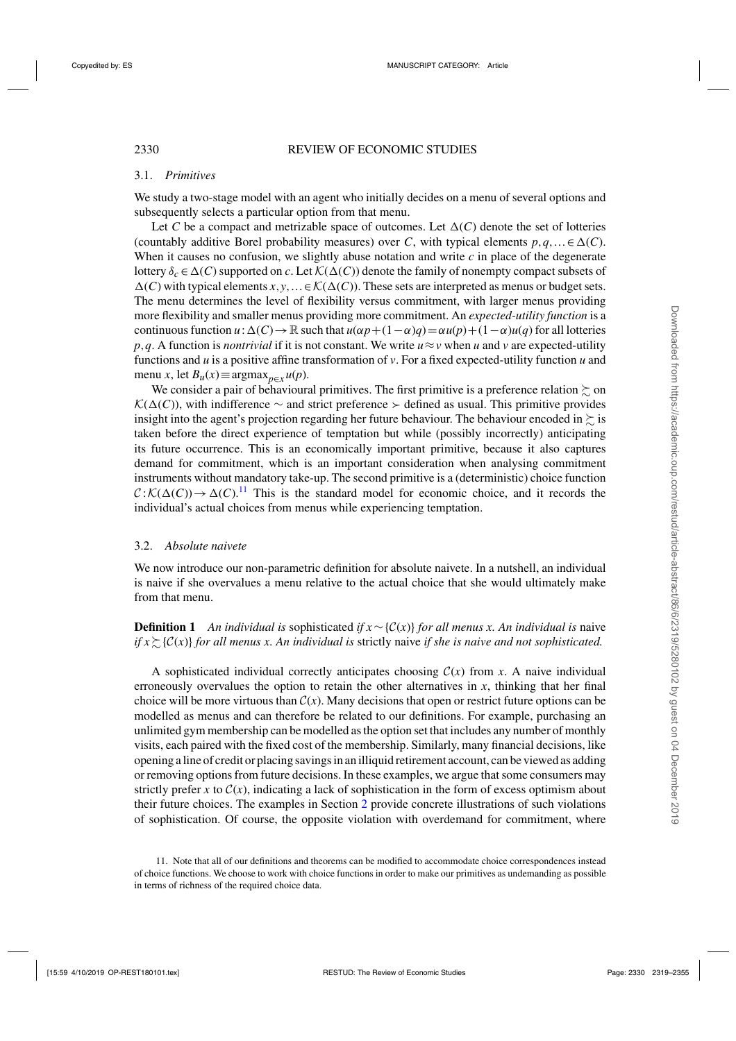### 3.1. *Primitives*

We study a two-stage model with an agent who initially decides on a menu of several options and subsequently selects a particular option from that menu.

Let $C$ be a compact and metrizable space of outcomes. Let $\Delta(C)$ denote the set of lotteries (countably additive Borel probability measures) over $C$, with typical elements $p,q,\ldots \in \Delta(C)$. When it causes no confusion, we slightly abuse notation and write $c$ in place of the degenerate lottery $\delta_c \in \Delta(C)$ supported on $c$. Let $\mathcal{K}(\Delta(C))$ denote the family of nonempty compact subsets of $\Delta(C)$ with typical elements $x,y,\ldots \in \mathcal{K}(\Delta(C))$. These sets are interpreted as menus or budget sets. The menu determines the level of flexibility versus commitment, with larger menus providing more flexibility and smaller menus providing more commitment. An *expected-utility function* is a continuous function $u:\Delta(C)\to\mathbb{R}$ such that $u(\alpha p+(1-\alpha)q)=\alpha u(p)+(1-\alpha)u(q)$ for all lotteries $p,q$. A function is *nontrivial* if it is not constant. We write $u\approx v$ when $u$ and $v$ are expected-utility functions and $u$ is a positive affine transformation of $v$. For a fixed expected-utility function $u$ and menu $x$, let $B_u(x)\equiv \operatorname{argmax}_{p\in x} u(p)$.

We consider a pair of behavioural primitives. The first primitive is a preference relation $\succsim$ on $\mathcal{K}(\Delta(C))$, with indifference $\sim$ and strict preference $\succ$ defined as usual. This primitive provides insight into the agent's projection regarding her future behaviour. The behaviour encoded in $\succsim$ is taken before the direct experience of temptation but while (possibly incorrectly) anticipating its future occurrence. This is an economically important primitive, because it also captures demand for commitment, which is an important consideration when analysing commitment instruments without mandatory take-up. The second primitive is a (deterministic) choice function $\mathcal{C}:\mathcal{K}(\Delta(C))\to\Delta(C)$.[11] This is the standard model for economic choice, and it records the individual's actual choices from menus while experiencing temptation.

### 3.2. *Absolute naivete*

We now introduce our non-parametric definition for absolute naivete. In a nutshell, an individual is naive if she overvalues a menu relative to the actual choice that she would ultimately make from that menu.

**Definition 1** *An individual is* sophisticated *if $x\sim\{\mathcal{C}(x)\}$ for all menus $x$. An individual is* naive *if $x\succsim\{\mathcal{C}(x)\}$ for all menus $x$. An individual is* strictly naive *if she is naive and not sophisticated.*

A sophisticated individual correctly anticipates choosing $\mathcal{C}(x)$ from $x$. A naive individual erroneously overvalues the option to retain the other alternatives in $x$, thinking that her final choice will be more virtuous than $\mathcal{C}(x)$. Many decisions that open or restrict future options can be modelled as menus and can therefore be related to our definitions. For example, purchasing an unlimited gym membership can be modelled as the option set that includes any number of monthly visits, each paired with the fixed cost of the membership. Similarly, many financial decisions, like opening a line of credit or placing savings in an illiquid retirement account, can be viewed as adding or removing options from future decisions. In these examples, we argue that some consumers may strictly prefer $x$ to $\mathcal{C}(x)$, indicating a lack of sophistication in the form of excess optimism about their future choices. The examples in Section 2 provide concrete illustrations of such violations of sophistication. Of course, the opposite violation with overdemand for commitment, where

11. Note that all of our definitions and theorems can be modified to accommodate choice correspondences instead of choice functions. We choose to work with choice functions in order to make our primitives as undemanding as possible in terms of richness of the required choice data.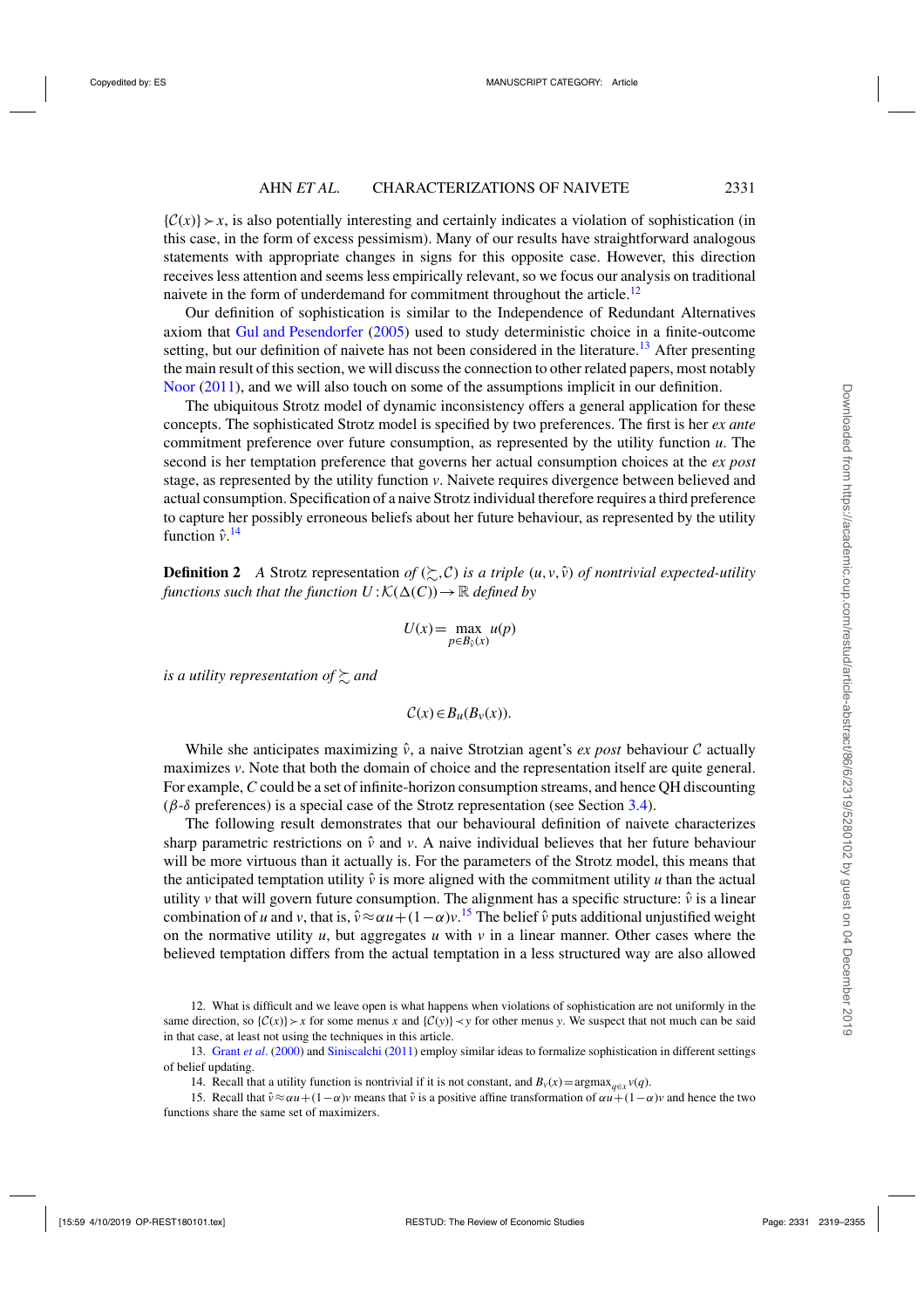$\{\mathcal{C}(x)\} \succ x$, is also potentially interesting and certainly indicates a violation of sophistication (in this case, in the form of excess pessimism). Many of our results have straightforward analogous statements with appropriate changes in signs for this opposite case. However, this direction receives less attention and seems less empirically relevant, so we focus our analysis on traditional naivete in the form of underdemand for commitment throughout the article.[12]

Our definition of sophistication is similar to the Independence of Redundant Alternatives axiom that Gul and Pesendorfer (2005) used to study deterministic choice in a finite-outcome setting, but our definition of naivete has not been considered in the literature.[13] After presenting the main result of this section, we will discuss the connection to other related papers, most notably Noor (2011), and we will also touch on some of the assumptions implicit in our definition.

The ubiquitous Strotz model of dynamic inconsistency offers a general application for these concepts. The sophisticated Strotz model is specified by two preferences. The first is her *ex ante* commitment preference over future consumption, as represented by the utility function $u$. The second is her temptation preference that governs her actual consumption choices at the *ex post* stage, as represented by the utility function $v$. Naivete requires divergence between believed and actual consumption. Specification of a naive Strotz individual therefore requires a third preference to capture her possibly erroneous beliefs about her future behaviour, as represented by the utility function $\hat{v}$.[14]

**Definition 2** *A* Strotz representation *of* $(\succsim, \mathcal{C})$ *is a triple* $(u, v, \hat{v})$ *of nontrivial expected-utility functions such that the function* $U : \mathcal{K}(\Delta(C)) \to \mathbb{R}$ *defined by*

$$U(x) = \max_{p \in B_{\hat{v}}(x)} u(p)$$

*is a utility representation of* $\succsim$ *and*

$$\mathcal{C}(x) \in B_u(B_v(x)).$$

While she anticipates maximizing $\hat{v}$, a naive Strotzian agent's *ex post* behaviour $\mathcal{C}$ actually maximizes $v$. Note that both the domain of choice and the representation itself are quite general. For example, $C$ could be a set of infinite-horizon consumption streams, and hence QH discounting ($\beta$-$\delta$ preferences) is a special case of the Strotz representation (see Section 3.4).

The following result demonstrates that our behavioural definition of naivete characterizes sharp parametric restrictions on $\hat{v}$ and $v$. A naive individual believes that her future behaviour will be more virtuous than it actually is. For the parameters of the Strotz model, this means that the anticipated temptation utility $\hat{v}$ is more aligned with the commitment utility $u$ than the actual utility $v$ that will govern future consumption. The alignment has a specific structure: $\hat{v}$ is a linear combination of $u$ and $v$, that is, $\hat{v} \approx \alpha u + (1-\alpha)v$.[15] The belief $\hat{v}$ puts additional unjustified weight on the normative utility $u$, but aggregates $u$ with $v$ in a linear manner. Other cases where the believed temptation differs from the actual temptation in a less structured way are also allowed

12. What is difficult and we leave open is what happens when violations of sophistication are not uniformly in the same direction, so $\{\mathcal{C}(x)\} \succ x$ for some menus $x$ and $\{\mathcal{C}(y)\} \prec y$ for other menus $y$. We suspect that not much can be said in that case, at least not using the techniques in this article.

13. Grant *et al*. (2000) and Siniscalchi (2011) employ similar ideas to formalize sophistication in different settings of belief updating.

14. Recall that a utility function is nontrivial if it is not constant, and $B_v(x) = \text{argmax}_{q \in x} v(q)$.

15. Recall that $\hat{v} \approx \alpha u + (1-\alpha)v$ means that $\hat{v}$ is a positive affine transformation of $\alpha u + (1-\alpha)v$ and hence the two functions share the same set of maximizers.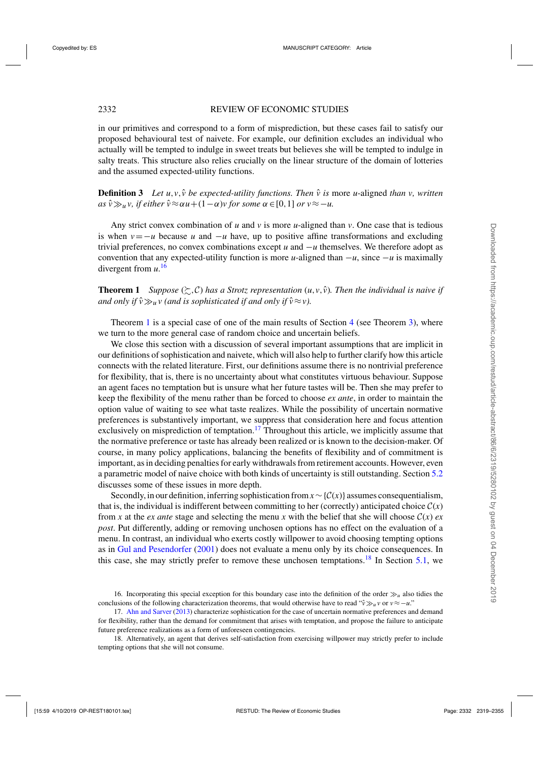in our primitives and correspond to a form of misprediction, but these cases fail to satisfy our proposed behavioural test of naivete. For example, our definition excludes an individual who actually will be tempted to indulge in sweet treats but believes she will be tempted to indulge in salty treats. This structure also relies crucially on the linear structure of the domain of lotteries and the assumed expected-utility functions.

**Definition 3** *Let $u,v,\hat{v}$ be expected-utility functions. Then $\hat{v}$ is* more $u$-aligned *than $v$, written as $\hat{v} \gg_u v$, if either $\hat{v} \approx \alpha u + (1-\alpha)v$ for some $\alpha \in [0,1]$ or $v \approx -u$.*

Any strict convex combination of $u$ and $v$ is more $u$-aligned than $v$. One case that is tedious is when $v = -u$ because $u$ and $-u$ have, up to positive affine transformations and excluding trivial preferences, no convex combinations except $u$ and $-u$ themselves. We therefore adopt as convention that any expected-utility function is more $u$-aligned than $-u$, since $-u$ is maximally divergent from $u$.[16]

**Theorem 1** *Suppose $(\succsim, \mathcal{C})$ has a Strotz representation $(u,v,\hat{v})$. Then the individual is naive if and only if $\hat{v} \gg_u v$ (and is sophisticated if and only if $\hat{v} \approx v$).*

Theorem 1 is a special case of one of the main results of Section 4 (see Theorem 3), where we turn to the more general case of random choice and uncertain beliefs.

We close this section with a discussion of several important assumptions that are implicit in our definitions of sophistication and naivete, which will also help to further clarify how this article connects with the related literature. First, our definitions assume there is no nontrivial preference for flexibility, that is, there is no uncertainty about what constitutes virtuous behaviour. Suppose an agent faces no temptation but is unsure what her future tastes will be. Then she may prefer to keep the flexibility of the menu rather than be forced to choose *ex ante*, in order to maintain the option value of waiting to see what taste realizes. While the possibility of uncertain normative preferences is substantively important, we suppress that consideration here and focus attention exclusively on misprediction of temptation.[17] Throughout this article, we implicitly assume that the normative preference or taste has already been realized or is known to the decision-maker. Of course, in many policy applications, balancing the benefits of flexibility and of commitment is important, as in deciding penalties for early withdrawals from retirement accounts. However, even a parametric model of naive choice with both kinds of uncertainty is still outstanding. Section 5.2 discusses some of these issues in more depth.

Secondly, in our definition, inferring sophistication from $x \sim \{\mathcal{C}(x)\}$ assumes consequentialism, that is, the individual is indifferent between committing to her (correctly) anticipated choice $\mathcal{C}(x)$ from $x$ at the *ex ante* stage and selecting the menu $x$ with the belief that she will choose $\mathcal{C}(x)$ *ex post*. Put differently, adding or removing unchosen options has no effect on the evaluation of a menu. In contrast, an individual who exerts costly willpower to avoid choosing tempting options as in Gul and Pesendorfer (2001) does not evaluate a menu only by its choice consequences. In this case, she may strictly prefer to remove these unchosen temptations.[18] In Section 5.1, we

16. Incorporating this special exception for this boundary case into the definition of the order $\gg_u$ also tidies the conclusions of the following characterization theorems, that would otherwise have to read "$\hat{v} \gg_u v$ or $v \approx -u$."

17. Ahn and Sarver (2013) characterize sophistication for the case of uncertain normative preferences and demand for flexibility, rather than the demand for commitment that arises with temptation, and propose the failure to anticipate future preference realizations as a form of unforeseen contingencies.

18. Alternatively, an agent that derives self-satisfaction from exercising willpower may strictly prefer to include tempting options that she will not consume.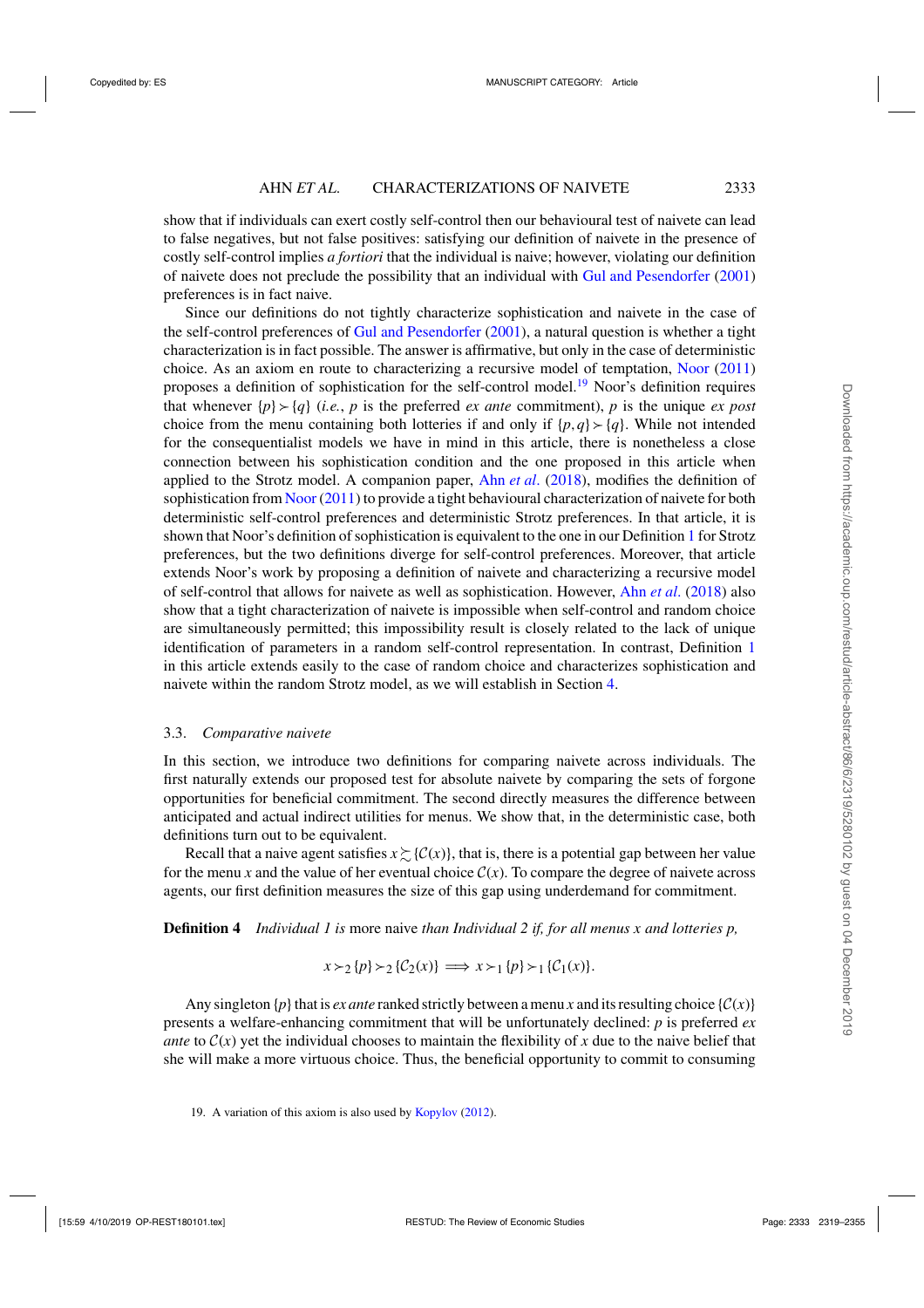show that if individuals can exert costly self-control then our behavioural test of naivete can lead to false negatives, but not false positives: satisfying our definition of naivete in the presence of costly self-control implies *a fortiori* that the individual is naive; however, violating our definition of naivete does not preclude the possibility that an individual with Gul and Pesendorfer (2001) preferences is in fact naive.

Since our definitions do not tightly characterize sophistication and naivete in the case of the self-control preferences of Gul and Pesendorfer (2001), a natural question is whether a tight characterization is in fact possible. The answer is affirmative, but only in the case of deterministic choice. As an axiom en route to characterizing a recursive model of temptation, Noor (2011) proposes a definition of sophistication for the self-control model.[19] Noor's definition requires that whenever $\{p\} \succ \{q\}$ (*i.e.*, $p$ is the preferred *ex ante* commitment), $p$ is the unique *ex post* choice from the menu containing both lotteries if and only if $\{p,q\} \succ \{q\}$. While not intended for the consequentialist models we have in mind in this article, there is nonetheless a close connection between his sophistication condition and the one proposed in this article when applied to the Strotz model. A companion paper, Ahn *et al.* (2018), modifies the definition of sophistication from Noor (2011) to provide a tight behavioural characterization of naivete for both deterministic self-control preferences and deterministic Strotz preferences. In that article, it is shown that Noor's definition of sophistication is equivalent to the one in our Definition 1 for Strotz preferences, but the two definitions diverge for self-control preferences. Moreover, that article extends Noor's work by proposing a definition of naivete and characterizing a recursive model of self-control that allows for naivete as well as sophistication. However, Ahn *et al.* (2018) also show that a tight characterization of naivete is impossible when self-control and random choice are simultaneously permitted; this impossibility result is closely related to the lack of unique identification of parameters in a random self-control representation. In contrast, Definition 1 in this article extends easily to the case of random choice and characterizes sophistication and naivete within the random Strotz model, as we will establish in Section 4.

### 3.3. *Comparative naivete*

In this section, we introduce two definitions for comparing naivete across individuals. The first naturally extends our proposed test for absolute naivete by comparing the sets of forgone opportunities for beneficial commitment. The second directly measures the difference between anticipated and actual indirect utilities for menus. We show that, in the deterministic case, both definitions turn out to be equivalent.

Recall that a naive agent satisfies $x \succsim \{\mathcal{C}(x)\}$, that is, there is a potential gap between her value for the menu $x$ and the value of her eventual choice $\mathcal{C}(x)$. To compare the degree of naivete across agents, our first definition measures the size of this gap using underdemand for commitment.

**Definition 4** *Individual 1 is* more naive *than Individual 2 if, for all menus $x$ and lotteries $p$,*

$$x \succ_2 \{p\} \succ_2 \{\mathcal{C}_2(x)\} \implies x \succ_1 \{p\} \succ_1 \{\mathcal{C}_1(x)\}.$$

Any singleton $\{p\}$ that is *ex ante* ranked strictly between a menu $x$ and its resulting choice $\{\mathcal{C}(x)\}$ presents a welfare-enhancing commitment that will be unfortunately declined: $p$ is preferred *ex ante* to $\mathcal{C}(x)$ yet the individual chooses to maintain the flexibility of $x$ due to the naive belief that she will make a more virtuous choice. Thus, the beneficial opportunity to commit to consuming

19. A variation of this axiom is also used by Kopylov (2012).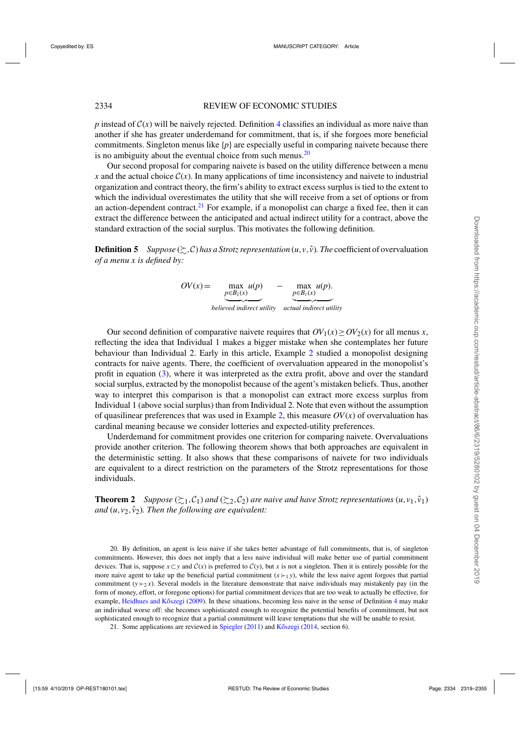$p$ instead of $\mathcal{C}(x)$ will be naively rejected. Definition 4 classifies an individual as more naive than another if she has greater underdemand for commitment, that is, if she forgoes more beneficial commitments. Singleton menus like $\{p\}$ are especially useful in comparing naivete because there is no ambiguity about the eventual choice from such menus.[20]

Our second proposal for comparing naivete is based on the utility difference between a menu $x$ and the actual choice $\mathcal{C}(x)$. In many applications of time inconsistency and naivete to industrial organization and contract theory, the firm's ability to extract excess surplus is tied to the extent to which the individual overestimates the utility that she will receive from a set of options or from an action-dependent contract.[21] For example, if a monopolist can charge a fixed fee, then it can extract the difference between the anticipated and actual indirect utility for a contract, above the standard extraction of the social surplus. This motivates the following definition.

**Definition 5** *Suppose $(\succsim, \mathcal{C})$ has a Strotz representation $(u, v, \hat{v})$. The* coefficient of overvaluation *of a menu $x$ is defined by:*

$$OV(x) = \underbrace{\max_{p \in B_{\hat{v}}(x)} u(p)}_{\textit{believed indirect utility}} - \underbrace{\max_{p \in B_v(x)} u(p)}_{\textit{actual indirect utility}}.$$

Our second definition of comparative naivete requires that $OV_1(x) \geq OV_2(x)$ for all menus $x$, reflecting the idea that Individual 1 makes a bigger mistake when she contemplates her future behaviour than Individual 2. Early in this article, Example 2 studied a monopolist designing contracts for naive agents. There, the coefficient of overvaluation appeared in the monopolist's profit in equation (3), where it was interpreted as the extra profit, above and over the standard social surplus, extracted by the monopolist because of the agent's mistaken beliefs. Thus, another way to interpret this comparison is that a monopolist can extract more excess surplus from Individual 1 (above social surplus) than from Individual 2. Note that even without the assumption of quasilinear preferences that was used in Example 2, this measure $OV(x)$ of overvaluation has cardinal meaning because we consider lotteries and expected-utility preferences.

Underdemand for commitment provides one criterion for comparing naivete. Overvaluations provide another criterion. The following theorem shows that both approaches are equivalent in the deterministic setting. It also shows that these comparisons of naivete for two individuals are equivalent to a direct restriction on the parameters of the Strotz representations for those individuals.

**Theorem 2** *Suppose $(\succsim_1, \mathcal{C}_1)$ and $(\succsim_2, \mathcal{C}_2)$ are naive and have Strotz representations $(u, v_1, \hat{v}_1)$ and $(u, v_2, \hat{v}_2)$. Then the following are equivalent:*

---

20. By definition, an agent is less naive if she takes better advantage of full commitments, that is, of singleton commitments. However, this does not imply that a less naive individual will make better use of partial commitment devices. That is, suppose $x \subset y$ and $\mathcal{C}(x)$ is preferred to $\mathcal{C}(y)$, but $x$ is not a singleton. Then it is entirely possible for the more naive agent to take up the beneficial partial commitment $(x \succ_1 y)$, while the less naive agent forgoes that partial commitment $(y \succ_2 x)$. Several models in the literature demonstrate that naive individuals may mistakenly pay (in the form of money, effort, or foregone options) for partial commitment devices that are too weak to actually be effective, for example, Heidhues and Kőszegi (2009). In these situations, becoming less naive in the sense of Definition 4 may make an individual worse off: she becomes sophisticated enough to recognize the potential benefits of commitment, but not sophisticated enough to recognize that a partial commitment will leave temptations that she will be unable to resist.

21. Some applications are reviewed in Spiegler (2011) and Kőszegi (2014, section 6).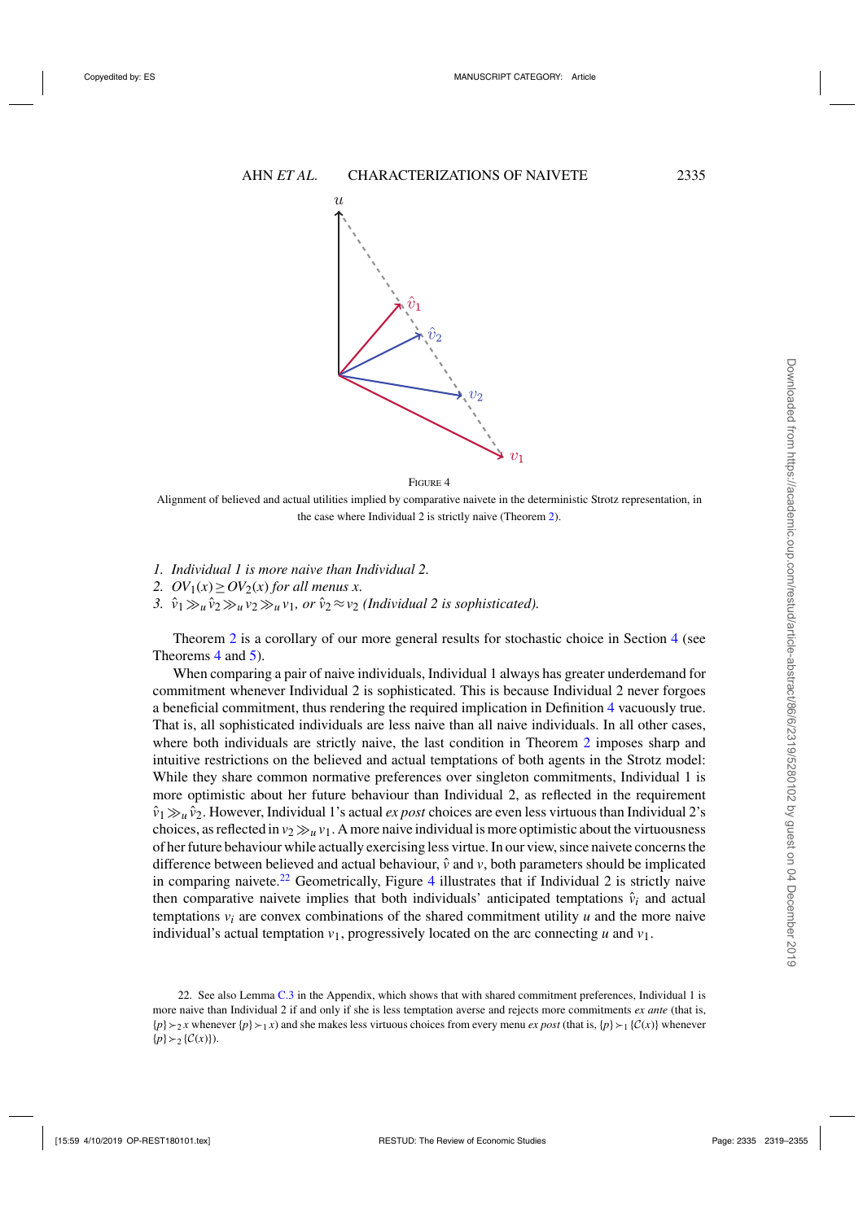FIGURE 4

Alignment of believed and actual utilities implied by comparative naivete in the deterministic Strotz representation, in the case where Individual 2 is strictly naive (Theorem 2).

1. *Individual 1 is more naive than Individual 2.*
2. *$OV_1(x) \geq OV_2(x)$ for all menus $x$.*
3. *$\hat{v}_1 \gg_u \hat{v}_2 \gg_u v_2 \gg_u v_1$, or $\hat{v}_2 \approx v_2$ (Individual 2 is sophisticated).*

Theorem 2 is a corollary of our more general results for stochastic choice in Section 4 (see Theorems 4 and 5).

When comparing a pair of naive individuals, Individual 1 always has greater underdemand for commitment whenever Individual 2 is sophisticated. This is because Individual 2 never forgoes a beneficial commitment, thus rendering the required implication in Definition 4 vacuously true. That is, all sophisticated individuals are less naive than all naive individuals. In all other cases, where both individuals are strictly naive, the last condition in Theorem 2 imposes sharp and intuitive restrictions on the believed and actual temptations of both agents in the Strotz model: While they share common normative preferences over singleton commitments, Individual 1 is more optimistic about her future behaviour than Individual 2, as reflected in the requirement $\hat{v}_1 \gg_u \hat{v}_2$. However, Individual 1's actual *ex post* choices are even less virtuous than Individual 2's choices, as reflected in $v_2 \gg_u v_1$. A more naive individual is more optimistic about the virtuousness of her future behaviour while actually exercising less virtue. In our view, since naivete concerns the difference between believed and actual behaviour, $\hat{v}$ and $v$, both parameters should be implicated in comparing naivete.[22] Geometrically, Figure 4 illustrates that if Individual 2 is strictly naive then comparative naivete implies that both individuals' anticipated temptations $\hat{v}_i$ and actual temptations $v_i$ are convex combinations of the shared commitment utility $u$ and the more naive individual's actual temptation $v_1$, progressively located on the arc connecting $u$ and $v_1$.

22. See also Lemma C.3 in the Appendix, which shows that with shared commitment preferences, Individual 1 is more naive than Individual 2 if and only if she is less temptation averse and rejects more commitments *ex ante* (that is, $\{p\} \succ_2 x$ whenever $\{p\} \succ_1 x$) and she makes less virtuous choices from every menu *ex post* (that is, $\{p\} \succ_1 \{\mathcal{C}(x)\}$ whenever $\{p\} \succ_2 \{\mathcal{C}(x)\}$).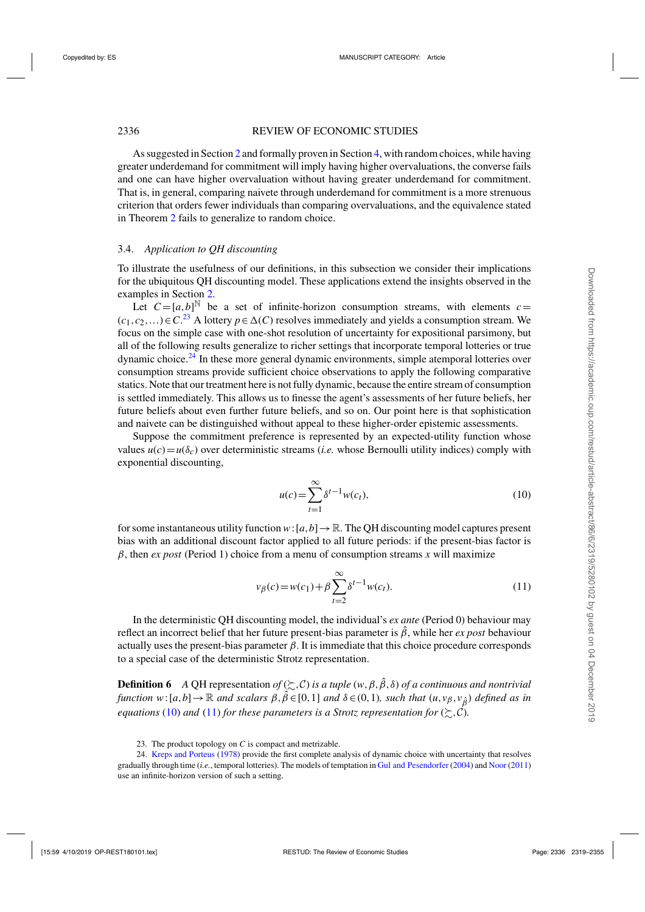As suggested in Section 2 and formally proven in Section 4, with random choices, while having greater underdemand for commitment will imply having higher overvaluations, the converse fails and one can have higher overvaluation without having greater underdemand for commitment. That is, in general, comparing naivete through underdemand for commitment is a more strenuous criterion that orders fewer individuals than comparing overvaluations, and the equivalence stated in Theorem 2 fails to generalize to random choice.

### 3.4. *Application to QH discounting*

To illustrate the usefulness of our definitions, in this subsection we consider their implications for the ubiquitous QH discounting model. These applications extend the insights observed in the examples in Section 2.

Let $C=[a,b]^{\mathbb{N}}$ be a set of infinite-horizon consumption streams, with elements $c=(c_1,c_2,\ldots)\in C$.[23] A lottery $p\in\Delta(C)$ resolves immediately and yields a consumption stream. We focus on the simple case with one-shot resolution of uncertainty for expositional parsimony, but all of the following results generalize to richer settings that incorporate temporal lotteries or true dynamic choice.[24] In these more general dynamic environments, simple atemporal lotteries over consumption streams provide sufficient choice observations to apply the following comparative statics. Note that our treatment here is not fully dynamic, because the entire stream of consumption is settled immediately. This allows us to finesse the agent's assessments of her future beliefs, her future beliefs about even further future beliefs, and so on. Our point here is that sophistication and naivete can be distinguished without appeal to these higher-order epistemic assessments.

Suppose the commitment preference is represented by an expected-utility function whose values $u(c)=u(\delta_c)$ over deterministic streams (*i.e.* whose Bernoulli utility indices) comply with exponential discounting,

$$u(c)=\sum_{t=1}^{\infty}\delta^{t-1}w(c_t), \tag{10}$$

for some instantaneous utility function $w:[a,b]\to\mathbb{R}$. The QH discounting model captures present bias with an additional discount factor applied to all future periods: if the present-bias factor is $\beta$, then *ex post* (Period 1) choice from a menu of consumption streams $x$ will maximize

$$v_\beta(c)=w(c_1)+\beta\sum_{t=2}^{\infty}\delta^{t-1}w(c_t). \tag{11}$$

In the deterministic QH discounting model, the individual's *ex ante* (Period 0) behaviour may reflect an incorrect belief that her future present-bias parameter is $\hat{\beta}$, while her *ex post* behaviour actually uses the present-bias parameter $\beta$. It is immediate that this choice procedure corresponds to a special case of the deterministic Strotz representation.

**Definition 6** *A* QH representation *of* $(\succsim,\mathcal{C})$ *is a tuple* $(w,\beta,\hat{\beta},\delta)$ *of a continuous and nontrivial function* $w:[a,b]\to\mathbb{R}$ *and scalars* $\beta,\hat{\beta}\in[0,1]$ *and* $\delta\in(0,1)$*, such that* $(u,v_\beta,v_{\hat{\beta}})$ *defined as in equations* (10) *and* (11) *for these parameters is a Strotz representation for* $(\succsim,\mathcal{C})$*.*

23. The product topology on $C$ is compact and metrizable.

24. Kreps and Porteus (1978) provide the first complete analysis of dynamic choice with uncertainty that resolves gradually through time (*i.e.*, temporal lotteries). The models of temptation in Gul and Pesendorfer (2004) and Noor (2011) use an infinite-horizon version of such a setting.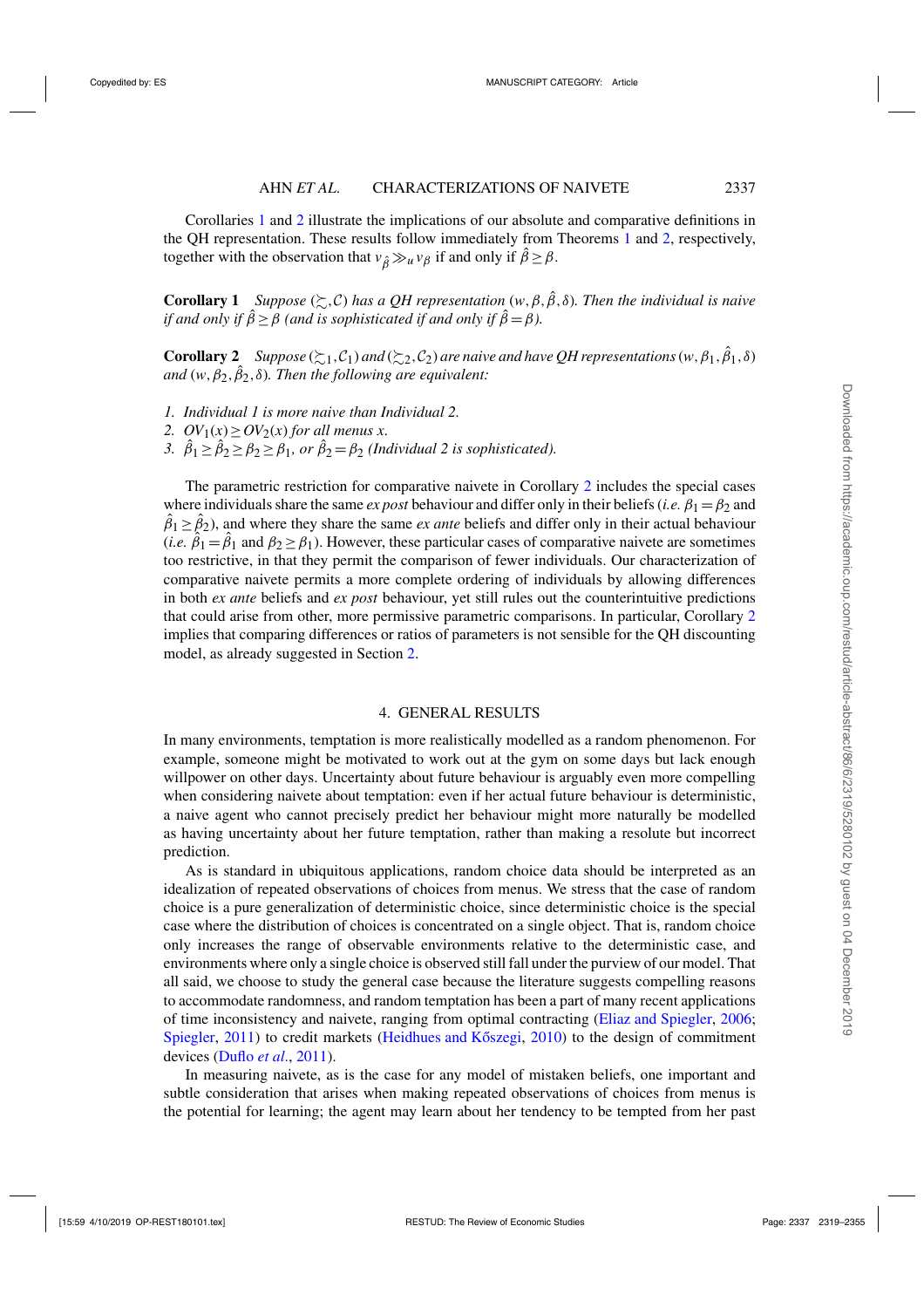Corollaries 1 and 2 illustrate the implications of our absolute and comparative definitions in the QH representation. These results follow immediately from Theorems 1 and 2, respectively, together with the observation that $v_{\hat{\beta}} \gg_u v_\beta$ if and only if $\hat{\beta} \geq \beta$.

**Corollary 1** *Suppose $(\succsim, \mathcal{C})$ has a QH representation $(w, \beta, \hat{\beta}, \delta)$. Then the individual is naive if and only if $\hat{\beta} \geq \beta$ (and is sophisticated if and only if $\hat{\beta} = \beta$).*

**Corollary 2** *Suppose $(\succsim_1, \mathcal{C}_1)$ and $(\succsim_2, \mathcal{C}_2)$ are naive and have QH representations $(w, \beta_1, \hat{\beta}_1, \delta)$ and $(w, \beta_2, \hat{\beta}_2, \delta)$. Then the following are equivalent:*

1. *Individual 1 is more naive than Individual 2.*
2. *$OV_1(x) \geq OV_2(x)$ for all menus $x$.*
3. *$\hat{\beta}_1 \geq \hat{\beta}_2 \geq \beta_2 \geq \beta_1$, or $\hat{\beta}_2 = \beta_2$ (Individual 2 is sophisticated).*

The parametric restriction for comparative naivete in Corollary 2 includes the special cases where individuals share the same *ex post* behaviour and differ only in their beliefs (*i.e.* $\beta_1 = \beta_2$ and $\hat{\beta}_1 \geq \hat{\beta}_2$), and where they share the same *ex ante* beliefs and differ only in their actual behaviour (*i.e.* $\hat{\beta}_1 = \hat{\beta}_1$ and $\beta_2 \geq \beta_1$). However, these particular cases of comparative naivete are sometimes too restrictive, in that they permit the comparison of fewer individuals. Our characterization of comparative naivete permits a more complete ordering of individuals by allowing differences in both *ex ante* beliefs and *ex post* behaviour, yet still rules out the counterintuitive predictions that could arise from other, more permissive parametric comparisons. In particular, Corollary 2 implies that comparing differences or ratios of parameters is not sensible for the QH discounting model, as already suggested in Section 2.

## 4. GENERAL RESULTS

In many environments, temptation is more realistically modelled as a random phenomenon. For example, someone might be motivated to work out at the gym on some days but lack enough willpower on other days. Uncertainty about future behaviour is arguably even more compelling when considering naivete about temptation: even if her actual future behaviour is deterministic, a naive agent who cannot precisely predict her behaviour might more naturally be modelled as having uncertainty about her future temptation, rather than making a resolute but incorrect prediction.

As is standard in ubiquitous applications, random choice data should be interpreted as an idealization of repeated observations of choices from menus. We stress that the case of random choice is a pure generalization of deterministic choice, since deterministic choice is the special case where the distribution of choices is concentrated on a single object. That is, random choice only increases the range of observable environments relative to the deterministic case, and environments where only a single choice is observed still fall under the purview of our model. That all said, we choose to study the general case because the literature suggests compelling reasons to accommodate randomness, and random temptation has been a part of many recent applications of time inconsistency and naivete, ranging from optimal contracting (Eliaz and Spiegler, 2006; Spiegler, 2011) to credit markets (Heidhues and Kőszegi, 2010) to the design of commitment devices (Duflo *et al.*, 2011).

In measuring naivete, as is the case for any model of mistaken beliefs, one important and subtle consideration that arises when making repeated observations of choices from menus is the potential for learning; the agent may learn about her tendency to be tempted from her past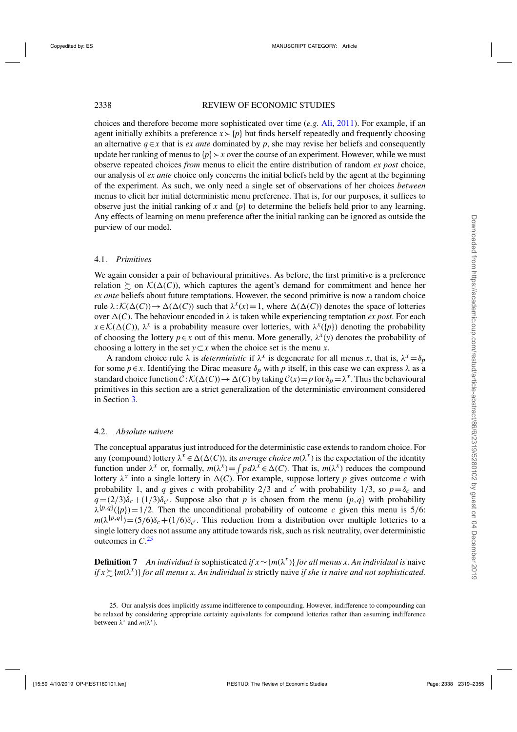choices and therefore become more sophisticated over time (*e.g.* Ali, 2011). For example, if an agent initially exhibits a preference $x \succ \{p\}$ but finds herself repeatedly and frequently choosing an alternative $q \in x$ that is *ex ante* dominated by $p$, she may revise her beliefs and consequently update her ranking of menus to $\{p\} \succ x$ over the course of an experiment. However, while we must observe repeated choices *from* menus to elicit the entire distribution of random *ex post* choice, our analysis of *ex ante* choice only concerns the initial beliefs held by the agent at the beginning of the experiment. As such, we only need a single set of observations of her choices *between* menus to elicit her initial deterministic menu preference. That is, for our purposes, it suffices to observe just the initial ranking of $x$ and $\{p\}$ to determine the beliefs held prior to any learning. Any effects of learning on menu preference after the initial ranking can be ignored as outside the purview of our model.

### 4.1. *Primitives*

We again consider a pair of behavioural primitives. As before, the first primitive is a preference relation $\succsim$ on $\mathcal{K}(\Delta(C))$, which captures the agent's demand for commitment and hence her *ex ante* beliefs about future temptations. However, the second primitive is now a random choice rule $\lambda : \mathcal{K}(\Delta(C)) \to \Delta(\Delta(C))$ such that $\lambda^x(x) = 1$, where $\Delta(\Delta(C))$ denotes the space of lotteries over $\Delta(C)$. The behaviour encoded in $\lambda$ is taken while experiencing temptation *ex post*. For each $x \in \mathcal{K}(\Delta(C))$, $\lambda^x$ is a probability measure over lotteries, with $\lambda^x(\{p\})$ denoting the probability of choosing the lottery $p \in x$ out of this menu. More generally, $\lambda^x(y)$ denotes the probability of choosing a lottery in the set $y \subset x$ when the choice set is the menu $x$.

A random choice rule $\lambda$ is *deterministic* if $\lambda^x$ is degenerate for all menus $x$, that is, $\lambda^x = \delta_p$ for some $p \in x$. Identifying the Dirac measure $\delta_p$ with $p$ itself, in this case we can express $\lambda$ as a standard choice function $\mathcal{C} : \mathcal{K}(\Delta(C)) \to \Delta(C)$ by taking $\mathcal{C}(x) = p$ for $\delta_p = \lambda^x$. Thus the behavioural primitives in this section are a strict generalization of the deterministic environment considered in Section 3.

### 4.2. *Absolute naivete*

The conceptual apparatus just introduced for the deterministic case extends to random choice. For any (compound) lottery $\lambda^x \in \Delta(\Delta(C))$, its *average choice* $m(\lambda^x)$ is the expectation of the identity function under $\lambda^x$ or, formally, $m(\lambda^x) = \int p \, d\lambda^x \in \Delta(C)$. That is, $m(\lambda^x)$ reduces the compound lottery $\lambda^x$ into a single lottery in $\Delta(C)$. For example, suppose lottery $p$ gives outcome $c$ with probability 1, and $q$ gives $c$ with probability $2/3$ and $c'$ with probability $1/3$, so $p = \delta_c$ and $q = (2/3)\delta_c + (1/3)\delta_{c'}$. Suppose also that $p$ is chosen from the menu $\{p,q\}$ with probability $\lambda^{\{p,q\}}(\{p\}) = 1/2$. Then the unconditional probability of outcome $c$ given this menu is $5/6$: $m(\lambda^{\{p,q\}}) = (5/6)\delta_c + (1/6)\delta_{c'}$. This reduction from a distribution over multiple lotteries to a single lottery does not assume any attitude towards risk, such as risk neutrality, over deterministic outcomes in $C$.[25]

**Definition 7** *An individual is* sophisticated *if $x \sim \{m(\lambda^x)\}$ for all menus $x$. An individual is* naive *if $x \succsim \{m(\lambda^x)\}$ for all menus $x$. An individual is* strictly naive *if she is naive and not sophisticated.*

25. Our analysis does implicitly assume indifference to compounding. However, indifference to compounding can be relaxed by considering appropriate certainty equivalents for compound lotteries rather than assuming indifference between $\lambda^x$ and $m(\lambda^x)$.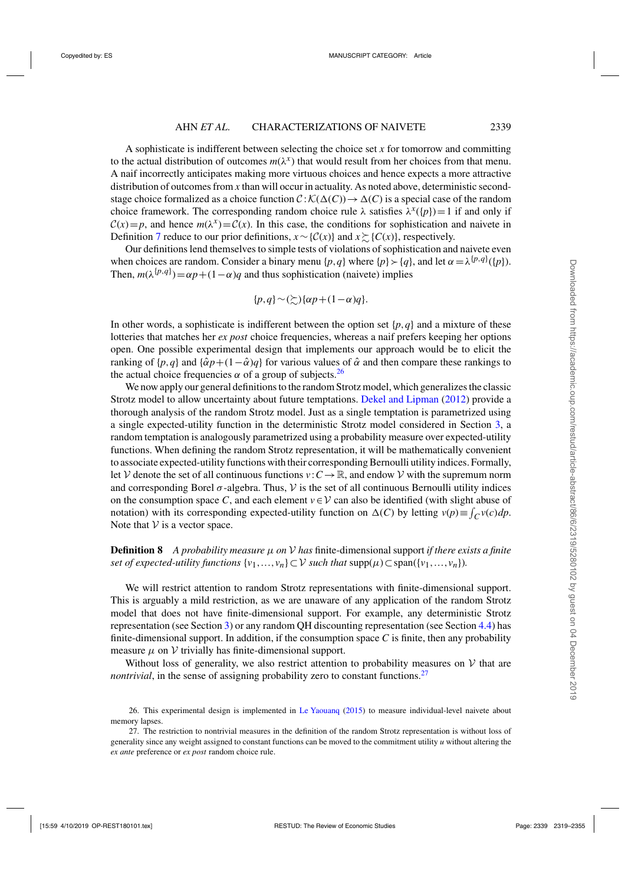A sophisticate is indifferent between selecting the choice set $x$ for tomorrow and committing to the actual distribution of outcomes $m(\lambda^x)$ that would result from her choices from that menu. A naif incorrectly anticipates making more virtuous choices and hence expects a more attractive distribution of outcomes from $x$ than will occur in actuality. As noted above, deterministic second-stage choice formalized as a choice function $\mathcal{C}:\mathcal{K}(\Delta(C))\to\Delta(C)$ is a special case of the random choice framework. The corresponding random choice rule $\lambda$ satisfies $\lambda^x(\{p\})=1$ if and only if $\mathcal{C}(x)=p$, and hence $m(\lambda^x)=\mathcal{C}(x)$. In this case, the conditions for sophistication and naivete in Definition 7 reduce to our prior definitions, $x\sim\{\mathcal{C}(x)\}$ and $x\succsim\{\mathcal{C}(x)\}$, respectively.

Our definitions lend themselves to simple tests of violations of sophistication and naivete even when choices are random. Consider a binary menu $\{p,q\}$ where $\{p\}\succ\{q\}$, and let $\alpha=\lambda^{\{p,q\}}(\{p\})$. Then, $m(\lambda^{\{p,q\}})=\alpha p+(1-\alpha)q$ and thus sophistication (naivete) implies

$$\{p,q\}\sim(\succsim)\{\alpha p+(1-\alpha)q\}.$$

In other words, a sophisticate is indifferent between the option set $\{p,q\}$ and a mixture of these lotteries that matches her *ex post* choice frequencies, whereas a naif prefers keeping her options open. One possible experimental design that implements our approach would be to elicit the ranking of $\{p,q\}$ and $\{\hat{\alpha}p+(1-\hat{\alpha})q\}$ for various values of $\hat{\alpha}$ and then compare these rankings to the actual choice frequencies $\alpha$ of a group of subjects.[26]

We now apply our general definitions to the random Strotz model, which generalizes the classic Strotz model to allow uncertainty about future temptations. Dekel and Lipman (2012) provide a thorough analysis of the random Strotz model. Just as a single temptation is parametrized using a single expected-utility function in the deterministic Strotz model considered in Section 3, a random temptation is analogously parametrized using a probability measure over expected-utility functions. When defining the random Strotz representation, it will be mathematically convenient to associate expected-utility functions with their corresponding Bernoulli utility indices. Formally, let $\mathcal{V}$ denote the set of all continuous functions $v:C\to\mathbb{R}$, and endow $\mathcal{V}$ with the supremum norm and corresponding Borel $\sigma$-algebra. Thus, $\mathcal{V}$ is the set of all continuous Bernoulli utility indices on the consumption space $C$, and each element $v\in\mathcal{V}$ can also be identified (with slight abuse of notation) with its corresponding expected-utility function on $\Delta(C)$ by letting $v(p)\equiv\int_C v(c)dp$. Note that $\mathcal{V}$ is a vector space.

**Definition 8** *A probability measure $\mu$ on $\mathcal{V}$ has* finite-dimensional support *if there exists a finite set of expected-utility functions $\{v_1,\ldots,v_n\}\subset\mathcal{V}$ such that* $\text{supp}(\mu)\subset\text{span}(\{v_1,\ldots,v_n\})$*.*

We will restrict attention to random Strotz representations with finite-dimensional support. This is arguably a mild restriction, as we are unaware of any application of the random Strotz model that does not have finite-dimensional support. For example, any deterministic Strotz representation (see Section 3) or any random QH discounting representation (see Section 4.4) has finite-dimensional support. In addition, if the consumption space $C$ is finite, then any probability measure $\mu$ on $\mathcal{V}$ trivially has finite-dimensional support.

Without loss of generality, we also restrict attention to probability measures on $\mathcal{V}$ that are *nontrivial*, in the sense of assigning probability zero to constant functions.[27]

26. This experimental design is implemented in Le Yaouanq (2015) to measure individual-level naivete about memory lapses.

27. The restriction to nontrivial measures in the definition of the random Strotz representation is without loss of generality since any weight assigned to constant functions can be moved to the commitment utility $u$ without altering the *ex ante* preference or *ex post* random choice rule.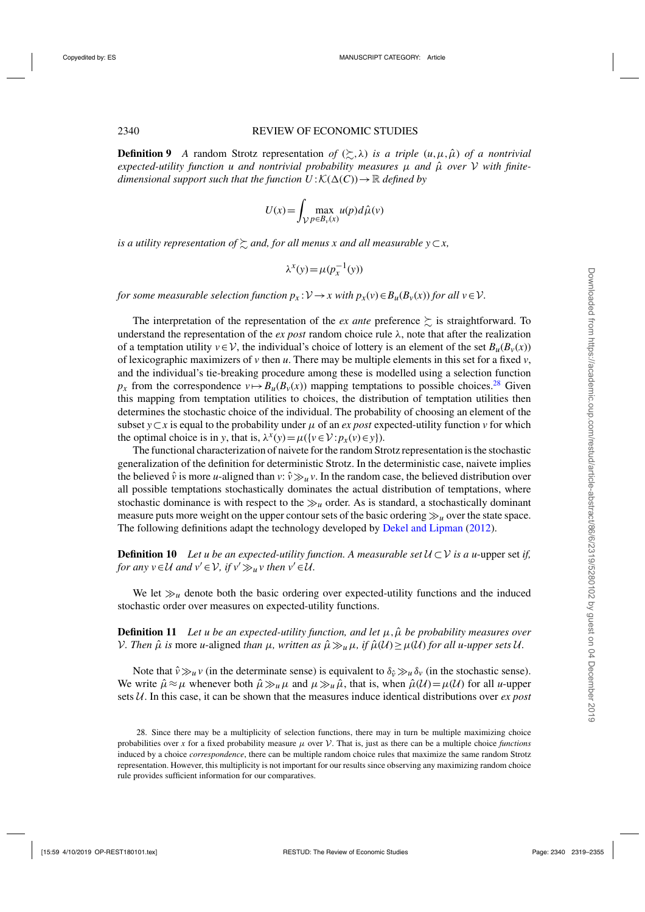**Definition 9** *A* random Strotz representation *of* $(\succsim, \lambda)$ *is a triple* $(u, \mu, \hat{\mu})$ *of a nontrivial expected-utility function* $u$ *and nontrivial probability measures* $\mu$ *and* $\hat{\mu}$ *over* $\mathcal{V}$ *with finite-dimensional support such that the function* $U : \mathcal{K}(\Delta(C)) \to \mathbb{R}$ *defined by*

$$U(x) = \int_{\mathcal{V}} \max_{p \in B_v(x)} u(p) d\hat{\mu}(v)$$

*is a utility representation of* $\succsim$ *and, for all menus* $x$ *and all measurable* $y \subset x$,

$$\lambda^x(y) = \mu(p_x^{-1}(y))$$

*for some measurable selection function* $p_x : \mathcal{V} \to x$ *with* $p_x(v) \in B_u(B_v(x))$ *for all* $v \in \mathcal{V}$.

The interpretation of the representation of the *ex ante* preference $\succsim$ is straightforward. To understand the representation of the *ex post* random choice rule $\lambda$, note that after the realization of a temptation utility $v \in \mathcal{V}$, the individual's choice of lottery is an element of the set $B_u(B_v(x))$ of lexicographic maximizers of $v$ then $u$. There may be multiple elements in this set for a fixed $v$, and the individual's tie-breaking procedure among these is modelled using a selection function $p_x$ from the correspondence $v \mapsto B_u(B_v(x))$ mapping temptations to possible choices.[28] Given this mapping from temptation utilities to choices, the distribution of temptation utilities then determines the stochastic choice of the individual. The probability of choosing an element of the subset $y \subset x$ is equal to the probability under $\mu$ of an *ex post* expected-utility function $v$ for which the optimal choice is in $y$, that is, $\lambda^x(y) = \mu(\{v \in \mathcal{V} : p_x(v) \in y\})$.

The functional characterization of naivete for the random Strotz representation is the stochastic generalization of the definition for deterministic Strotz. In the deterministic case, naivete implies the believed $\hat{v}$ is more $u$-aligned than $v$: $\hat{v} \gg_u v$. In the random case, the believed distribution over all possible temptations stochastically dominates the actual distribution of temptations, where stochastic dominance is with respect to the $\gg_u$ order. As is standard, a stochastically dominant measure puts more weight on the upper contour sets of the basic ordering $\gg_u$ over the state space. The following definitions adapt the technology developed by Dekel and Lipman (2012).

**Definition 10** *Let* $u$ *be an expected-utility function. A measurable set* $\mathcal{U} \subset \mathcal{V}$ *is a* $u$-upper set *if, for any* $v \in \mathcal{U}$ *and* $v' \in \mathcal{V}$, *if* $v' \gg_u v$ *then* $v' \in \mathcal{U}$.

We let $\gg_u$ denote both the basic ordering over expected-utility functions and the induced stochastic order over measures on expected-utility functions.

**Definition 11** *Let* $u$ *be an expected-utility function, and let* $\mu, \hat{\mu}$ *be probability measures over* $\mathcal{V}$. *Then* $\hat{\mu}$ *is* more $u$-aligned *than* $\mu$, *written as* $\hat{\mu} \gg_u \mu$, *if* $\hat{\mu}(\mathcal{U}) \geq \mu(\mathcal{U})$ *for all* $u$-*upper sets* $\mathcal{U}$.

Note that $\hat{v} \gg_u v$ (in the determinate sense) is equivalent to $\delta_{\hat{v}} \gg_u \delta_v$ (in the stochastic sense). We write $\hat{\mu} \approx \mu$ whenever both $\hat{\mu} \gg_u \mu$ and $\mu \gg_u \hat{\mu}$, that is, when $\hat{\mu}(\mathcal{U}) = \mu(\mathcal{U})$ for all $u$-upper sets $\mathcal{U}$. In this case, it can be shown that the measures induce identical distributions over *ex post*

28. Since there may be a multiplicity of selection functions, there may in turn be multiple maximizing choice probabilities over $x$ for a fixed probability measure $\mu$ over $\mathcal{V}$. That is, just as there can be a multiple choice *functions* induced by a choice *correspondence*, there can be multiple random choice rules that maximize the same random Strotz representation. However, this multiplicity is not important for our results since observing any maximizing random choice rule provides sufficient information for our comparatives.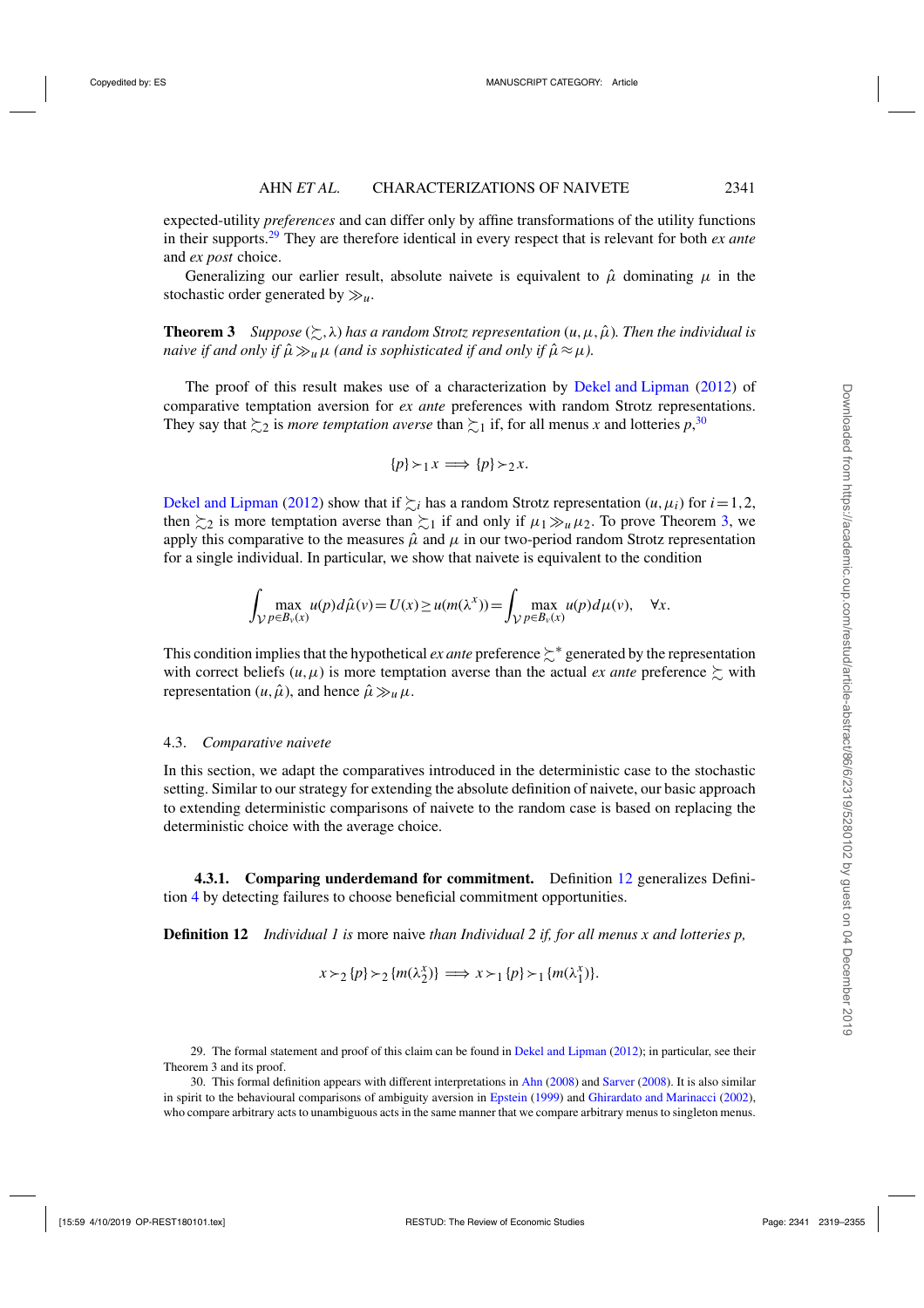expected-utility *preferences* and can differ only by affine transformations of the utility functions in their supports.[29] They are therefore identical in every respect that is relevant for both *ex ante* and *ex post* choice.

Generalizing our earlier result, absolute naivete is equivalent to $\hat{\mu}$ dominating $\mu$ in the stochastic order generated by $\gg_u$.

**Theorem 3** *Suppose $(\succsim, \lambda)$ has a random Strotz representation $(u, \mu, \hat{\mu})$. Then the individual is naive if and only if $\hat{\mu} \gg_u \mu$ (and is sophisticated if and only if $\hat{\mu} \approx \mu$).*

The proof of this result makes use of a characterization by Dekel and Lipman (2012) of comparative temptation aversion for *ex ante* preferences with random Strotz representations. They say that $\succsim_2$ is *more temptation averse* than $\succsim_1$ if, for all menus $x$ and lotteries $p$,[30]

$$\{p\} \succ_1 x \implies \{p\} \succ_2 x.$$

Dekel and Lipman (2012) show that if $\succsim_i$ has a random Strotz representation $(u, \mu_i)$ for $i = 1, 2$, then $\succsim_2$ is more temptation averse than $\succsim_1$ if and only if $\mu_1 \gg_u \mu_2$. To prove Theorem 3, we apply this comparative to the measures $\hat{\mu}$ and $\mu$ in our two-period random Strotz representation for a single individual. In particular, we show that naivete is equivalent to the condition

$$\int_{\mathcal{V}} \max_{p \in B_v(x)} u(p) d\hat{\mu}(v) = U(x) \geq u(m(\lambda^x)) = \int_{\mathcal{V}} \max_{p \in B_v(x)} u(p) d\mu(v), \quad \forall x.$$

This condition implies that the hypothetical *ex ante* preference $\succsim^*$ generated by the representation with correct beliefs $(u, \mu)$ is more temptation averse than the actual *ex ante* preference $\succsim$ with representation $(u, \hat{\mu})$, and hence $\hat{\mu} \gg_u \mu$.

### 4.3. *Comparative naivete*

In this section, we adapt the comparatives introduced in the deterministic case to the stochastic setting. Similar to our strategy for extending the absolute definition of naivete, our basic approach to extending deterministic comparisons of naivete to the random case is based on replacing the deterministic choice with the average choice.

#### 4.3.1. Comparing underdemand for commitment.

Definition 12 generalizes Definition 4 by detecting failures to choose beneficial commitment opportunities.

**Definition 12** *Individual 1 is* more naive *than Individual 2 if, for all menus $x$ and lotteries $p$,*

$$x \succ_2 \{p\} \succ_2 \{m(\lambda_2^x)\} \implies x \succ_1 \{p\} \succ_1 \{m(\lambda_1^x)\}.$$

---

29. The formal statement and proof of this claim can be found in Dekel and Lipman (2012); in particular, see their Theorem 3 and its proof.

30. This formal definition appears with different interpretations in Ahn (2008) and Sarver (2008). It is also similar in spirit to the behavioural comparisons of ambiguity aversion in Epstein (1999) and Ghirardato and Marinacci (2002), who compare arbitrary acts to unambiguous acts in the same manner that we compare arbitrary menus to singleton menus.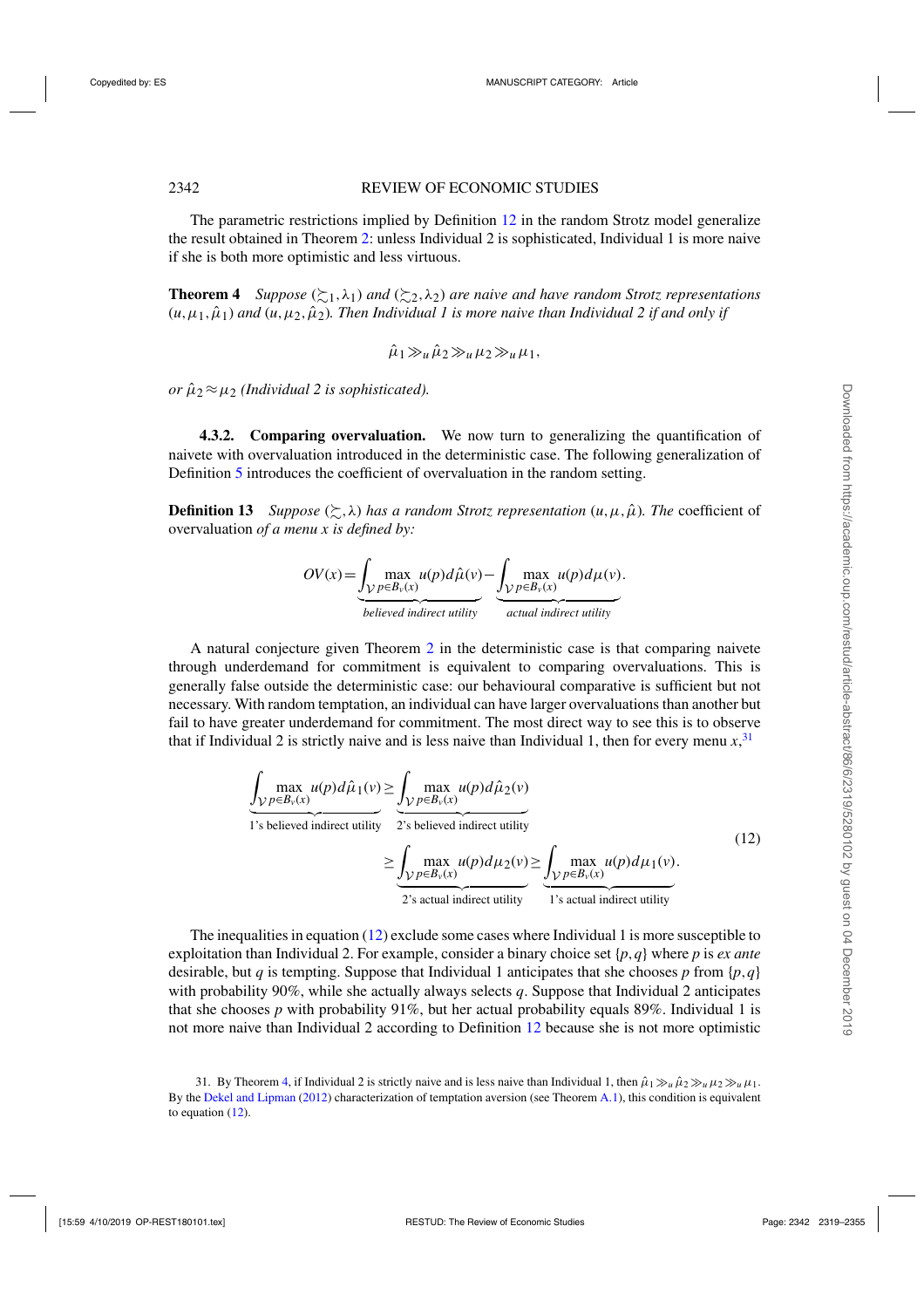The parametric restrictions implied by Definition 12 in the random Strotz model generalize the result obtained in Theorem 2: unless Individual 2 is sophisticated, Individual 1 is more naive if she is both more optimistic and less virtuous.

**Theorem 4** *Suppose $(\succsim_1, \lambda_1)$ and $(\succsim_2, \lambda_2)$ are naive and have random Strotz representations $(u, \mu_1, \hat{\mu}_1)$ and $(u, \mu_2, \hat{\mu}_2)$. Then Individual 1 is more naive than Individual 2 if and only if*

$$\hat{\mu}_1 \gg_u \hat{\mu}_2 \gg_u \mu_2 \gg_u \mu_1,$$

*or $\hat{\mu}_2 \approx \mu_2$ (Individual 2 is sophisticated).*

### 4.3.2. Comparing overvaluation.

We now turn to generalizing the quantification of naivete with overvaluation introduced in the deterministic case. The following generalization of Definition 5 introduces the coefficient of overvaluation in the random setting.

**Definition 13** *Suppose $(\succsim, \lambda)$ has a random Strotz representation $(u, \mu, \hat{\mu})$. The* coefficient of overvaluation *of a menu $x$ is defined by:*

$$OV(x) = \underbrace{\int_{\mathcal{V}} \max_{p \in B_v(x)} u(p) d\hat{\mu}(v)}_{\textit{believed indirect utility}} - \underbrace{\int_{\mathcal{V}} \max_{p \in B_v(x)} u(p) d\mu(v)}_{\textit{actual indirect utility}}.$$

A natural conjecture given Theorem 2 in the deterministic case is that comparing naivete through underdemand for commitment is equivalent to comparing overvaluations. This is generally false outside the deterministic case: our behavioural comparative is sufficient but not necessary. With random temptation, an individual can have larger overvaluations than another but fail to have greater underdemand for commitment. The most direct way to see this is to observe that if Individual 2 is strictly naive and is less naive than Individual 1, then for every menu $x$,[31]

$$\begin{aligned}
\underbrace{\int_{\mathcal{V}} \max_{p \in B_v(x)} u(p) d\hat{\mu}_1(v)}_{\text{1's believed indirect utility}} &\geq \underbrace{\int_{\mathcal{V}} \max_{p \in B_v(x)} u(p) d\hat{\mu}_2(v)}_{\text{2's believed indirect utility}} \\
&\geq \underbrace{\int_{\mathcal{V}} \max_{p \in B_v(x)} u(p) d\mu_2(v)}_{\text{2's actual indirect utility}} \geq \underbrace{\int_{\mathcal{V}} \max_{p \in B_v(x)} u(p) d\mu_1(v)}_{\text{1's actual indirect utility}}.
\end{aligned} \tag{12}$$

The inequalities in equation (12) exclude some cases where Individual 1 is more susceptible to exploitation than Individual 2. For example, consider a binary choice set $\{p, q\}$ where $p$ is *ex ante* desirable, but $q$ is tempting. Suppose that Individual 1 anticipates that she chooses $p$ from $\{p, q\}$ with probability 90%, while she actually always selects $q$. Suppose that Individual 2 anticipates that she chooses $p$ with probability 91%, but her actual probability equals 89%. Individual 1 is not more naive than Individual 2 according to Definition 12 because she is not more optimistic

31. By Theorem 4, if Individual 2 is strictly naive and is less naive than Individual 1, then $\hat{\mu}_1 \gg_u \hat{\mu}_2 \gg_u \mu_2 \gg_u \mu_1$. By the Dekel and Lipman (2012) characterization of temptation aversion (see Theorem A.1), this condition is equivalent to equation (12).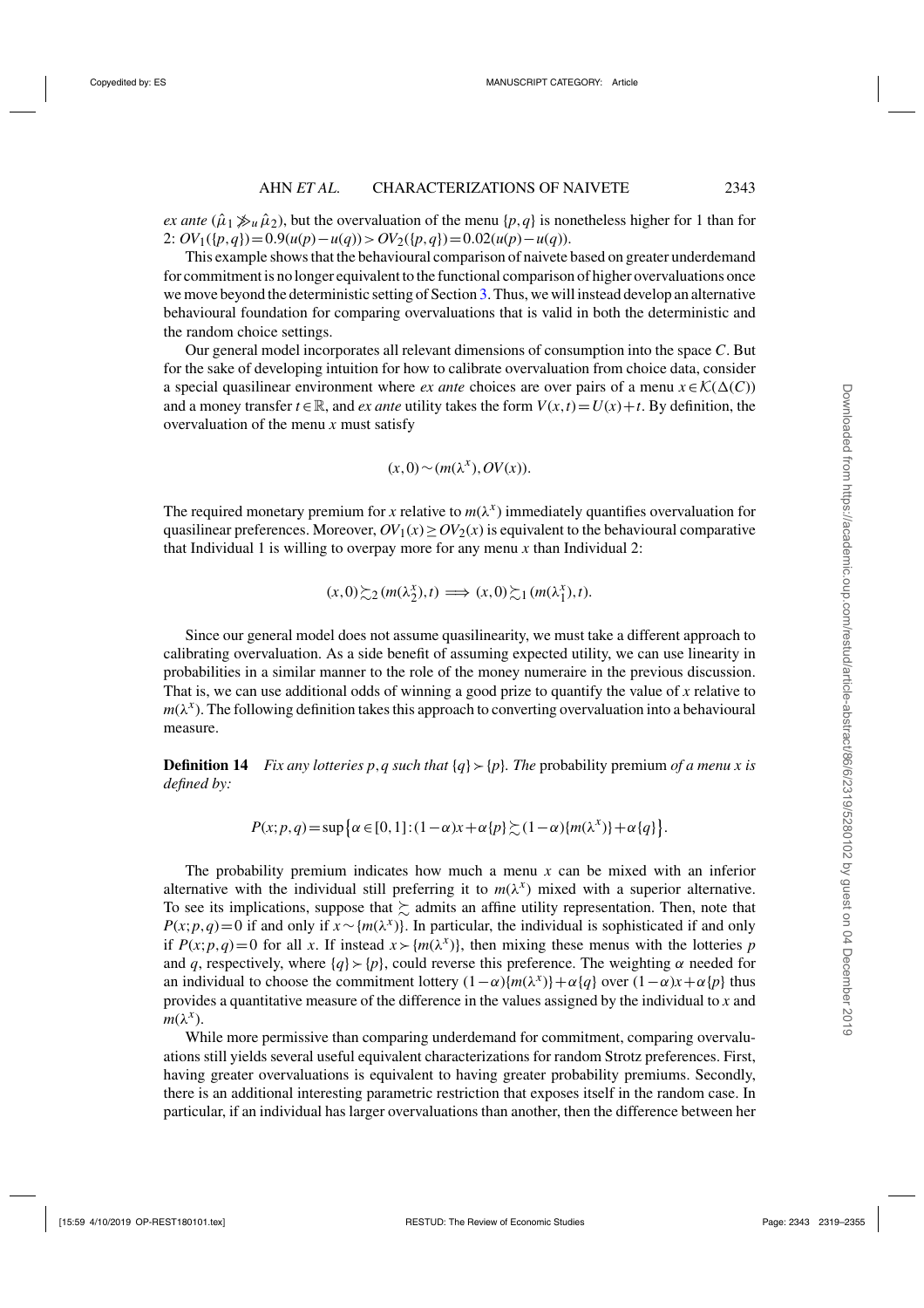*ex ante* ($\hat{\mu}_1 \gg_u \hat{\mu}_2$), but the overvaluation of the menu $\{p,q\}$ is nonetheless higher for 1 than for 2: $OV_1(\{p,q\}) = 0.9(u(p)-u(q)) > OV_2(\{p,q\}) = 0.02(u(p)-u(q))$.

This example shows that the behavioural comparison of naivete based on greater underdemand for commitment is no longer equivalent to the functional comparison of higher overvaluations once we move beyond the deterministic setting of Section 3. Thus, we will instead develop an alternative behavioural foundation for comparing overvaluations that is valid in both the deterministic and the random choice settings.

Our general model incorporates all relevant dimensions of consumption into the space $C$. But for the sake of developing intuition for how to calibrate overvaluation from choice data, consider a special quasilinear environment where *ex ante* choices are over pairs of a menu $x \in \mathcal{K}(\Delta(C))$ and a money transfer $t \in \mathbb{R}$, and *ex ante* utility takes the form $V(x,t) = U(x) + t$. By definition, the overvaluation of the menu $x$ must satisfy

$$(x,0) \sim (m(\lambda^x), OV(x)).$$

The required monetary premium for $x$ relative to $m(\lambda^x)$ immediately quantifies overvaluation for quasilinear preferences. Moreover, $OV_1(x) \geq OV_2(x)$ is equivalent to the behavioural comparative that Individual 1 is willing to overpay more for any menu $x$ than Individual 2:

$$(x,0) \succsim_2 (m(\lambda_2^x), t) \implies (x,0) \succsim_1 (m(\lambda_1^x), t).$$

Since our general model does not assume quasilinearity, we must take a different approach to calibrating overvaluation. As a side benefit of assuming expected utility, we can use linearity in probabilities in a similar manner to the role of the money numeraire in the previous discussion. That is, we can use additional odds of winning a good prize to quantify the value of $x$ relative to $m(\lambda^x)$. The following definition takes this approach to converting overvaluation into a behavioural measure.

**Definition 14** *Fix any lotteries $p,q$ such that $\{q\} \succ \{p\}$. The* probability premium *of a menu $x$ is defined by:*

$$P(x;p,q) = \sup\left\{\alpha \in [0,1] : (1-\alpha)x + \alpha\{p\} \succsim (1-\alpha)\{m(\lambda^x)\} + \alpha\{q\}\right\}.$$

The probability premium indicates how much a menu $x$ can be mixed with an inferior alternative with the individual still preferring it to $m(\lambda^x)$ mixed with a superior alternative. To see its implications, suppose that $\succsim$ admits an affine utility representation. Then, note that $P(x;p,q) = 0$ if and only if $x \sim \{m(\lambda^x)\}$. In particular, the individual is sophisticated if and only if $P(x;p,q) = 0$ for all $x$. If instead $x \succ \{m(\lambda^x)\}$, then mixing these menus with the lotteries $p$ and $q$, respectively, where $\{q\} \succ \{p\}$, could reverse this preference. The weighting $\alpha$ needed for an individual to choose the commitment lottery $(1-\alpha)\{m(\lambda^x)\} + \alpha\{q\}$ over $(1-\alpha)x + \alpha\{p\}$ thus provides a quantitative measure of the difference in the values assigned by the individual to $x$ and $m(\lambda^x)$.

While more permissive than comparing underdemand for commitment, comparing overvaluations still yields several useful equivalent characterizations for random Strotz preferences. First, having greater overvaluations is equivalent to having greater probability premiums. Secondly, there is an additional interesting parametric restriction that exposes itself in the random case. In particular, if an individual has larger overvaluations than another, then the difference between her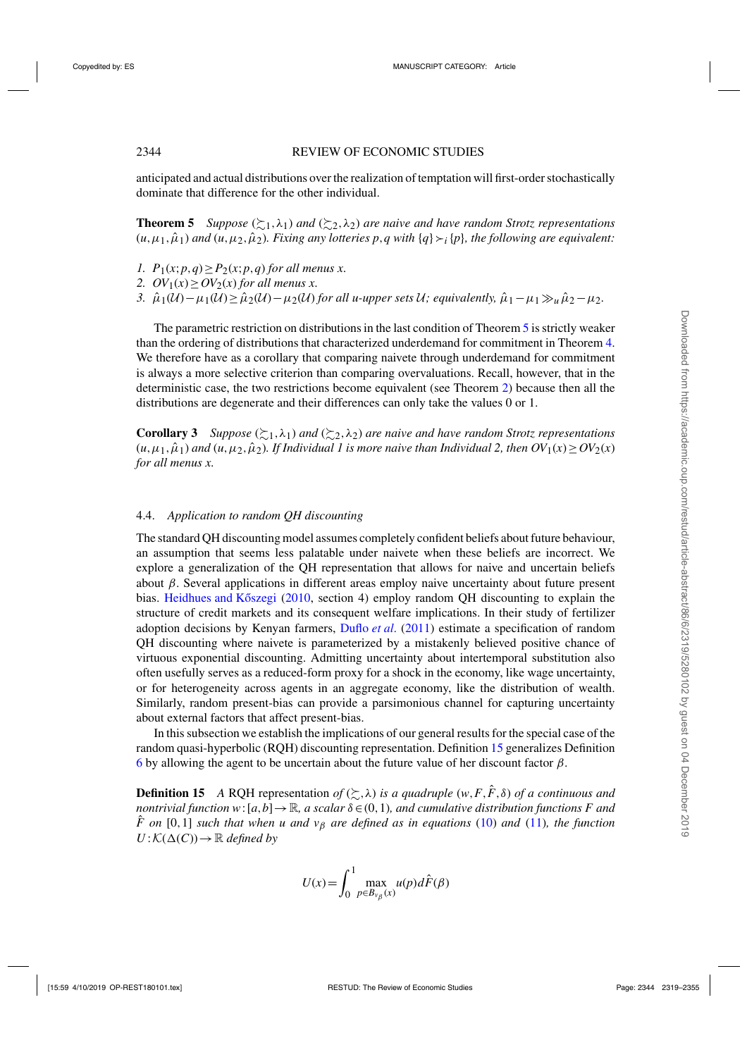anticipated and actual distributions over the realization of temptation will first-order stochastically dominate that difference for the other individual.

**Theorem 5** *Suppose $(\succsim_1, \lambda_1)$ and $(\succsim_2, \lambda_2)$ are naive and have random Strotz representations $(u, \mu_1, \hat{\mu}_1)$ and $(u, \mu_2, \hat{\mu}_2)$. Fixing any lotteries $p, q$ with $\{q\} \succ_i \{p\}$, the following are equivalent:*

1. *$P_1(x; p, q) \geq P_2(x; p, q)$ for all menus $x$.*
2. *$OV_1(x) \geq OV_2(x)$ for all menus $x$.*
3. *$\hat{\mu}_1(\mathcal{U}) - \mu_1(\mathcal{U}) \geq \hat{\mu}_2(\mathcal{U}) - \mu_2(\mathcal{U})$ for all $u$-upper sets $\mathcal{U}$; equivalently, $\hat{\mu}_1 - \mu_1 \gg_u \hat{\mu}_2 - \mu_2$.*

The parametric restriction on distributions in the last condition of Theorem 5 is strictly weaker than the ordering of distributions that characterized underdemand for commitment in Theorem 4. We therefore have as a corollary that comparing naivete through underdemand for commitment is always a more selective criterion than comparing overvaluations. Recall, however, that in the deterministic case, the two restrictions become equivalent (see Theorem 2) because then all the distributions are degenerate and their differences can only take the values 0 or 1.

**Corollary 3** *Suppose $(\succsim_1, \lambda_1)$ and $(\succsim_2, \lambda_2)$ are naive and have random Strotz representations $(u, \mu_1, \hat{\mu}_1)$ and $(u, \mu_2, \hat{\mu}_2)$. If Individual 1 is more naive than Individual 2, then $OV_1(x) \geq OV_2(x)$ for all menus $x$.*

### 4.4. *Application to random QH discounting*

The standard QH discounting model assumes completely confident beliefs about future behaviour, an assumption that seems less palatable under naivete when these beliefs are incorrect. We explore a generalization of the QH representation that allows for naive and uncertain beliefs about $\beta$. Several applications in different areas employ naive uncertainty about future present bias. Heidhues and Kőszegi (2010, section 4) employ random QH discounting to explain the structure of credit markets and its consequent welfare implications. In their study of fertilizer adoption decisions by Kenyan farmers, Duflo *et al.* (2011) estimate a specification of random QH discounting where naivete is parameterized by a mistakenly believed positive chance of virtuous exponential discounting. Admitting uncertainty about intertemporal substitution also often usefully serves as a reduced-form proxy for a shock in the economy, like wage uncertainty, or for heterogeneity across agents in an aggregate economy, like the distribution of wealth. Similarly, random present-bias can provide a parsimonious channel for capturing uncertainty about external factors that affect present-bias.

In this subsection we establish the implications of our general results for the special case of the random quasi-hyperbolic (RQH) discounting representation. Definition 15 generalizes Definition 6 by allowing the agent to be uncertain about the future value of her discount factor $\beta$.

**Definition 15** *A* RQH representation *of $(\succsim, \lambda)$ is a quadruple $(w, F, \hat{F}, \delta)$ of a continuous and nontrivial function $w: [a, b] \to \mathbb{R}$, a scalar $\delta \in (0, 1)$, and cumulative distribution functions $F$ and $\hat{F}$ on $[0, 1]$ such that when $u$ and $v_\beta$ are defined as in equations (10) and (11), the function $U: \mathcal{K}(\Delta(C)) \to \mathbb{R}$ defined by*

$$U(x) = \int_0^1 \max_{p \in B_{v_\beta}(x)} u(p) d\hat{F}(\beta)$$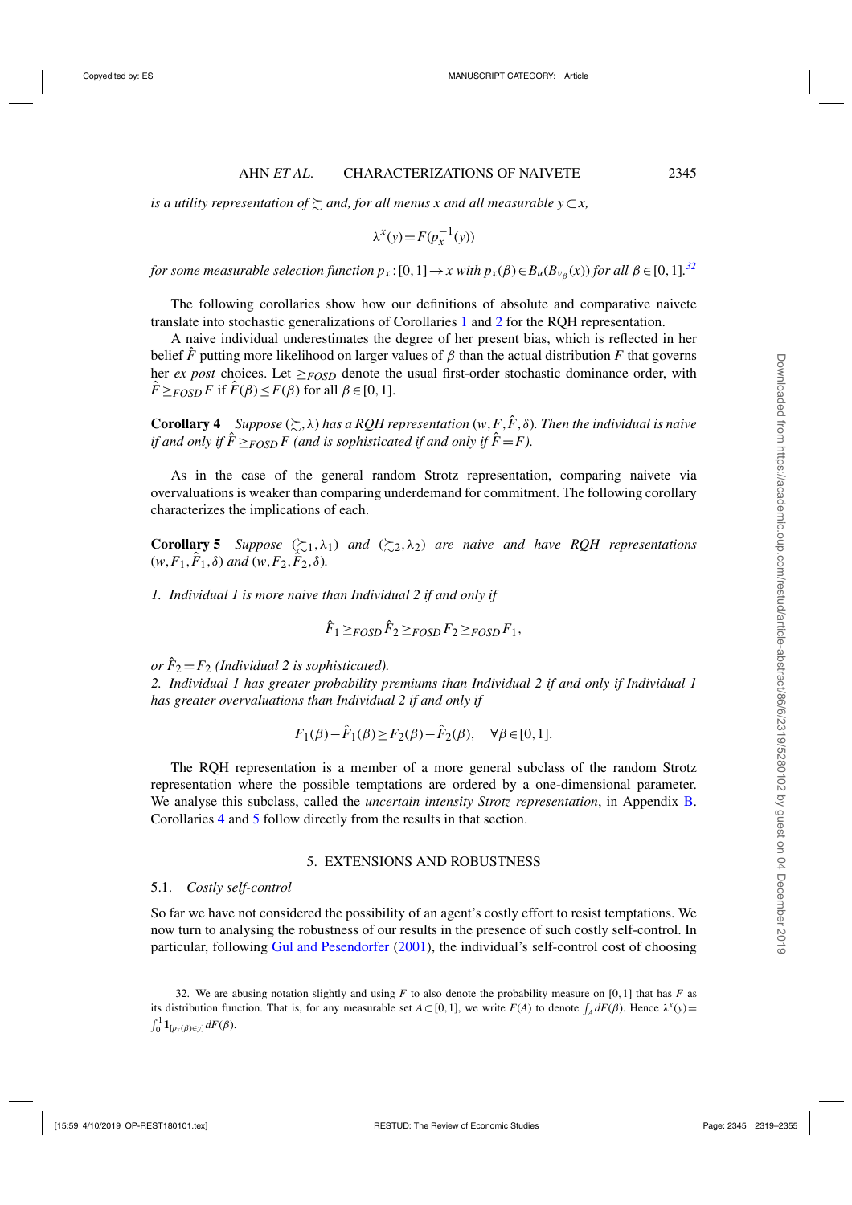*is a utility representation of* $\succsim$ *and, for all menus* $x$ *and all measurable* $y \subset x$,

$$\lambda^x(y) = F(p_x^{-1}(y))$$

*for some measurable selection function* $p_x : [0,1] \to x$ *with* $p_x(\beta) \in B_u(B_{v_\beta}(x))$ *for all* $\beta \in [0,1]$.[32]

The following corollaries show how our definitions of absolute and comparative naivete translate into stochastic generalizations of Corollaries 1 and 2 for the RQH representation.

A naive individual underestimates the degree of her present bias, which is reflected in her belief $\hat{F}$ putting more likelihood on larger values of $\beta$ than the actual distribution $F$ that governs her *ex post* choices. Let $\geq_{FOSD}$ denote the usual first-order stochastic dominance order, with $\hat{F} \geq_{FOSD} F$ if $\hat{F}(\beta) \leq F(\beta)$ for all $\beta \in [0,1]$.

**Corollary 4** *Suppose* $(\succsim, \lambda)$ *has a RQH representation* $(w, F, \hat{F}, \delta)$*. Then the individual is naive if and only if* $\hat{F} \geq_{FOSD} F$ *(and is sophisticated if and only if* $\hat{F} = F$*).*

As in the case of the general random Strotz representation, comparing naivete via overvaluations is weaker than comparing underdemand for commitment. The following corollary characterizes the implications of each.

**Corollary 5** *Suppose* $(\succsim_1, \lambda_1)$ *and* $(\succsim_2, \lambda_2)$ *are naive and have RQH representations* $(w, F_1, \hat{F}_1, \delta)$ *and* $(w, F_2, \hat{F}_2, \delta)$*.*

*1. Individual 1 is more naive than Individual 2 if and only if*

$$\hat{F}_1 \geq_{FOSD} \hat{F}_2 \geq_{FOSD} F_2 \geq_{FOSD} F_1,$$

*or* $\hat{F}_2 = F_2$ *(Individual 2 is sophisticated).*

*2. Individual 1 has greater probability premiums than Individual 2 if and only if Individual 1 has greater overvaluations than Individual 2 if and only if*

$$F_1(\beta) - \hat{F}_1(\beta) \geq F_2(\beta) - \hat{F}_2(\beta), \quad \forall \beta \in [0,1].$$

The RQH representation is a member of a more general subclass of the random Strotz representation where the possible temptations are ordered by a one-dimensional parameter. We analyse this subclass, called the *uncertain intensity Strotz representation*, in Appendix B. Corollaries 4 and 5 follow directly from the results in that section.

## 5. EXTENSIONS AND ROBUSTNESS

### 5.1. *Costly self-control*

So far we have not considered the possibility of an agent's costly effort to resist temptations. We now turn to analysing the robustness of our results in the presence of such costly self-control. In particular, following Gul and Pesendorfer (2001), the individual's self-control cost of choosing

32. We are abusing notation slightly and using $F$ to also denote the probability measure on $[0,1]$ that has $F$ as its distribution function. That is, for any measurable set $A \subset [0,1]$, we write $F(A)$ to denote $\int_A dF(\beta)$. Hence $\lambda^x(y) = \int_0^1 \mathbf{1}_{[p_x(\beta) \in y]} dF(\beta)$.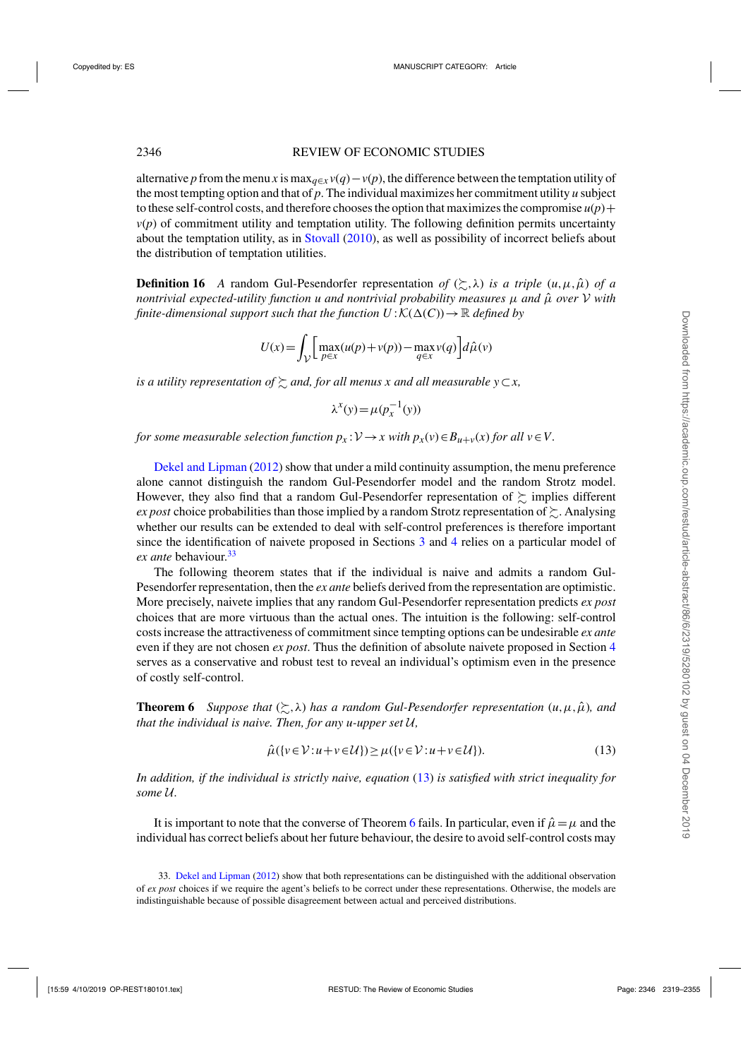alternative $p$ from the menu $x$ is $\max_{q\in x} v(q) - v(p)$, the difference between the temptation utility of the most tempting option and that of $p$. The individual maximizes her commitment utility $u$ subject to these self-control costs, and therefore chooses the option that maximizes the compromise $u(p)+v(p)$ of commitment utility and temptation utility. The following definition permits uncertainty about the temptation utility, as in Stovall (2010), as well as possibility of incorrect beliefs about the distribution of temptation utilities.

**Definition 16** *A random Gul-Pesendorfer representation of $(\succsim, \lambda)$ is a triple $(u, \mu, \hat{\mu})$ of a nontrivial expected-utility function $u$ and nontrivial probability measures $\mu$ and $\hat{\mu}$ over $\mathcal{V}$ with finite-dimensional support such that the function $U : \mathcal{K}(\Delta(C)) \to \mathbb{R}$ defined by*

$$U(x) = \int_{\mathcal{V}} \left[ \max_{p\in x}(u(p)+v(p)) - \max_{q\in x} v(q) \right] d\hat{\mu}(v)$$

*is a utility representation of $\succsim$ and, for all menus $x$ and all measurable $y \subset x$,*

$$\lambda^x(y) = \mu(p_x^{-1}(y))$$

*for some measurable selection function $p_x : \mathcal{V} \to x$ with $p_x(v) \in B_{u+v}(x)$ for all $v \in V$.*

Dekel and Lipman (2012) show that under a mild continuity assumption, the menu preference alone cannot distinguish the random Gul-Pesendorfer model and the random Strotz model. However, they also find that a random Gul-Pesendorfer representation of $\succsim$ implies different *ex post* choice probabilities than those implied by a random Strotz representation of $\succsim$. Analysing whether our results can be extended to deal with self-control preferences is therefore important since the identification of naivete proposed in Sections 3 and 4 relies on a particular model of *ex ante* behaviour.[33]

The following theorem states that if the individual is naive and admits a random Gul-Pesendorfer representation, then the *ex ante* beliefs derived from the representation are optimistic. More precisely, naivete implies that any random Gul-Pesendorfer representation predicts *ex post* choices that are more virtuous than the actual ones. The intuition is the following: self-control costs increase the attractiveness of commitment since tempting options can be undesirable *ex ante* even if they are not chosen *ex post*. Thus the definition of absolute naivete proposed in Section 4 serves as a conservative and robust test to reveal an individual's optimism even in the presence of costly self-control.

**Theorem 6** *Suppose that $(\succsim, \lambda)$ has a random Gul-Pesendorfer representation $(u, \mu, \hat{\mu})$, and that the individual is naive. Then, for any $u$-upper set $\mathcal{U}$,*

$$\hat{\mu}(\{v \in \mathcal{V} : u+v \in \mathcal{U}\}) \geq \mu(\{v \in \mathcal{V} : u+v \in \mathcal{U}\}). \tag{13}$$

*In addition, if the individual is strictly naive, equation (13) is satisfied with strict inequality for some $\mathcal{U}$.*

It is important to note that the converse of Theorem 6 fails. In particular, even if $\hat{\mu} = \mu$ and the individual has correct beliefs about her future behaviour, the desire to avoid self-control costs may

33. Dekel and Lipman (2012) show that both representations can be distinguished with the additional observation of *ex post* choices if we require the agent's beliefs to be correct under these representations. Otherwise, the models are indistinguishable because of possible disagreement between actual and perceived distributions.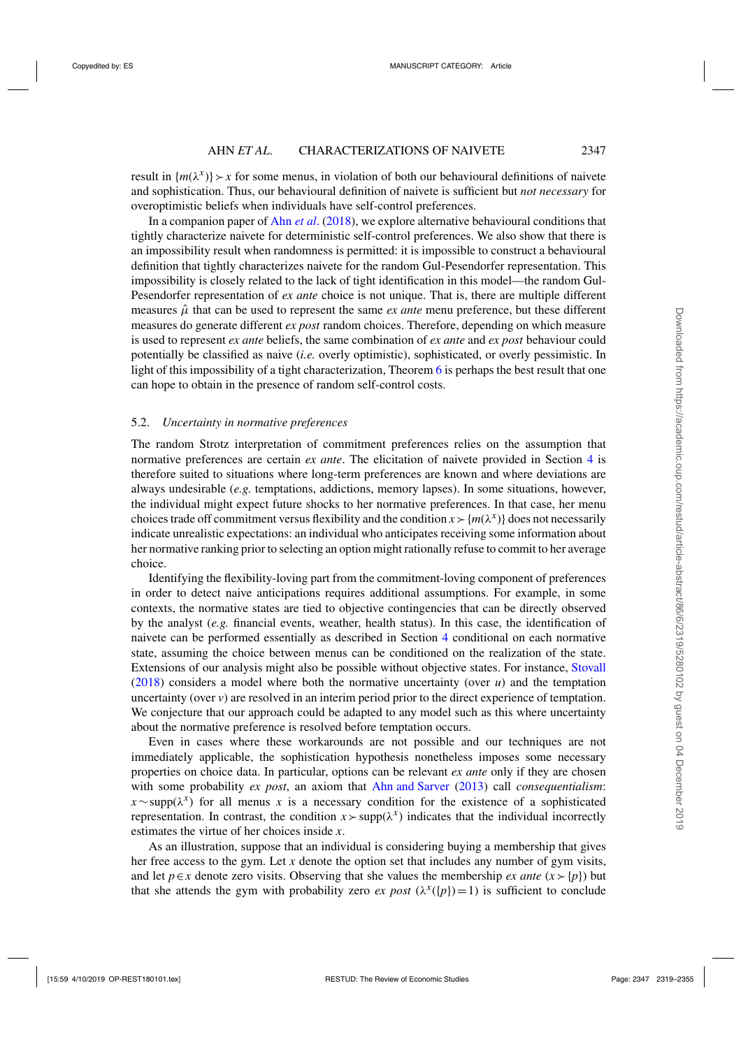result in $\{m(\lambda^x)\} \succ x$ for some menus, in violation of both our behavioural definitions of naivete and sophistication. Thus, our behavioural definition of naivete is sufficient but *not necessary* for overoptimistic beliefs when individuals have self-control preferences.

In a companion paper of Ahn *et al*. (2018), we explore alternative behavioural conditions that tightly characterize naivete for deterministic self-control preferences. We also show that there is an impossibility result when randomness is permitted: it is impossible to construct a behavioural definition that tightly characterizes naivete for the random Gul-Pesendorfer representation. This impossibility is closely related to the lack of tight identification in this model—the random Gul-Pesendorfer representation of *ex ante* choice is not unique. That is, there are multiple different measures $\hat{\mu}$ that can be used to represent the same *ex ante* menu preference, but these different measures do generate different *ex post* random choices. Therefore, depending on which measure is used to represent *ex ante* beliefs, the same combination of *ex ante* and *ex post* behaviour could potentially be classified as naive (*i.e.* overly optimistic), sophisticated, or overly pessimistic. In light of this impossibility of a tight characterization, Theorem 6 is perhaps the best result that one can hope to obtain in the presence of random self-control costs.

### 5.2. *Uncertainty in normative preferences*

The random Strotz interpretation of commitment preferences relies on the assumption that normative preferences are certain *ex ante*. The elicitation of naivete provided in Section 4 is therefore suited to situations where long-term preferences are known and where deviations are always undesirable (*e.g.* temptations, addictions, memory lapses). In some situations, however, the individual might expect future shocks to her normative preferences. In that case, her menu choices trade off commitment versus flexibility and the condition $x \succ \{m(\lambda^x)\}$ does not necessarily indicate unrealistic expectations: an individual who anticipates receiving some information about her normative ranking prior to selecting an option might rationally refuse to commit to her average choice.

Identifying the flexibility-loving part from the commitment-loving component of preferences in order to detect naive anticipations requires additional assumptions. For example, in some contexts, the normative states are tied to objective contingencies that can be directly observed by the analyst (*e.g.* financial events, weather, health status). In this case, the identification of naivete can be performed essentially as described in Section 4 conditional on each normative state, assuming the choice between menus can be conditioned on the realization of the state. Extensions of our analysis might also be possible without objective states. For instance, Stovall (2018) considers a model where both the normative uncertainty (over $u$) and the temptation uncertainty (over $v$) are resolved in an interim period prior to the direct experience of temptation. We conjecture that our approach could be adapted to any model such as this where uncertainty about the normative preference is resolved before temptation occurs.

Even in cases where these workarounds are not possible and our techniques are not immediately applicable, the sophistication hypothesis nonetheless imposes some necessary properties on choice data. In particular, options can be relevant *ex ante* only if they are chosen with some probability *ex post*, an axiom that Ahn and Sarver (2013) call *consequentialism*: $x \sim \mathrm{supp}(\lambda^x)$ for all menus $x$ is a necessary condition for the existence of a sophisticated representation. In contrast, the condition $x \succ \mathrm{supp}(\lambda^x)$ indicates that the individual incorrectly estimates the virtue of her choices inside $x$.

As an illustration, suppose that an individual is considering buying a membership that gives her free access to the gym. Let $x$ denote the option set that includes any number of gym visits, and let $p \in x$ denote zero visits. Observing that she values the membership *ex ante* ($x \succ \{p\}$) but that she attends the gym with probability zero *ex post* ($\lambda^x(\{p\}) = 1$) is sufficient to conclude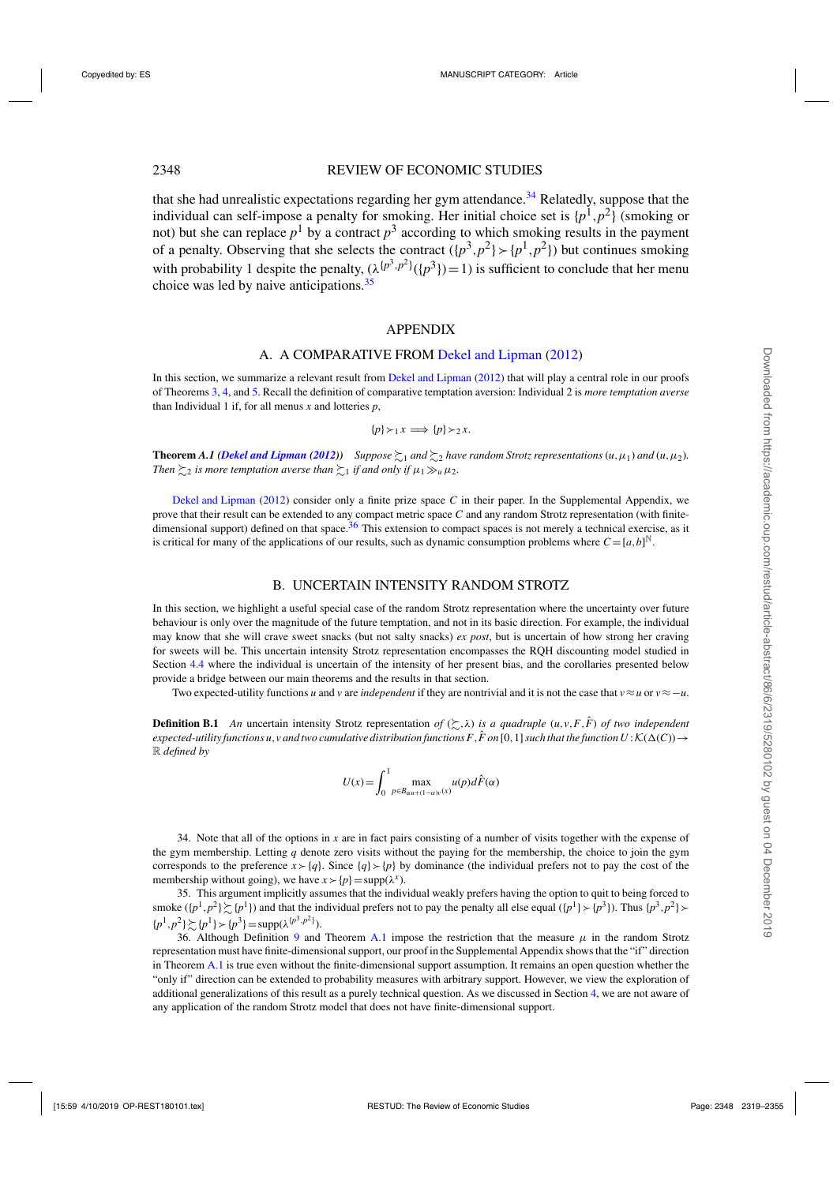that she had unrealistic expectations regarding her gym attendance.[34] Relatedly, suppose that the individual can self-impose a penalty for smoking. Her initial choice set is $\{p^1, p^2\}$ (smoking or not) but she can replace $p^1$ by a contract $p^3$ according to which smoking results in the payment of a penalty. Observing that she selects the contract ($\{p^3, p^2\} \succ \{p^1, p^2\}$) but continues smoking with probability 1 despite the penalty, ($\lambda^{\{p^3,p^2\}}(\{p^3\}) = 1$) is sufficient to conclude that her menu choice was led by naive anticipations.[35]

# APPENDIX

## A. A COMPARATIVE FROM Dekel and Lipman (2012)

In this section, we summarize a relevant result from Dekel and Lipman (2012) that will play a central role in our proofs of Theorems 3, 4, and 5. Recall the definition of comparative temptation aversion: Individual 2 is *more temptation averse* than Individual 1 if, for all menus $x$ and lotteries $p$,

$$\{p\} \succ_1 x \implies \{p\} \succ_2 x.$$

**Theorem A.1** ***(Dekel and Lipman (2012))*** *Suppose $\succsim_1$ and $\succsim_2$ have random Strotz representations $(u, \mu_1)$ and $(u, \mu_2)$. Then $\succsim_2$ is more temptation averse than $\succsim_1$ if and only if $\mu_1 \gg_u \mu_2$.*

Dekel and Lipman (2012) consider only a finite prize space $C$ in their paper. In the Supplemental Appendix, we prove that their result can be extended to any compact metric space $C$ and any random Strotz representation (with finite-dimensional support) defined on that space.[36] This extension to compact spaces is not merely a technical exercise, as it is critical for many of the applications of our results, such as dynamic consumption problems where $C = [a,b]^{\mathbb{N}}$.

## B. UNCERTAIN INTENSITY RANDOM STROTZ

In this section, we highlight a useful special case of the random Strotz representation where the uncertainty over future behaviour is only over the magnitude of the future temptation, and not in its basic direction. For example, the individual may know that she will crave sweet snacks (but not salty snacks) *ex post*, but is uncertain of how strong her craving for sweets will be. This uncertain intensity Strotz representation encompasses the RQH discounting model studied in Section 4.4 where the individual is uncertain of the intensity of her present bias, and the corollaries presented below provide a bridge between our main theorems and the results in that section.

Two expected-utility functions $u$ and $v$ are *independent* if they are nontrivial and it is not the case that $v \approx u$ or $v \approx -u$.

**Definition B.1** *An* uncertain intensity Strotz representation *of $(\succsim, \lambda)$ is a quadruple $(u, v, F, \hat{F})$ of two independent expected-utility functions $u, v$ and two cumulative distribution functions $F, \hat{F}$ on $[0,1]$ such that the function $U : \mathcal{K}(\Delta(C)) \to \mathbb{R}$ defined by*

$$U(x) = \int_0^1 \max_{p \in B_{\alpha u + (1-\alpha)v}(x)} u(p) d\hat{F}(\alpha)$$

---

[34] Note that all of the options in $x$ are in fact pairs consisting of a number of visits together with the expense of the gym membership. Letting $q$ denote zero visits without the paying for the membership, the choice to join the gym corresponds to the preference $x \succ \{q\}$. Since $\{q\} \succ \{p\}$ by dominance (the individual prefers not to pay the cost of the membership without going), we have $x \succ \{p\} = \text{supp}(\lambda^x)$.

[35] This argument implicitly assumes that the individual weakly prefers having the option to quit to being forced to smoke ($\{p^1, p^2\} \succsim \{p^1\}$) and that the individual prefers not to pay the penalty all else equal ($\{p^1\} \succ \{p^3\}$). Thus $\{p^3, p^2\} \succ \{p^1, p^2\} \succsim \{p^1\} \succ \{p^3\} = \text{supp}(\lambda^{\{p^3,p^2\}})$.

[36] Although Definition 9 and Theorem A.1 impose the restriction that the measure $\mu$ in the random Strotz representation must have finite-dimensional support, our proof in the Supplemental Appendix shows that the "if" direction in Theorem A.1 is true even without the finite-dimensional support assumption. It remains an open question whether the "only if" direction can be extended to probability measures with arbitrary support. However, we view the exploration of additional generalizations of this result as a purely technical question. As we discussed in Section 4, we are not aware of any application of the random Strotz model that does not have finite-dimensional support.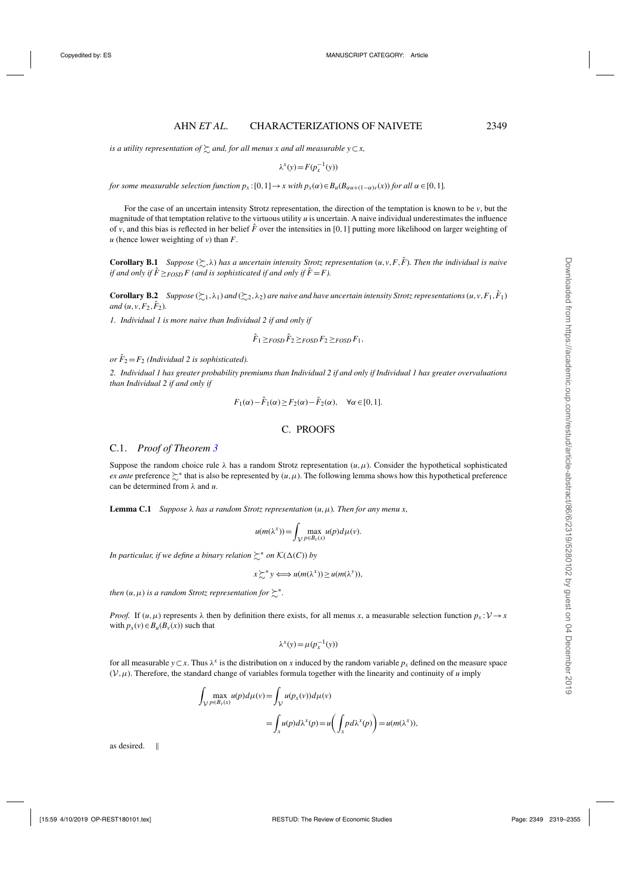*is a utility representation of $\succsim$ and, for all menus $x$ and all measurable $y \subset x$,*

$$\lambda^x(y) = F(p_x^{-1}(y))$$

*for some measurable selection function $p_x : [0,1] \to x$ with $p_x(\alpha) \in B_u(B_{\alpha u + (1-\alpha)v}(x))$ for all $\alpha \in [0,1]$.*

For the case of an uncertain intensity Strotz representation, the direction of the temptation is known to be $v$, but the magnitude of that temptation relative to the virtuous utility $u$ is uncertain. A naive individual underestimates the influence of $v$, and this bias is reflected in her belief $\hat{F}$ over the intensities in $[0,1]$ putting more likelihood on larger weighting of $u$ (hence lower weighting of $v$) than $F$.

**Corollary B.1** *Suppose $(\succsim, \lambda)$ has a uncertain intensity Strotz representation $(u, v, F, \hat{F})$. Then the individual is naive if and only if $\hat{F} \geq_{FOSD} F$ (and is sophisticated if and only if $\hat{F} = F$).*

**Corollary B.2** *Suppose $(\succsim_1, \lambda_1)$ and $(\succsim_2, \lambda_2)$ are naive and have uncertain intensity Strotz representations $(u, v, F_1, \hat{F}_1)$ and $(u, v, F_2, \hat{F}_2)$.*

*1. Individual 1 is more naive than Individual 2 if and only if*

$$\hat{F}_1 \geq_{FOSD} \hat{F}_2 \geq_{FOSD} F_2 \geq_{FOSD} F_1,$$

*or $\hat{F}_2 = F_2$ (Individual 2 is sophisticated).*

*2. Individual 1 has greater probability premiums than Individual 2 if and only if Individual 1 has greater overvaluations than Individual 2 if and only if*

$$F_1(\alpha) - \hat{F}_1(\alpha) \geq F_2(\alpha) - \hat{F}_2(\alpha), \quad \forall \alpha \in [0,1].$$

## C. PROOFS

### C.1. *Proof of Theorem 3*

Suppose the random choice rule $\lambda$ has a random Strotz representation $(u, \mu)$. Consider the hypothetical sophisticated *ex ante* preference $\succsim^*$ that is also be represented by $(u, \mu)$. The following lemma shows how this hypothetical preference can be determined from $\lambda$ and $u$.

**Lemma C.1** *Suppose $\lambda$ has a random Strotz representation $(u, \mu)$. Then for any menu $x$,*

$$u(m(\lambda^x)) = \int_{\mathcal{V}} \max_{p \in B_v(x)} u(p) d\mu(v).$$

*In particular, if we define a binary relation $\succsim^*$ on $\mathcal{K}(\Delta(C))$ by*

$$x \succsim^* y \iff u(m(\lambda^x)) \geq u(m(\lambda^y)),$$

*then $(u, \mu)$ is a random Strotz representation for $\succsim^*$.*

*Proof.* If $(u, \mu)$ represents $\lambda$ then by definition there exists, for all menus $x$, a measurable selection function $p_x : \mathcal{V} \to x$ with $p_x(v) \in B_u(B_v(x))$ such that

$$\lambda^x(y) = \mu(p_x^{-1}(y))$$

for all measurable $y \subset x$. Thus $\lambda^x$ is the distribution on $x$ induced by the random variable $p_x$ defined on the measure space $(\mathcal{V}, \mu)$. Therefore, the standard change of variables formula together with the linearity and continuity of $u$ imply

$$\begin{aligned}
\int_{\mathcal{V}} \max_{p \in B_v(x)} u(p) d\mu(v) &= \int_{\mathcal{V}} u(p_x(v)) d\mu(v) \\
&= \int_x u(p) d\lambda^x(p) = u\left( \int_x p \, d\lambda^x(p) \right) = u(m(\lambda^x)),
\end{aligned}$$

as desired. $\quad \|$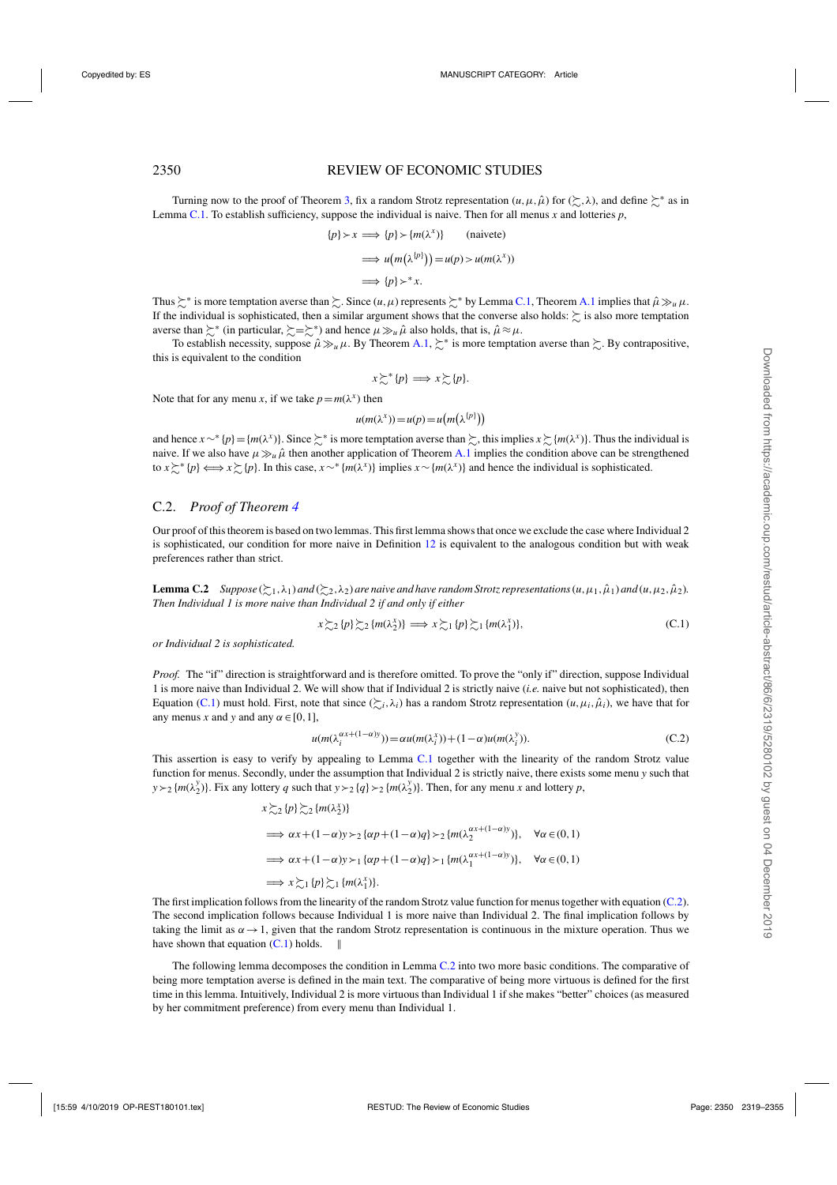Turning now to the proof of Theorem 3, fix a random Strotz representation $(u,\mu,\hat{\mu})$ for $(\succsim,\lambda)$, and define $\succsim^*$ as in Lemma C.1. To establish sufficiency, suppose the individual is naive. Then for all menus $x$ and lotteries $p$,

$$
\begin{aligned}
\{p\} \succ x &\implies \{p\} \succ \{m(\lambda^x)\} \qquad \text{(naivete)} \\
&\implies u\big(m\big(\lambda^{\{p\}}\big)\big) = u(p) > u(m(\lambda^x)) \\
&\implies \{p\} \succ^* x.
\end{aligned}
$$

Thus $\succsim^*$ is more temptation averse than $\succsim$. Since $(u,\mu)$ represents $\succsim^*$ by Lemma C.1, Theorem A.1 implies that $\hat{\mu} \gg_u \mu$. If the individual is sophisticated, then a similar argument shows that the converse also holds: $\succsim$ is also more temptation averse than $\succsim^*$ (in particular, $\succsim = \succsim^*$) and hence $\mu \gg_u \hat{\mu}$ also holds, that is, $\hat{\mu} \approx \mu$.

To establish necessity, suppose $\hat{\mu} \gg_u \mu$. By Theorem A.1, $\succsim^*$ is more temptation averse than $\succsim$. By contrapositive, this is equivalent to the condition

$$
x \succsim^* \{p\} \implies x \succsim \{p\}.
$$

Note that for any menu $x$, if we take $p = m(\lambda^x)$ then

$$
u(m(\lambda^x)) = u(p) = u\big(m\big(\lambda^{\{p\}}\big)\big)
$$

and hence $x \sim^* \{p\} = \{m(\lambda^x)\}$. Since $\succsim^*$ is more temptation averse than $\succsim$, this implies $x \succsim \{m(\lambda^x)\}$. Thus the individual is naive. If we also have $\mu \gg_u \hat{\mu}$ then another application of Theorem A.1 implies the condition above can be strengthened to $x \succsim^* \{p\} \iff x \succsim \{p\}$. In this case, $x \sim^* \{m(\lambda^x)\}$ implies $x \sim \{m(\lambda^x)\}$ and hence the individual is sophisticated.

## C.2. *Proof of Theorem 4*

Our proof of this theorem is based on two lemmas. This first lemma shows that once we exclude the case where Individual 2 is sophisticated, our condition for more naive in Definition 12 is equivalent to the analogous condition but with weak preferences rather than strict.

**Lemma C.2** *Suppose $(\succsim_1,\lambda_1)$ and $(\succsim_2,\lambda_2)$ are naive and have random Strotz representations $(u,\mu_1,\hat{\mu}_1)$ and $(u,\mu_2,\hat{\mu}_2)$. Then Individual 1 is more naive than Individual 2 if and only if either*

$$
x \succsim_2 \{p\} \succsim_2 \{m(\lambda_2^x)\} \implies x \succsim_1 \{p\} \succsim_1 \{m(\lambda_1^x)\}, \tag{C.1}
$$

*or Individual 2 is sophisticated.*

*Proof.* The "if" direction is straightforward and is therefore omitted. To prove the "only if" direction, suppose Individual 1 is more naive than Individual 2. We will show that if Individual 2 is strictly naive (*i.e.* naive but not sophisticated), then Equation (C.1) must hold. First, note that since $(\succsim_i,\lambda_i)$ has a random Strotz representation $(u,\mu_i,\hat{\mu}_i)$, we have that for any menus $x$ and $y$ and any $\alpha \in [0,1]$,

$$
u(m(\lambda_i^{\alpha x+(1-\alpha)y})) = \alpha u(m(\lambda_i^x)) + (1-\alpha)u(m(\lambda_i^y)). \tag{C.2}
$$

This assertion is easy to verify by appealing to Lemma C.1 together with the linearity of the random Strotz value function for menus. Secondly, under the assumption that Individual 2 is strictly naive, there exists some menu $y$ such that $y \succ_2 \{m(\lambda_2^y)\}$. Fix any lottery $q$ such that $y \succ_2 \{q\} \succ_2 \{m(\lambda_2^y)\}$. Then, for any menu $x$ and lottery $p$,

$$
\begin{aligned}
& x \succsim_2 \{p\} \succsim_2 \{m(\lambda_2^x)\} \\
&\implies \alpha x + (1-\alpha)y \succ_2 \{\alpha p + (1-\alpha)q\} \succ_2 \{m(\lambda_2^{\alpha x+(1-\alpha)y})\}, \quad \forall \alpha \in (0,1) \\
&\implies \alpha x + (1-\alpha)y \succ_1 \{\alpha p + (1-\alpha)q\} \succ_1 \{m(\lambda_1^{\alpha x+(1-\alpha)y})\}, \quad \forall \alpha \in (0,1) \\
&\implies x \succsim_1 \{p\} \succsim_1 \{m(\lambda_1^x)\}.
\end{aligned}
$$

The first implication follows from the linearity of the random Strotz value function for menus together with equation (C.2). The second implication follows because Individual 1 is more naive than Individual 2. The final implication follows by taking the limit as $\alpha \to 1$, given that the random Strotz representation is continuous in the mixture operation. Thus we have shown that equation (C.1) holds. ‖

The following lemma decomposes the condition in Lemma C.2 into two more basic conditions. The comparative of being more temptation averse is defined in the main text. The comparative of being more virtuous is defined for the first time in this lemma. Intuitively, Individual 2 is more virtuous than Individual 1 if she makes "better" choices (as measured by her commitment preference) from every menu than Individual 1.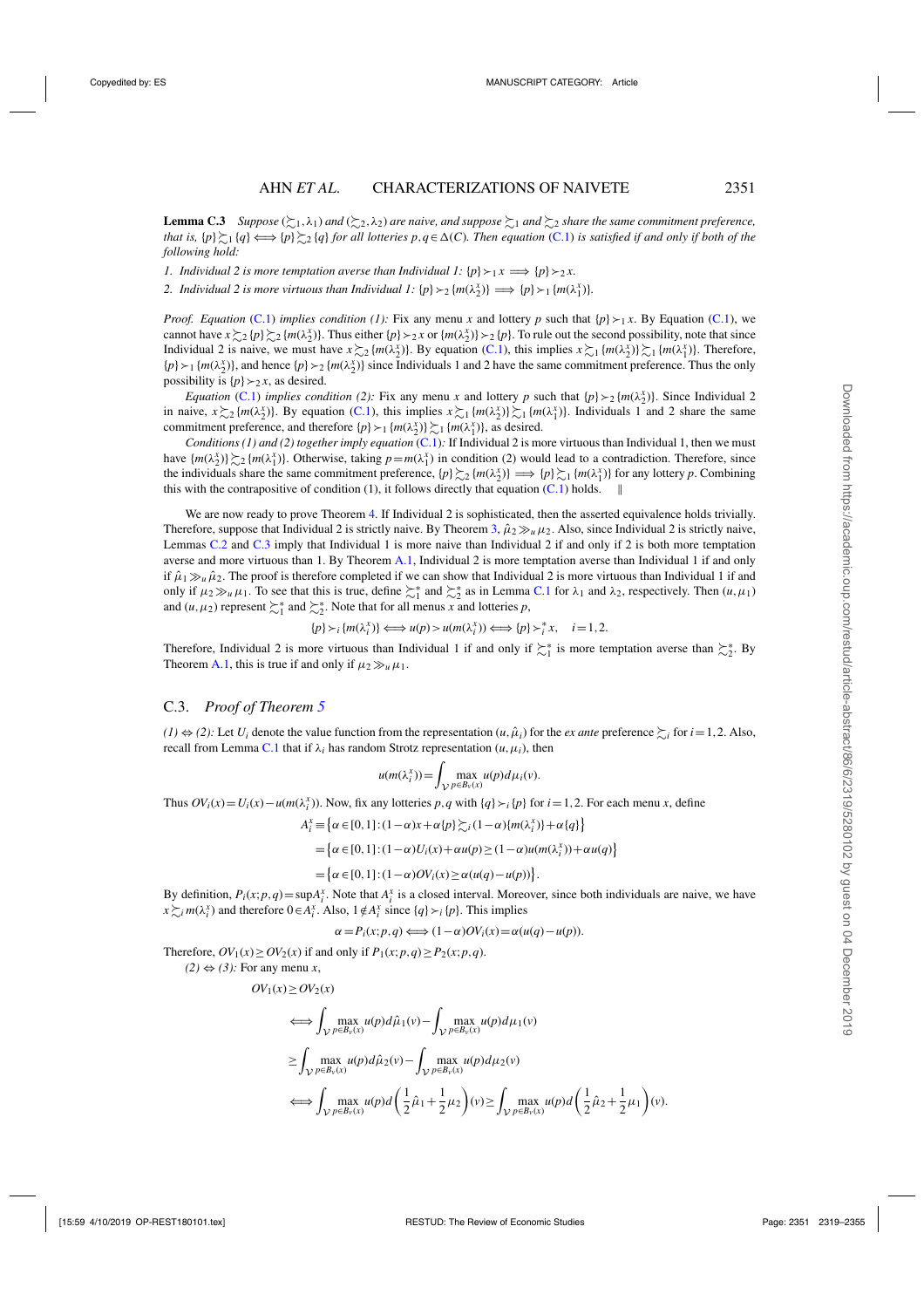**Lemma C.3** *Suppose $(\succsim_1, \lambda_1)$ and $(\succsim_2, \lambda_2)$ are naive, and suppose $\succsim_1$ and $\succsim_2$ share the same commitment preference, that is, $\{p\} \succsim_1 \{q\} \iff \{p\} \succsim_2 \{q\}$ for all lotteries $p, q \in \Delta(C)$. Then equation (C.1) is satisfied if and only if both of the following hold:*

1. *Individual 2 is more temptation averse than Individual 1: $\{p\} \succ_1 x \implies \{p\} \succ_2 x$.*
2. *Individual 2 is more virtuous than Individual 1: $\{p\} \succ_2 \{m(\lambda_2^x)\} \implies \{p\} \succ_1 \{m(\lambda_1^x)\}$.*

*Proof.* *Equation (C.1) implies condition (1):* Fix any menu $x$ and lottery $p$ such that $\{p\} \succ_1 x$. By Equation (C.1), we cannot have $x \succsim_2 \{p\} \succsim_2 \{m(\lambda_2^x)\}$. Thus either $\{p\} \succ_2 x$ or $\{m(\lambda_2^x)\} \succ_2 \{p\}$. To rule out the second possibility, note that since Individual 2 is naive, we must have $x \succsim_2 \{m(\lambda_2^x)\}$. By equation (C.1), this implies $x \succsim_1 \{m(\lambda_2^x)\} \succsim_1 \{m(\lambda_1^x)\}$. Therefore, $\{p\} \succ_1 \{m(\lambda_2^x)\}$, and hence $\{p\} \succ_2 \{m(\lambda_2^x)\}$ since Individuals 1 and 2 have the same commitment preference. Thus the only possibility is $\{p\} \succ_2 x$, as desired.

*Equation (C.1) implies condition (2):* Fix any menu $x$ and lottery $p$ such that $\{p\} \succ_2 \{m(\lambda_2^x)\}$. Since Individual 2 in naive, $x \succsim_2 \{m(\lambda_2^x)\}$. By equation (C.1), this implies $x \succsim_1 \{m(\lambda_2^x)\} \succsim_1 \{m(\lambda_1^x)\}$. Individuals 1 and 2 share the same commitment preference, and therefore $\{p\} \succ_1 \{m(\lambda_2^x)\} \succsim_1 \{m(\lambda_1^x)\}$, as desired.

*Conditions (1) and (2) together imply equation (C.1):* If Individual 2 is more virtuous than Individual 1, then we must have $\{m(\lambda_2^x)\} \succsim_2 \{m(\lambda_1^x)\}$. Otherwise, taking $p = m(\lambda_1^x)$ in condition (2) would lead to a contradiction. Therefore, since the individuals share the same commitment preference, $\{p\} \succsim_2 \{m(\lambda_2^x)\} \implies \{p\} \succsim_1 \{m(\lambda_1^x)\}$ for any lottery $p$. Combining this with the contrapositive of condition (1), it follows directly that equation (C.1) holds. ∥

We are now ready to prove Theorem 4. If Individual 2 is sophisticated, then the asserted equivalence holds trivially. Therefore, suppose that Individual 2 is strictly naive. By Theorem 3, $\hat{\mu}_2 \gg_u \mu_2$. Also, since Individual 2 is strictly naive, Lemmas C.2 and C.3 imply that Individual 1 is more naive than Individual 2 if and only if 2 is both more temptation averse and more virtuous than 1. By Theorem A.1, Individual 2 is more temptation averse than Individual 1 if and only if $\hat{\mu}_1 \gg_u \hat{\mu}_2$. The proof is therefore completed if we can show that Individual 2 is more virtuous than Individual 1 if and only if $\mu_2 \gg_u \mu_1$. To see that this is true, define $\succsim_1^*$ and $\succsim_2^*$ as in Lemma C.1 for $\lambda_1$ and $\lambda_2$, respectively. Then $(u, \mu_1)$ and $(u, \mu_2)$ represent $\succsim_1^*$ and $\succsim_2^*$. Note that for all menus $x$ and lotteries $p$,

$$\{p\} \succ_i \{m(\lambda_i^x)\} \iff u(p) > u(m(\lambda_i^x)) \iff \{p\} \succ_i^* x, \quad i = 1, 2.$$

Therefore, Individual 2 is more virtuous than Individual 1 if and only if $\succsim_1^*$ is more temptation averse than $\succsim_2^*$. By Theorem A.1, this is true if and only if $\mu_2 \gg_u \mu_1$.

## C.3. *Proof of Theorem 5*

*(1) ⇔ (2):* Let $U_i$ denote the value function from the representation $(u, \hat{\mu}_i)$ for the *ex ante* preference $\succsim_i$ for $i = 1, 2$. Also, recall from Lemma C.1 that if $\lambda_i$ has random Strotz representation $(u, \mu_i)$, then

$$u(m(\lambda_i^x)) = \int_{\mathcal{V}} \max_{p \in B_v(x)} u(p) d\mu_i(v).$$

Thus $OV_i(x) = U_i(x) - u(m(\lambda_i^x))$. Now, fix any lotteries $p, q$ with $\{q\} \succ_i \{p\}$ for $i = 1, 2$. For each menu $x$, define

$$\begin{aligned}
A_i^x &\equiv \left\{\alpha \in [0,1] : (1-\alpha)x + \alpha\{p\} \succsim_i (1-\alpha)\{m(\lambda_i^x)\} + \alpha\{q\}\right\} \\
&= \left\{\alpha \in [0,1] : (1-\alpha)U_i(x) + \alpha u(p) \geq (1-\alpha)u(m(\lambda_i^x)) + \alpha u(q)\right\} \\
&= \left\{\alpha \in [0,1] : (1-\alpha)OV_i(x) \geq \alpha(u(q) - u(p))\right\}.
\end{aligned}$$

By definition, $P_i(x; p, q) = \sup A_i^x$. Note that $A_i^x$ is a closed interval. Moreover, since both individuals are naive, we have $x \succsim_i m(\lambda_i^x)$ and therefore $0 \in A_i^x$. Also, $1 \notin A_i^x$ since $\{q\} \succ_i \{p\}$. This implies

$$\alpha = P_i(x; p, q) \iff (1-\alpha)OV_i(x) = \alpha(u(q) - u(p)).$$

Therefore, $OV_1(x) \geq OV_2(x)$ if and only if $P_1(x; p, q) \geq P_2(x; p, q)$.

*(2) ⇔ (3):* For any menu $x$,

$$\begin{aligned}
&OV_1(x) \geq OV_2(x) \\
&\iff \int_{\mathcal{V}} \max_{p \in B_v(x)} u(p) d\hat{\mu}_1(v) - \int_{\mathcal{V}} \max_{p \in B_v(x)} u(p) d\mu_1(v) \\
&\geq \int_{\mathcal{V}} \max_{p \in B_v(x)} u(p) d\hat{\mu}_2(v) - \int_{\mathcal{V}} \max_{p \in B_v(x)} u(p) d\mu_2(v) \\
&\iff \int_{\mathcal{V}} \max_{p \in B_v(x)} u(p) d\left(\frac{1}{2}\hat{\mu}_1 + \frac{1}{2}\mu_2\right)(v) \geq \int_{\mathcal{V}} \max_{p \in B_v(x)} u(p) d\left(\frac{1}{2}\hat{\mu}_2 + \frac{1}{2}\mu_1\right)(v).
\end{aligned}$$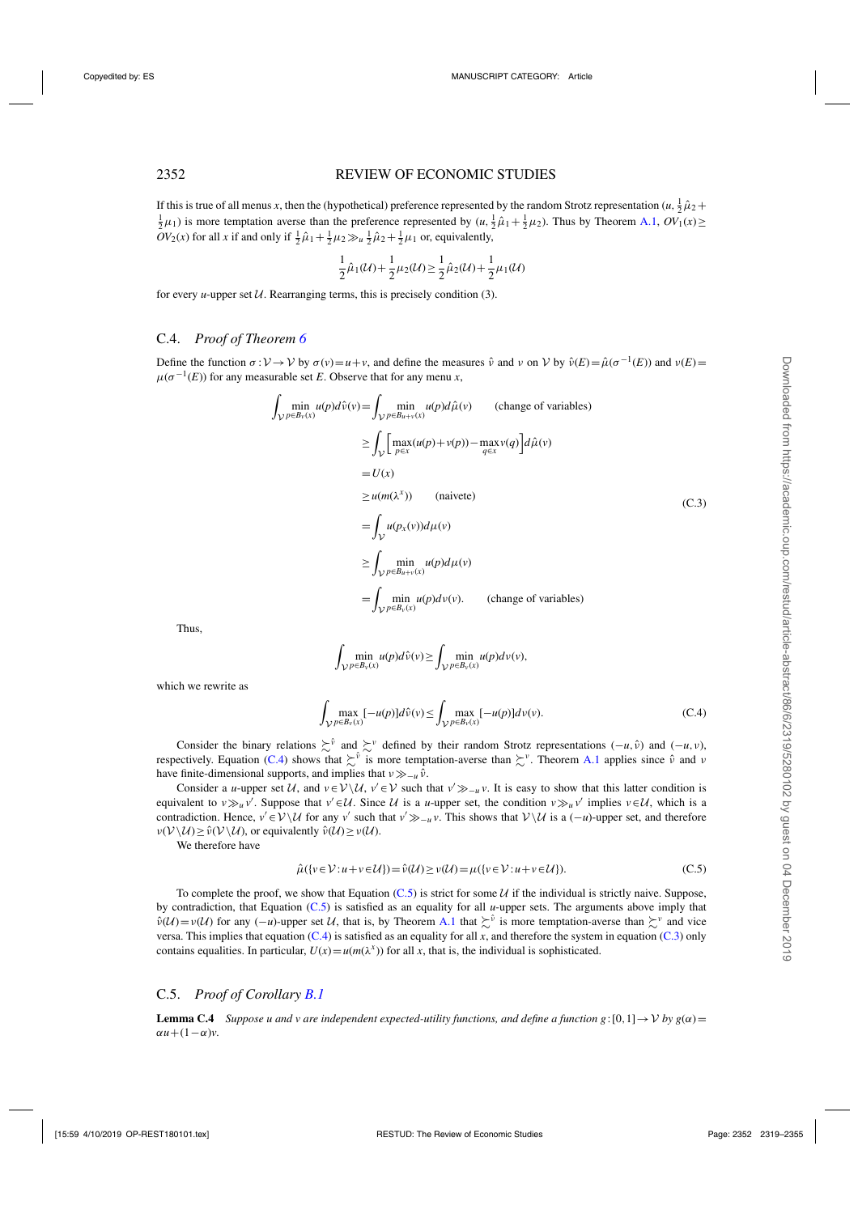If this is true of all menus $x$, then the (hypothetical) preference represented by the random Strotz representation $(u, \frac{1}{2}\hat{\mu}_2 + \frac{1}{2}\mu_1)$ is more temptation averse than the preference represented by $(u, \frac{1}{2}\hat{\mu}_1 + \frac{1}{2}\mu_2)$. Thus by Theorem A.1, $OV_1(x) \geq OV_2(x)$ for all $x$ if and only if $\frac{1}{2}\hat{\mu}_1 + \frac{1}{2}\mu_2 \gg_u \frac{1}{2}\hat{\mu}_2 + \frac{1}{2}\mu_1$ or, equivalently,

$$\frac{1}{2}\hat{\mu}_1(\mathcal{U}) + \frac{1}{2}\mu_2(\mathcal{U}) \geq \frac{1}{2}\hat{\mu}_2(\mathcal{U}) + \frac{1}{2}\mu_1(\mathcal{U})$$

for every $u$-upper set $\mathcal{U}$. Rearranging terms, this is precisely condition (3).

## C.4. *Proof of Theorem 6*

Define the function $\sigma : \mathcal{V} \to \mathcal{V}$ by $\sigma(v) = u + v$, and define the measures $\hat{\nu}$ and $\nu$ on $\mathcal{V}$ by $\hat{\nu}(E) = \hat{\mu}(\sigma^{-1}(E))$ and $\nu(E) = \mu(\sigma^{-1}(E))$ for any measurable set $E$. Observe that for any menu $x$,

$$\begin{aligned}
\int_{\mathcal{V}} \min_{p \in B_v(x)} u(p) d\hat{\nu}(v) &= \int_{\mathcal{V}} \min_{p \in B_{u+v}(x)} u(p) d\hat{\mu}(v) \qquad \text{(change of variables)} \\
&\geq \int_{\mathcal{V}} \left[ \max_{p \in x} (u(p) + v(p)) - \max_{q \in x} v(q) \right] d\hat{\mu}(v) \\
&= U(x) \\
&\geq u(m(\lambda^x)) \qquad \text{(naivete)} \\
&= \int_{\mathcal{V}} u(p_x(v)) d\mu(v) \\
&\geq \int_{\mathcal{V}} \min_{p \in B_{u+v}(x)} u(p) d\mu(v) \\
&= \int_{\mathcal{V}} \min_{p \in B_v(x)} u(p) d\nu(v). \qquad \text{(change of variables)}
\end{aligned} \tag{C.3}$$

Thus,

$$\int_{\mathcal{V}} \min_{p \in B_v(x)} u(p) d\hat{\nu}(v) \geq \int_{\mathcal{V}} \min_{p \in B_v(x)} u(p) d\nu(v),$$

which we rewrite as

$$\int_{\mathcal{V}} \max_{p \in B_v(x)} [-u(p)] d\hat{\nu}(v) \leq \int_{\mathcal{V}} \max_{p \in B_v(x)} [-u(p)] d\nu(v). \tag{C.4}$$

Consider the binary relations $\succsim^{\hat{\nu}}$ and $\succsim^{\nu}$ defined by their random Strotz representations $(-u, \hat{\nu})$ and $(-u, \nu)$, respectively. Equation (C.4) shows that $\succsim^{\hat{\nu}}$ is more temptation-averse than $\succsim^{\nu}$. Theorem A.1 applies since $\hat{\nu}$ and $\nu$ have finite-dimensional supports, and implies that $\nu \gg_{-u} \hat{\nu}$.

Consider a $u$-upper set $\mathcal{U}$, and $v \in \mathcal{V} \setminus \mathcal{U}$, $v' \in \mathcal{V}$ such that $v' \gg_{-u} v$. It is easy to show that this latter condition is equivalent to $v \gg_u v'$. Suppose that $v' \in \mathcal{U}$. Since $\mathcal{U}$ is a $u$-upper set, the condition $v \gg_u v'$ implies $v \in \mathcal{U}$, which is a contradiction. Hence, $v' \in \mathcal{V} \setminus \mathcal{U}$ for any $v'$ such that $v' \gg_{-u} v$. This shows that $\mathcal{V} \setminus \mathcal{U}$ is a $(-u)$-upper set, and therefore $\nu(\mathcal{V} \setminus \mathcal{U}) \geq \hat{\nu}(\mathcal{V} \setminus \mathcal{U})$, or equivalently $\hat{\nu}(\mathcal{U}) \geq \nu(\mathcal{U})$.

We therefore have

$$\hat{\mu}(\{v \in \mathcal{V} : u + v \in \mathcal{U}\}) = \hat{\nu}(\mathcal{U}) \geq \nu(\mathcal{U}) = \mu(\{v \in \mathcal{V} : u + v \in \mathcal{U}\}). \tag{C.5}$$

To complete the proof, we show that Equation (C.5) is strict for some $\mathcal{U}$ if the individual is strictly naive. Suppose, by contradiction, that Equation (C.5) is satisfied as an equality for all $u$-upper sets. The arguments above imply that $\hat{\nu}(\mathcal{U}) = \nu(\mathcal{U})$ for any $(-u)$-upper set $\mathcal{U}$, that is, by Theorem A.1 that $\succsim^{\hat{\nu}}$ is more temptation-averse than $\succsim^{\nu}$ and vice versa. This implies that equation (C.4) is satisfied as an equality for all $x$, and therefore the system in equation (C.3) only contains equalities. In particular, $U(x) = u(m(\lambda^x))$ for all $x$, that is, the individual is sophisticated.

## C.5. *Proof of Corollary B.1*

**Lemma C.4** *Suppose $u$ and $v$ are independent expected-utility functions, and define a function $g : [0,1] \to \mathcal{V}$ by $g(\alpha) = \alpha u + (1 - \alpha) v$.*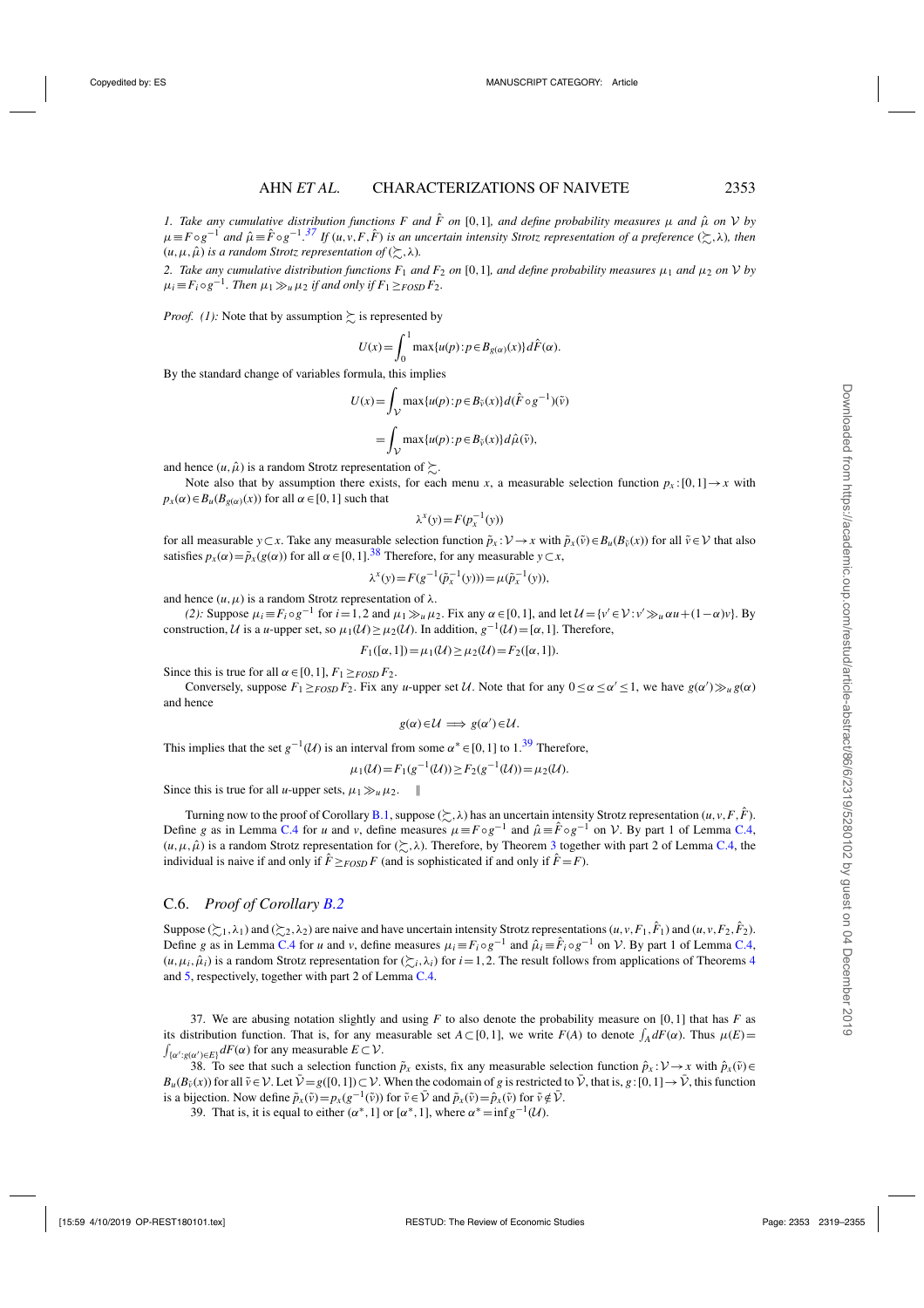*1. Take any cumulative distribution functions $F$ and $\hat{F}$ on $[0,1]$, and define probability measures $\mu$ and $\hat{\mu}$ on $\mathcal{V}$ by $\mu \equiv F\circ g^{-1}$ and $\hat{\mu}\equiv \hat{F}\circ g^{-1}$.*[37] *If $(u,v,F,\hat{F})$ is an uncertain intensity Strotz representation of a preference $(\succsim,\lambda)$, then $(u,\mu,\hat{\mu})$ is a random Strotz representation of $(\succsim,\lambda)$.*

*2. Take any cumulative distribution functions $F_1$ and $F_2$ on $[0,1]$, and define probability measures $\mu_1$ and $\mu_2$ on $\mathcal{V}$ by $\mu_i \equiv F_i\circ g^{-1}$. Then $\mu_1 \gg_u \mu_2$ if and only if $F_1 \geq_{FOSD} F_2$.*

*Proof. (1):* Note that by assumption $\succsim$ is represented by

$$U(x)=\int_0^1 \max\{u(p):p\in B_{g(\alpha)}(x)\}d\hat{F}(\alpha).$$

By the standard change of variables formula, this implies

$$U(x)=\int_{\mathcal{V}} \max\{u(p):p\in B_{\tilde{v}}(x)\}d(\hat{F}\circ g^{-1})(\tilde{v})$$

$$=\int_{\mathcal{V}} \max\{u(p):p\in B_{\tilde{v}}(x)\}d\hat{\mu}(\tilde{v}),$$

and hence $(u,\hat{\mu})$ is a random Strotz representation of $\succsim$.

Note also that by assumption there exists, for each menu $x$, a measurable selection function $p_x:[0,1]\to x$ with $p_x(\alpha)\in B_u(B_{g(\alpha)}(x))$ for all $\alpha\in[0,1]$ such that

$$\lambda^x(y)=F(p_x^{-1}(y))$$

for all measurable $y\subset x$. Take any measurable selection function $\tilde{p}_x:\mathcal{V}\to x$ with $\tilde{p}_x(\tilde{v})\in B_u(B_{\tilde{v}}(x))$ for all $\tilde{v}\in\mathcal{V}$ that also satisfies $p_x(\alpha)=\tilde{p}_x(g(\alpha))$ for all $\alpha\in[0,1]$.[38] Therefore, for any measurable $y\subset x$,

$$\lambda^x(y)=F(g^{-1}(\tilde{p}_x^{-1}(y)))=\mu(\tilde{p}_x^{-1}(y)),$$

and hence $(u,\mu)$ is a random Strotz representation of $\lambda$.

*(2):* Suppose $\mu_i\equiv F_i\circ g^{-1}$ for $i=1,2$ and $\mu_1\gg_u\mu_2$. Fix any $\alpha\in[0,1]$, and let $\mathcal{U}=\{v'\in\mathcal{V}:v'\gg_u \alpha u+(1-\alpha)v\}$. By construction, $\mathcal{U}$ is a $u$-upper set, so $\mu_1(\mathcal{U})\geq\mu_2(\mathcal{U})$. In addition, $g^{-1}(\mathcal{U})=[\alpha,1]$. Therefore,

$$F_1([\alpha,1])=\mu_1(\mathcal{U})\geq\mu_2(\mathcal{U})=F_2([\alpha,1]).$$

Since this is true for all $\alpha\in[0,1]$, $F_1\geq_{FOSD}F_2$.

Conversely, suppose $F_1\geq_{FOSD}F_2$. Fix any $u$-upper set $\mathcal{U}$. Note that for any $0\leq\alpha\leq\alpha'\leq 1$, we have $g(\alpha')\gg_u g(\alpha)$ and hence

$$g(\alpha)\in\mathcal{U} \implies g(\alpha')\in\mathcal{U}.$$

This implies that the set $g^{-1}(\mathcal{U})$ is an interval from some $\alpha^*\in[0,1]$ to 1.[39] Therefore,

$$\mu_1(\mathcal{U})=F_1(g^{-1}(\mathcal{U}))\geq F_2(g^{-1}(\mathcal{U}))=\mu_2(\mathcal{U}).$$

Since this is true for all $u$-upper sets, $\mu_1\gg_u\mu_2$. ∥

Turning now to the proof of Corollary B.1, suppose $(\succsim,\lambda)$ has an uncertain intensity Strotz representation $(u,v,F,\hat{F})$. Define $g$ as in Lemma C.4 for $u$ and $v$, define measures $\mu\equiv F\circ g^{-1}$ and $\hat{\mu}\equiv\hat{F}\circ g^{-1}$ on $\mathcal{V}$. By part 1 of Lemma C.4, $(u,\mu,\hat{\mu})$ is a random Strotz representation for $(\succsim,\lambda)$. Therefore, by Theorem 3 together with part 2 of Lemma C.4, the individual is naive if and only if $\hat{F}\geq_{FOSD}F$ (and is sophisticated if and only if $\hat{F}=F$).

## C.6. *Proof of Corollary B.2*

Suppose $(\succsim_1,\lambda_1)$ and $(\succsim_2,\lambda_2)$ are naive and have uncertain intensity Strotz representations $(u,v,F_1,\hat{F}_1)$ and $(u,v,F_2,\hat{F}_2)$. Define $g$ as in Lemma C.4 for $u$ and $v$, define measures $\mu_i\equiv F_i\circ g^{-1}$ and $\hat{\mu}_i\equiv\hat{F}_i\circ g^{-1}$ on $\mathcal{V}$. By part 1 of Lemma C.4, $(u,\mu_i,\hat{\mu}_i)$ is a random Strotz representation for $(\succsim_i,\lambda_i)$ for $i=1,2$. The result follows from applications of Theorems 4 and 5, respectively, together with part 2 of Lemma C.4.

---

37. We are abusing notation slightly and using $F$ to also denote the probability measure on $[0,1]$ that has $F$ as its distribution function. That is, for any measurable set $A\subset[0,1]$, we write $F(A)$ to denote $\int_A dF(\alpha)$. Thus $\mu(E)=\int_{\{\alpha':g(\alpha')\in E\}}dF(\alpha)$ for any measurable $E\subset\mathcal{V}$.

38. To see that such a selection function $\tilde{p}_x$ exists, fix any measurable selection function $\hat{p}_x:\mathcal{V}\to x$ with $\hat{p}_x(\tilde{v})\in B_u(B_{\tilde{v}}(x))$ for all $\tilde{v}\in\mathcal{V}$. Let $\tilde{\mathcal{V}}=g([0,1])\subset\mathcal{V}$. When the codomain of $g$ is restricted to $\tilde{\mathcal{V}}$, that is, $g:[0,1]\to\tilde{\mathcal{V}}$, this function is a bijection. Now define $\tilde{p}_x(\tilde{v})=p_x(g^{-1}(\tilde{v}))$ for $\tilde{v}\in\tilde{\mathcal{V}}$ and $\tilde{p}_x(\tilde{v})=\hat{p}_x(\tilde{v})$ for $\tilde{v}\notin\tilde{\mathcal{V}}$.

39. That is, it is equal to either $(\alpha^*,1]$ or $[\alpha^*,1]$, where $\alpha^*=\inf g^{-1}(\mathcal{U})$.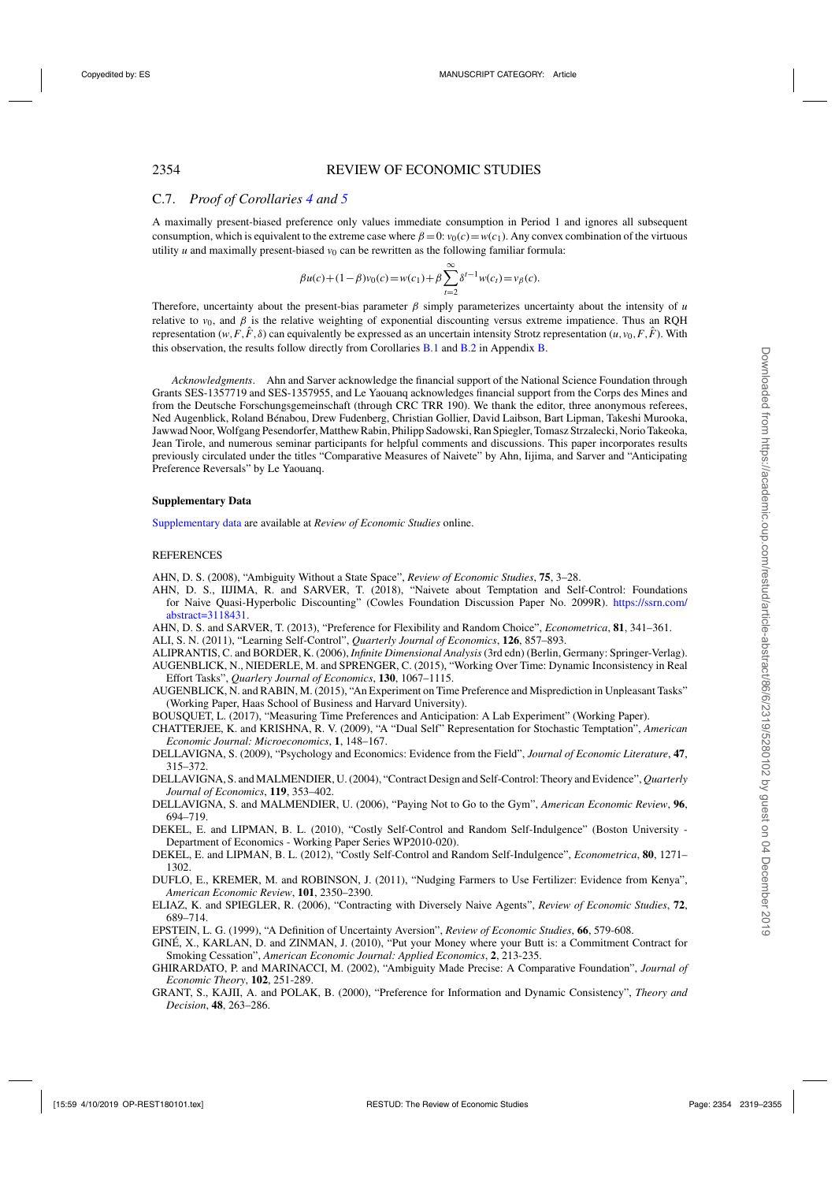### C.7. *Proof of Corollaries 4 and 5*

A maximally present-biased preference only values immediate consumption in Period 1 and ignores all subsequent consumption, which is equivalent to the extreme case where $\beta = 0$: $v_0(c) = w(c_1)$. Any convex combination of the virtuous utility $u$ and maximally present-biased $v_0$ can be rewritten as the following familiar formula:

$$\beta u(c) + (1-\beta)v_0(c) = w(c_1) + \beta \sum_{t=2}^{\infty} \delta^{t-1} w(c_t) = v_\beta(c).$$

Therefore, uncertainty about the present-bias parameter $\beta$ simply parameterizes uncertainty about the intensity of $u$ relative to $v_0$, and $\beta$ is the relative weighting of exponential discounting versus extreme impatience. Thus an RQH representation $(w, F, \hat{F}, \delta)$ can equivalently be expressed as an uncertain intensity Strotz representation $(u, v_0, F, \hat{F})$. With this observation, the results follow directly from Corollaries B.1 and B.2 in Appendix B.

*Acknowledgments*. Ahn and Sarver acknowledge the financial support of the National Science Foundation through Grants SES-1357719 and SES-1357955, and Le Yaouanq acknowledges financial support from the Corps des Mines and from the Deutsche Forschungsgemeinschaft (through CRC TRR 190). We thank the editor, three anonymous referees, Ned Augenblick, Roland Bénabou, Drew Fudenberg, Christian Gollier, David Laibson, Bart Lipman, Takeshi Murooka, Jawwad Noor, Wolfgang Pesendorfer, Matthew Rabin, Philipp Sadowski, Ran Spiegler, Tomasz Strzalecki, Norio Takeoka, Jean Tirole, and numerous seminar participants for helpful comments and discussions. This paper incorporates results previously circulated under the titles "Comparative Measures of Naivete" by Ahn, Iijima, and Sarver and "Anticipating Preference Reversals" by Le Yaouanq.

**Supplementary Data**

Supplementary data are available at *Review of Economic Studies* online.

REFERENCES

AHN, D. S. (2008), "Ambiguity Without a State Space", *Review of Economic Studies*, **75**, 3–28.

AHN, D. S., IIJIMA, R. and SARVER, T. (2018), "Naivete about Temptation and Self-Control: Foundations for Naive Quasi-Hyperbolic Discounting" (Cowles Foundation Discussion Paper No. 2099R). https://ssrn.com/abstract=3118431.

AHN, D. S. and SARVER, T. (2013), "Preference for Flexibility and Random Choice", *Econometrica*, **81**, 341–361.

ALI, S. N. (2011), "Learning Self-Control", *Quarterly Journal of Economics*, **126**, 857–893.

ALIPRANTIS, C. and BORDER, K. (2006), *Infinite Dimensional Analysis* (3rd edn) (Berlin, Germany: Springer-Verlag).

AUGENBLICK, N., NIEDERLE, M. and SPRENGER, C. (2015), "Working Over Time: Dynamic Inconsistency in Real Effort Tasks", *Quarlery Journal of Economics*, **130**, 1067–1115.

AUGENBLICK, N. and RABIN, M. (2015), "An Experiment on Time Preference and Misprediction in Unpleasant Tasks" (Working Paper, Haas School of Business and Harvard University).

BOUSQUET, L. (2017), "Measuring Time Preferences and Anticipation: A Lab Experiment" (Working Paper).

CHATTERJEE, K. and KRISHNA, R. V. (2009), "A "Dual Self" Representation for Stochastic Temptation", *American Economic Journal: Microeconomics*, **1**, 148–167.

DELLAVIGNA, S. (2009), "Psychology and Economics: Evidence from the Field", *Journal of Economic Literature*, **47**, 315–372.

DELLAVIGNA, S. and MALMENDIER, U. (2004), "Contract Design and Self-Control: Theory and Evidence", *Quarterly Journal of Economics*, **119**, 353–402.

DELLAVIGNA, S. and MALMENDIER, U. (2006), "Paying Not to Go to the Gym", *American Economic Review*, **96**, 694–719.

DEKEL, E. and LIPMAN, B. L. (2010), "Costly Self-Control and Random Self-Indulgence" (Boston University - Department of Economics - Working Paper Series WP2010-020).

DEKEL, E. and LIPMAN, B. L. (2012), "Costly Self-Control and Random Self-Indulgence", *Econometrica*, **80**, 1271–1302.

DUFLO, E., KREMER, M. and ROBINSON, J. (2011), "Nudging Farmers to Use Fertilizer: Evidence from Kenya", *American Economic Review*, **101**, 2350–2390.

ELIAZ, K. and SPIEGLER, R. (2006), "Contracting with Diversely Naive Agents", *Review of Economic Studies*, **72**, 689–714.

EPSTEIN, L. G. (1999), "A Definition of Uncertainty Aversion", *Review of Economic Studies*, **66**, 579-608.

GINÉ, X., KARLAN, D. and ZINMAN, J. (2010), "Put your Money where your Butt is: a Commitment Contract for Smoking Cessation", *American Economic Journal: Applied Economics*, **2**, 213-235.

GHIRARDATO, P. and MARINACCI, M. (2002), "Ambiguity Made Precise: A Comparative Foundation", *Journal of Economic Theory*, **102**, 251-289.

GRANT, S., KAJII, A. and POLAK, B. (2000), "Preference for Information and Dynamic Consistency", *Theory and Decision*, **48**, 263–286.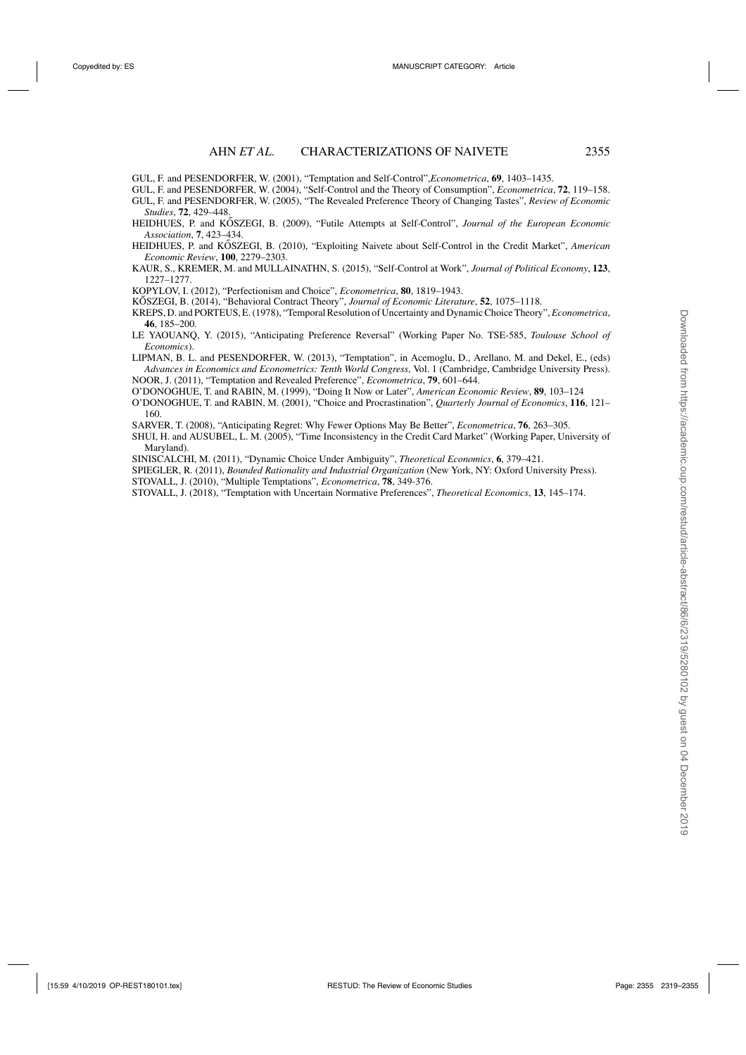GUL, F. and PESENDORFER, W. (2001), "Temptation and Self-Control",*Econometrica*, **69**, 1403–1435.

GUL, F. and PESENDORFER, W. (2004), "Self-Control and the Theory of Consumption", *Econometrica*, **72**, 119–158.

GUL, F. and PESENDORFER, W. (2005), "The Revealed Preference Theory of Changing Tastes", *Review of Economic Studies*, **72**, 429–448.

HEIDHUES, P. and KŐSZEGI, B. (2009), "Futile Attempts at Self-Control", *Journal of the European Economic Association*, **7**, 423–434.

HEIDHUES, P. and KŐSZEGI, B. (2010), "Exploiting Naivete about Self-Control in the Credit Market", *American Economic Review*, **100**, 2279–2303.

KAUR, S., KREMER, M. and MULLAINATHN, S. (2015), "Self-Control at Work", *Journal of Political Economy*, **123**, 1227–1277.

KOPYLOV, I. (2012), "Perfectionism and Choice", *Econometrica*, **80**, 1819–1943.

KŐSZEGI, B. (2014), "Behavioral Contract Theory", *Journal of Economic Literature*, **52**, 1075–1118.

KREPS, D. and PORTEUS, E. (1978), "Temporal Resolution of Uncertainty and Dynamic Choice Theory", *Econometrica*, **46**, 185–200.

LE YAOUANQ, Y. (2015), "Anticipating Preference Reversal" (Working Paper No. TSE-585, *Toulouse School of Economics*).

LIPMAN, B. L. and PESENDORFER, W. (2013), "Temptation", in Acemoglu, D., Arellano, M. and Dekel, E., (eds) *Advances in Economics and Econometrics: Tenth World Congress*, Vol. 1 (Cambridge, Cambridge University Press).

NOOR, J. (2011), "Temptation and Revealed Preference", *Econometrica*, **79**, 601–644.

O'DONOGHUE, T. and RABIN, M. (1999), "Doing It Now or Later", *American Economic Review*, **89**, 103–124

O'DONOGHUE, T. and RABIN, M. (2001), "Choice and Procrastination", *Quarterly Journal of Economics*, **116**, 121–160.

SARVER, T. (2008), "Anticipating Regret: Why Fewer Options May Be Better", *Econometrica*, **76**, 263–305.

SHUI, H. and AUSUBEL, L. M. (2005), "Time Inconsistency in the Credit Card Market" (Working Paper, University of Maryland).

SINISCALCHI, M. (2011), "Dynamic Choice Under Ambiguity", *Theoretical Economics*, **6**, 379–421.

SPIEGLER, R. (2011), *Bounded Rationality and Industrial Organization* (New York, NY: Oxford University Press).

STOVALL, J. (2010), "Multiple Temptations", *Econometrica*, **78**, 349-376.

STOVALL, J. (2018), "Temptation with Uncertain Normative Preferences", *Theoretical Economics*, **13**, 145–174.